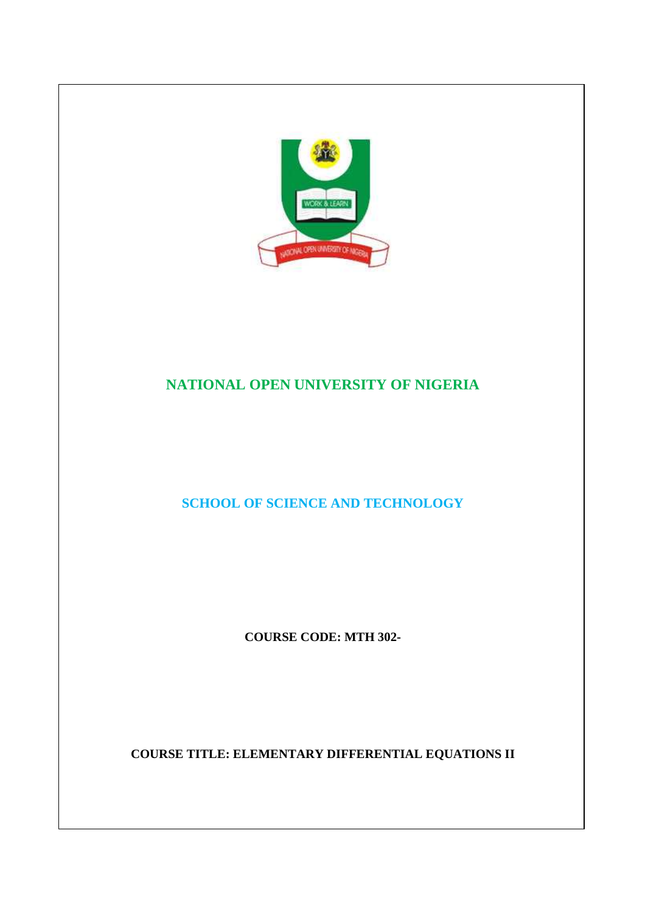# NATIONAL OPEN UNIVERSITY OF NIGERIA

## SCHOOL OF SCIENCE AND TECHNOLOGY

**COURSE CODE: MTH 302-**

**COURSE TITLE: ELEMENTARY DIFFERENTIAL EQUATIONS II**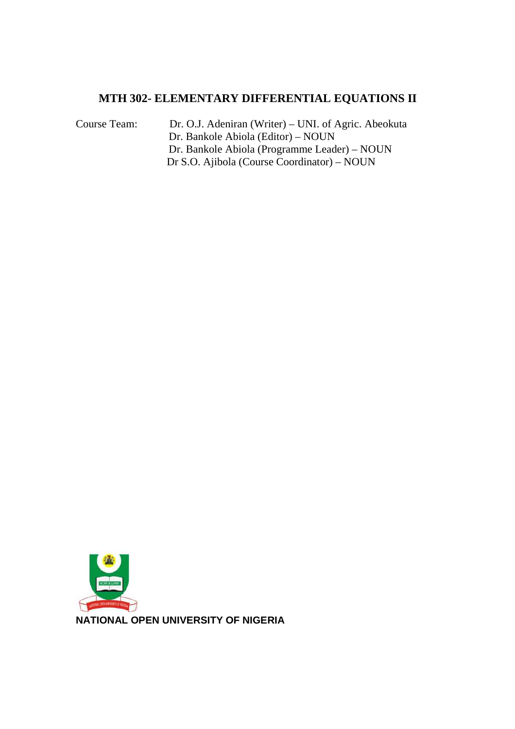# MTH 302- ELEMENTARY DIFFERENTIAL EQUATIONS II

Course Team: Dr. O.J. Adeniran (Writer) – UNI. of Agric. Abeokuta
Dr. Bankole Abiola (Editor) – NOUN
Dr. Bankole Abiola (Programme Leader) – NOUN
Dr S.O. Ajibola (Course Coordinator) – NOUN

**NATIONAL OPEN UNIVERSITY OF NIGERIA**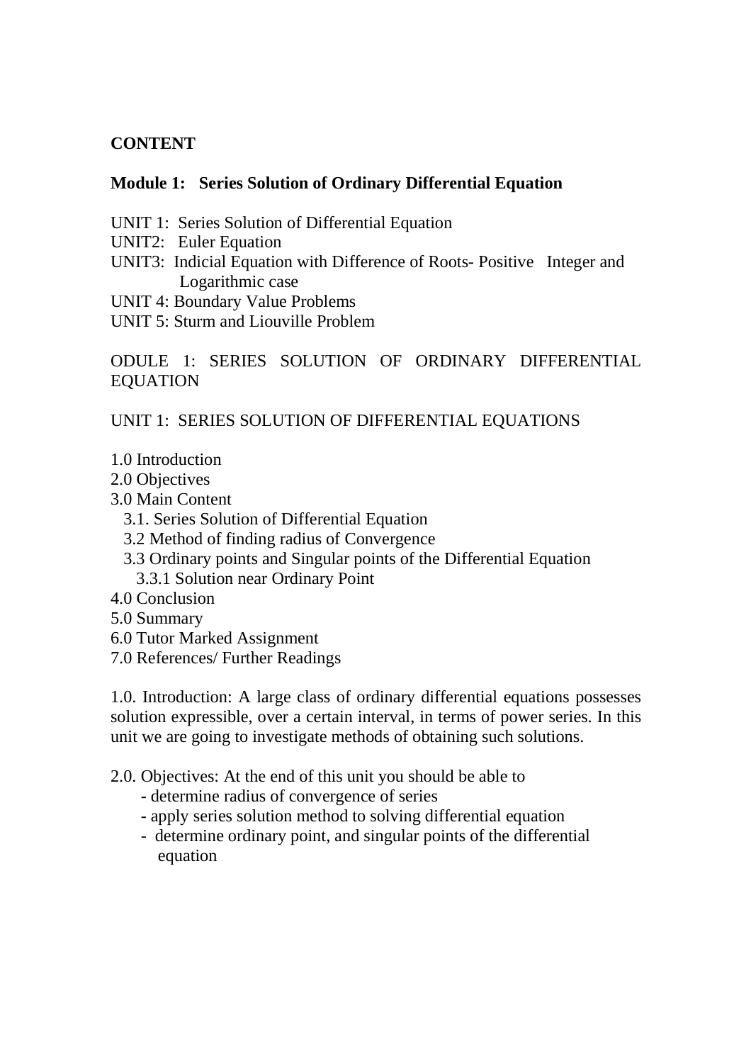**CONTENT**

**Module 1: Series Solution of Ordinary Differential Equation**

UNIT 1: Series Solution of Differential Equation
UNIT2: Euler Equation
UNIT3: Indicial Equation with Difference of Roots- Positive Integer and Logarithmic case
UNIT 4: Boundary Value Problems
UNIT 5: Sturm and Liouville Problem

ODULE 1: SERIES SOLUTION OF ORDINARY DIFFERENTIAL EQUATION

UNIT 1: SERIES SOLUTION OF DIFFERENTIAL EQUATIONS

1.0 Introduction
2.0 Objectives
3.0 Main Content
  3.1. Series Solution of Differential Equation
  3.2 Method of finding radius of Convergence
  3.3 Ordinary points and Singular points of the Differential Equation
    3.3.1 Solution near Ordinary Point
4.0 Conclusion
5.0 Summary
6.0 Tutor Marked Assignment
7.0 References/ Further Readings

1.0. Introduction: A large class of ordinary differential equations possesses solution expressible, over a certain interval, in terms of power series. In this unit we are going to investigate methods of obtaining such solutions.

2.0. Objectives: At the end of this unit you should be able to

- determine radius of convergence of series
- apply series solution method to solving differential equation
- determine ordinary point, and singular points of the differential equation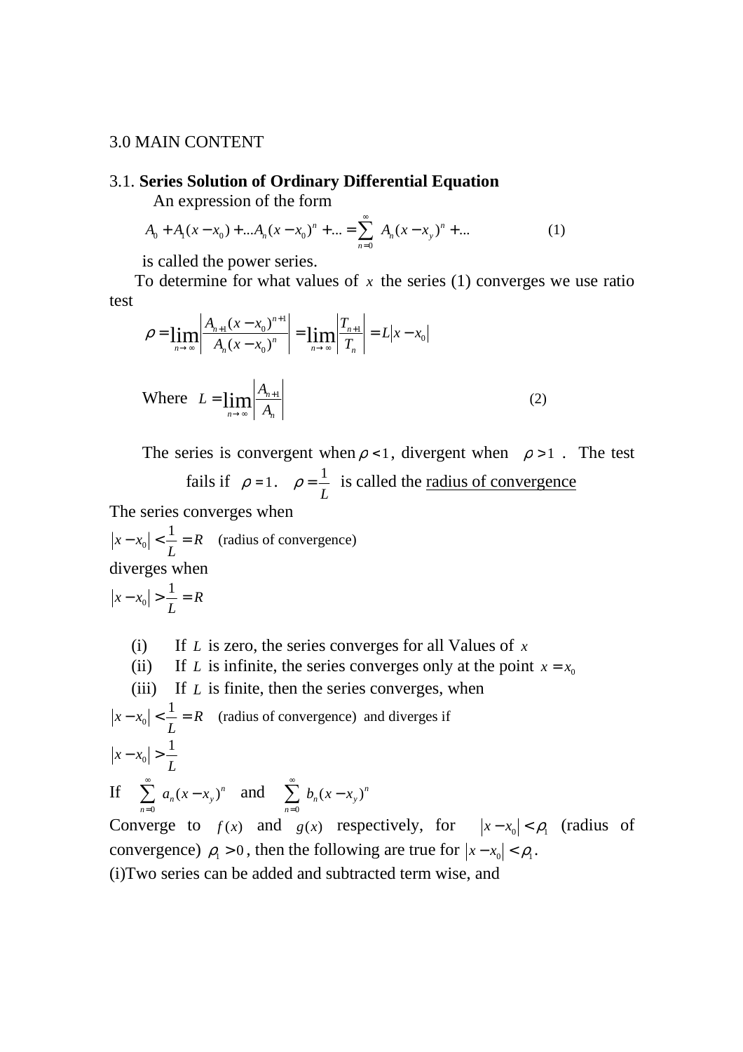3.0 MAIN CONTENT

3.1. **Series Solution of Ordinary Differential Equation**

An expression of the form

$$A_0 + A_1(x - x_0) + ...A_n(x - x_0)^n + ... = \sum_{n=0}^{\infty} A_n(x - x_y)^n + ... \qquad (1)$$

is called the power series.

To determine for what values of $x$ the series (1) converges we use ratio test

$$\rho = \lim_{n \to \infty} \left| \frac{A_{n+1}(x - x_0)^{n+1}}{A_n(x - x_0)^n} \right| = \lim_{n \to \infty} \left| \frac{T_{n+1}}{T_n} \right| = L|x - x_0|$$

$$\text{Where } \quad L = \lim_{n \to \infty} \left| \frac{A_{n+1}}{A_n} \right| \qquad (2)$$

The series is convergent when $\rho < 1$, divergent when $\rho > 1$. The test fails if $\rho = 1$. $\rho = \frac{1}{L}$ is called the radius of convergence

The series converges when

$|x - x_0| < \frac{1}{L} = R$ (radius of convergence)

diverges when

$|x - x_0| > \frac{1}{L} = R$

(i) If $L$ is zero, the series converges for all Values of $x$
(ii) If $L$ is infinite, the series converges only at the point $x = x_0$
(iii) If $L$ is finite, then the series converges, when

$|x - x_0| < \frac{1}{L} = R$ (radius of convergence) and diverges if

$|x - x_0| > \frac{1}{L}$

If $\sum_{n=0}^{\infty} a_n(x - x_y)^n$ and $\sum_{n=0}^{\infty} b_n(x - x_y)^n$

Converge to $f(x)$ and $g(x)$ respectively, for $|x - x_0| < \rho_1$ (radius of convergence) $\rho_1 > 0$, then the following are true for $|x - x_0| < \rho_1$.

(i)Two series can be added and subtracted term wise, and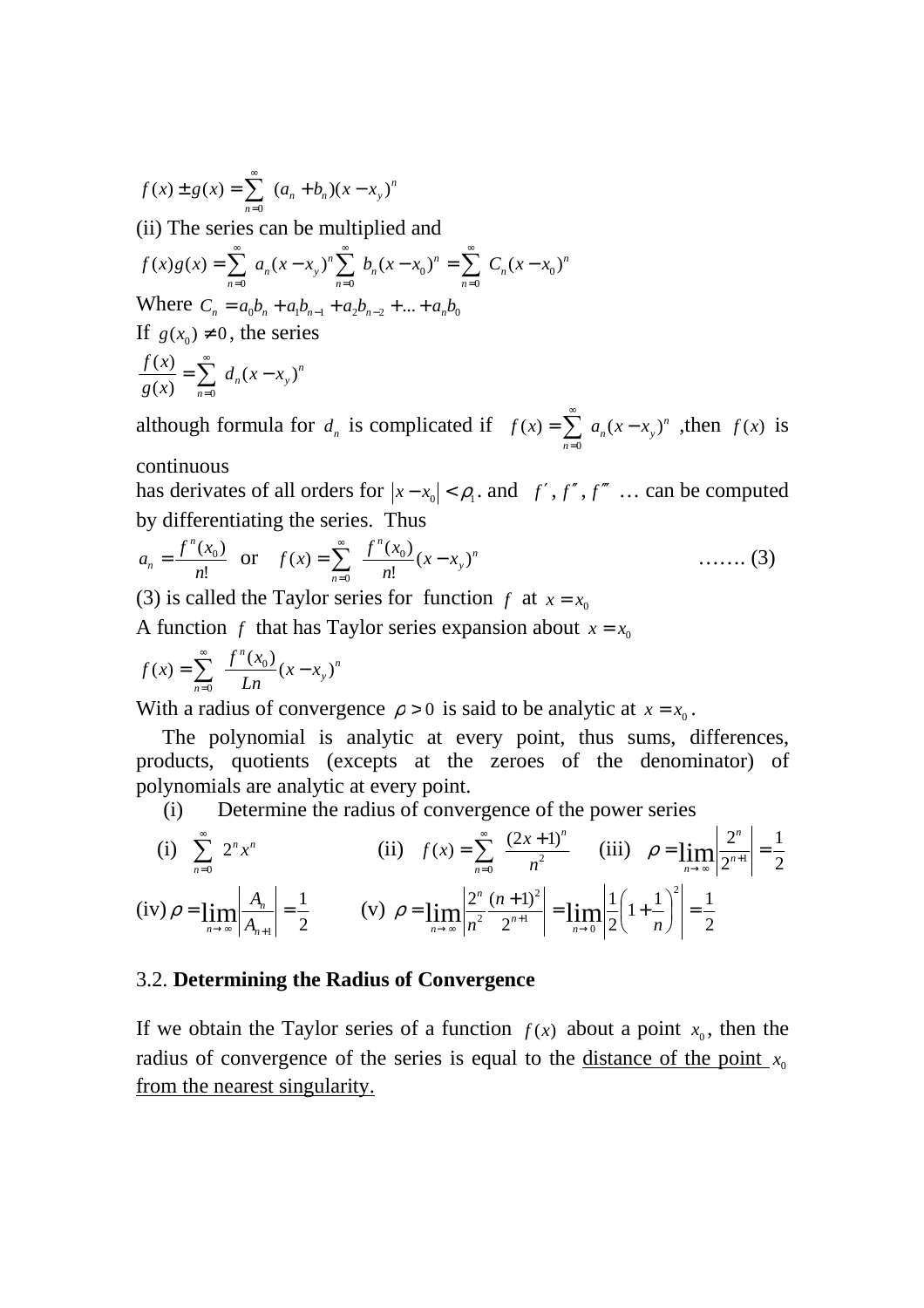$$f(x) \pm g(x) = \sum_{n=0}^{\infty} (a_n + b_n)(x - x_y)^n$$

(ii) The series can be multiplied and

$$f(x)g(x) = \sum_{n=0}^{\infty} a_n (x - x_y)^n \sum_{n=0}^{\infty} b_n (x - x_0)^n = \sum_{n=0}^{\infty} C_n (x - x_0)^n$$

Where $C_n = a_0 b_n + a_1 b_{n-1} + a_2 b_{n-2} + ... + a_n b_0$

If $g(x_0) \neq 0$, the series

$$\frac{f(x)}{g(x)} = \sum_{n=0}^{\infty} d_n (x - x_y)^n$$

although formula for $d_n$ is complicated if $f(x) = \sum_{n=0}^{\infty} a_n (x - x_y)^n$ ,then $f(x)$ is continuous

has derivates of all orders for $|x - x_0| < \rho_1$. and $f'$, $f''$, $f'''$ … can be computed by differentiating the series. Thus

$$a_n = \frac{f^n(x_0)}{n!} \quad \text{or} \quad f(x) = \sum_{n=0}^{\infty} \frac{f^n(x_0)}{n!}(x - x_y)^n \qquad \text{……. (3)}$$

(3) is called the Taylor series for function $f$ at $x = x_0$

A function $f$ that has Taylor series expansion about $x = x_0$

$$f(x) = \sum_{n=0}^{\infty} \frac{f^n(x_0)}{Ln}(x - x_y)^n$$

With a radius of convergence $\rho > 0$ is said to be analytic at $x = x_0$.

The polynomial is analytic at every point, thus sums, differences, products, quotients (excepts at the zeroes of the denominator) of polynomials are analytic at every point.

(i) Determine the radius of convergence of the power series

(i) $\sum_{n=0}^{\infty} 2^n x^n$ (ii) $f(x) = \sum_{n=0}^{\infty} \frac{(2x+1)^n}{n^2}$ (iii) $\rho = \lim_{n \to \infty} \left| \frac{2^n}{2^{n+1}} \right| = \frac{1}{2}$

(iv) $\rho = \lim_{n \to \infty} \left| \frac{A_n}{A_{n+1}} \right| = \frac{1}{2}$ (v) $\rho = \lim_{n \to \infty} \left| \frac{2^n}{n^2} \frac{(n+1)^2}{2^{n+1}} \right| = \lim_{n \to 0} \left| \frac{1}{2} \left(1 + \frac{1}{n}\right)^2 \right| = \frac{1}{2}$

## 3.2. **Determining the Radius of Convergence**

If we obtain the Taylor series of a function $f(x)$ about a point $x_0$, then the radius of convergence of the series is equal to the distance of the point $x_0$ from the nearest singularity.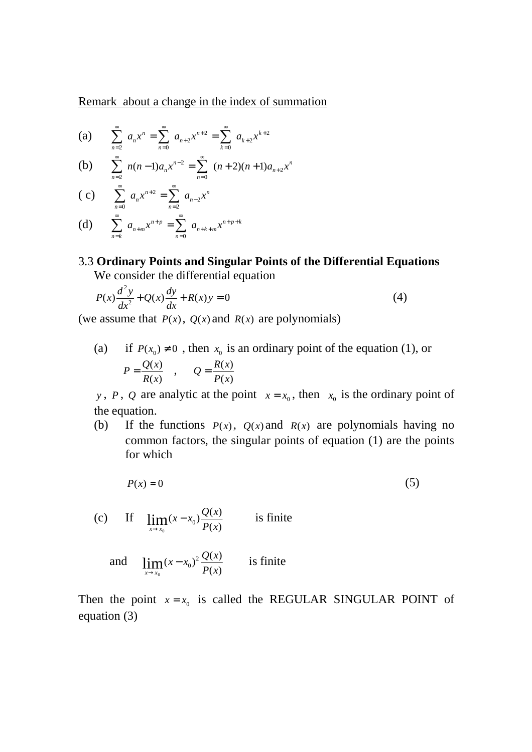<u>Remark about a change in the index of summation</u>

(a) $\sum_{n=2}^{\infty} a_n x^n = \sum_{n=0}^{\infty} a_{n+2} x^{n+2} = \sum_{k=0}^{\infty} a_{k+2} x^{k+2}$

(b) $\sum_{n=2}^{\infty} n(n-1) a_n x^{n-2} = \sum_{n=0}^{\infty} (n+2)(n+1) a_{n+2} x^n$

( c) $\sum_{n=0}^{\infty} a_n x^{n+2} = \sum_{n=2}^{\infty} a_{n-2} x^n$

(d) $\sum_{n=k}^{\infty} a_{n+m} x^{n+p} = \sum_{n=0}^{\infty} a_{n+k+m} x^{n+p+k}$

3.3 **Ordinary Points and Singular Points of the Differential Equations**

We consider the differential equation

$$P(x)\frac{d^2y}{dx^2} + Q(x)\frac{dy}{dx} + R(x)y = 0 \qquad (4)$$

(we assume that $P(x)$, $Q(x)$ and $R(x)$ are polynomials)

(a) if $P(x_0) \neq 0$ , then $x_0$ is an ordinary point of the equation (1), or

$$P = \frac{Q(x)}{R(x)} \quad , \quad Q = \frac{R(x)}{P(x)}$$

$y$, $P$, $Q$ are analytic at the point $x = x_0$, then $x_0$ is the ordinary point of the equation.

(b) If the functions $P(x)$, $Q(x)$ and $R(x)$ are polynomials having no common factors, the singular points of equation (1) are the points for which

$$P(x) = 0 \qquad (5)$$

(c) If $\lim_{x \to x_0} (x - x_0)\frac{Q(x)}{P(x)}$ is finite

and $\lim_{x \to x_0} (x - x_0)^2 \frac{Q(x)}{P(x)}$ is finite

Then the point $x = x_0$ is called the REGULAR SINGULAR POINT of equation (3)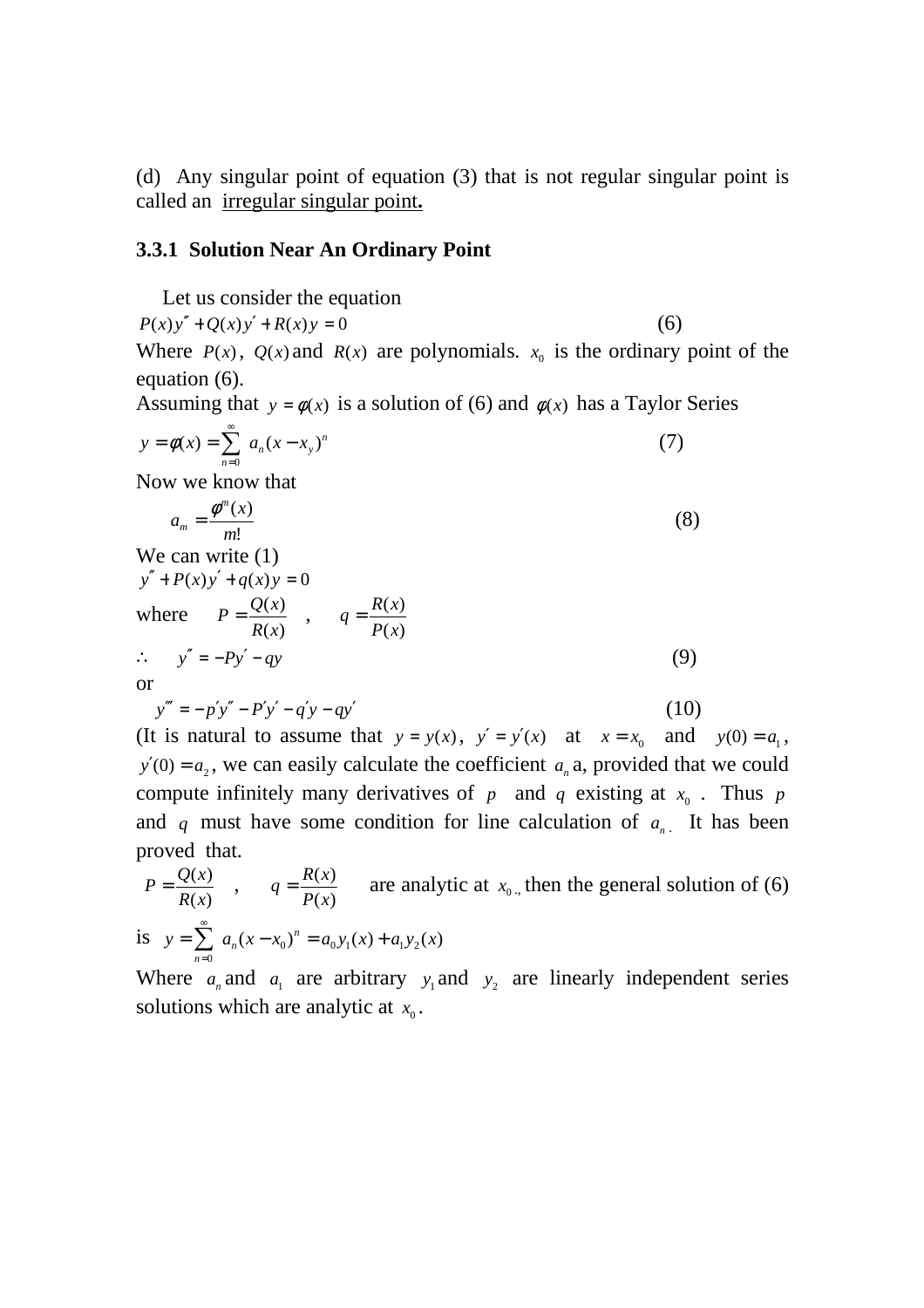(d) Any singular point of equation (3) that is not regular singular point is called an irregular singular point**.**

### 3.3.1 Solution Near An Ordinary Point

Let us consider the equation

$$P(x)y'' + Q(x)y' + R(x)y = 0 \qquad (6)$$

Where $P(x)$, $Q(x)$ and $R(x)$ are polynomials. $x_0$ is the ordinary point of the equation (6).

Assuming that $y = \phi(x)$ is a solution of (6) and $\phi(x)$ has a Taylor Series

$$y = \phi(x) = \sum_{n=0}^{\infty} a_n (x - x_y)^n \qquad (7)$$

Now we know that

$$a_m = \frac{\phi^m(x)}{m!} \qquad (8)$$

We can write (1)

$$y'' + P(x)y' + q(x)y = 0$$

where $\quad P = \dfrac{Q(x)}{R(x)} \quad , \quad q = \dfrac{R(x)}{P(x)}$

$$\therefore \quad y'' = -Py' - qy \qquad (9)$$

or

$$y''' = -p'y'' - P'y' - q'y - qy' \qquad (10)$$

(It is natural to assume that $y = y(x)$, $y' = y'(x)$ at $x = x_0$ and $y(0) = a_1$, $y'(0) = a_2$, we can easily calculate the coefficient $a_n$ a, provided that we could compute infinitely many derivatives of $p$ and $q$ existing at $x_0$ . Thus $p$ and $q$ must have some condition for line calculation of $a_n$. It has been proved that.

$P = \dfrac{Q(x)}{R(x)} \quad , \quad q = \dfrac{R(x)}{P(x)}$ are analytic at $x_0$, then the general solution of (6) is $y = \sum_{n=0}^{\infty} a_n (x - x_0)^n = a_0 y_1(x) + a_1 y_2(x)$

Where $a_n$ and $a_1$ are arbitrary $y_1$ and $y_2$ are linearly independent series solutions which are analytic at $x_0$.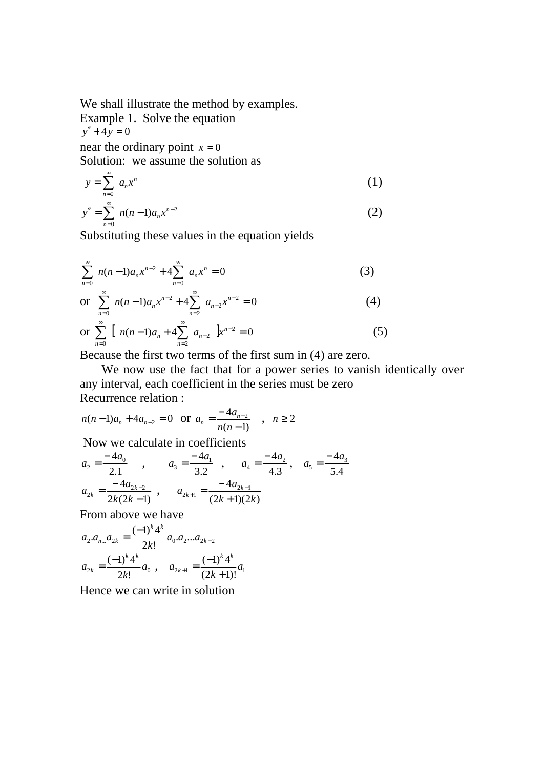We shall illustrate the method by examples.

Example 1. Solve the equation

$$y'' + 4y = 0$$

near the ordinary point $x = 0$

Solution: we assume the solution as

$$y = \sum_{n=0}^{\infty} a_n x^n \tag{1}$$

$$y'' = \sum_{n=0}^{\infty} n(n-1)a_n x^{n-2} \tag{2}$$

Substituting these values in the equation yields

$$\sum_{n=0}^{\infty} n(n-1)a_n x^{n-2} + 4\sum_{n=0}^{\infty} a_n x^n = 0 \tag{3}$$

or $$\sum_{n=0}^{\infty} n(n-1)a_n x^{n-2} + 4\sum_{n=2}^{\infty} a_{n-2} x^{n-2} = 0 \tag{4}$$

or $$\sum_{n=0}^{\infty} \left[ n(n-1)a_n + 4\sum_{n=2}^{\infty} a_{n-2} \right] x^{n-2} = 0 \tag{5}$$

Because the first two terms of the first sum in (4) are zero.

We now use the fact that for a power series to vanish identically over any interval, each coefficient in the series must be zero

Recurrence relation :

$$n(n-1)a_n + 4a_{n-2} = 0 \quad \text{or} \quad a_n = \frac{-4a_{n-2}}{n(n-1)} \quad , \quad n \geq 2$$

Now we calculate in coefficients

$$a_2 = \frac{-4a_0}{2.1} \quad , \quad a_3 = \frac{-4a_1}{3.2} \quad , \quad a_4 = \frac{-4a_2}{4.3} \, , \quad a_5 = \frac{-4a_3}{5.4}$$

$$a_{2k} = \frac{-4a_{2k-2}}{2k(2k-1)} \quad , \quad a_{2k+1} = \frac{-4a_{2k-1}}{(2k+1)(2k)}$$

From above we have

$$a_2.a_{n...}a_{2k} = \frac{(-1)^k 4^k}{2k!} a_0.a_2...a_{2k-2}$$

$$a_{2k} = \frac{(-1)^k 4^k}{2k!} a_0 \, , \quad a_{2k+1} = \frac{(-1)^k 4^k}{(2k+1)!} a_1$$

Hence we can write in solution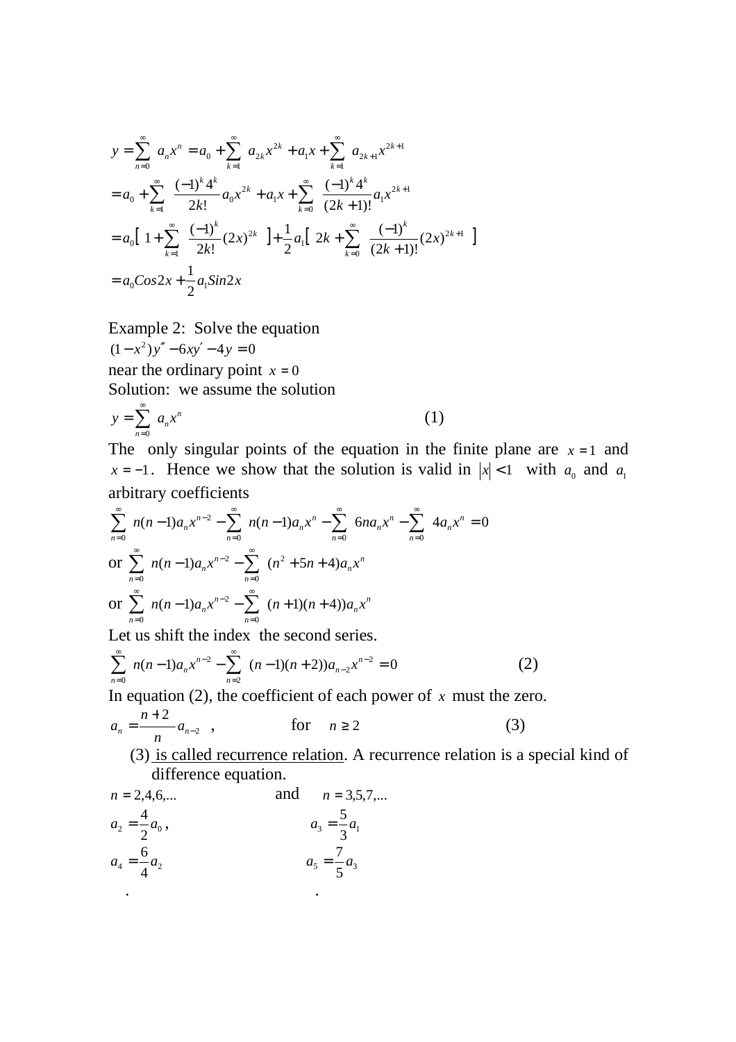$$y = \sum_{n=0}^{\infty} a_n x^n = a_0 + \sum_{k=1}^{\infty} a_{2k} x^{2k} + a_1 x + \sum_{k=1}^{\infty} a_{2k+1} x^{2k+1}$$

$$= a_0 + \sum_{k=1}^{\infty} \frac{(-1)^k 4^k}{2k!} a_0 x^{2k} + a_1 x + \sum_{k=0}^{\infty} \frac{(-1)^k 4^k}{(2k+1)!} a_1 x^{2k+1}$$

$$= a_0 \left[ 1 + \sum_{k=1}^{\infty} \frac{(-1)^k}{2k!} (2x)^{2k} \right] + \frac{1}{2} a_1 \left[ 2k + \sum_{k=0}^{\infty} \frac{(-1)^k}{(2k+1)!} (2x)^{2k+1} \right]$$

$$= a_0 Cos 2x + \frac{1}{2} a_1 Sin 2x$$

Example 2: Solve the equation

$$(1-x^2)y'' - 6xy' - 4y = 0$$

near the ordinary point $x = 0$

Solution: we assume the solution

$$y = \sum_{n=0}^{\infty} a_n x^n \qquad (1)$$

The only singular points of the equation in the finite plane are $x = 1$ and $x = -1$. Hence we show that the solution is valid in $|x| < 1$ with $a_0$ and $a_1$ arbitrary coefficients

$$\sum_{n=0}^{\infty} n(n-1)a_n x^{n-2} - \sum_{n=0}^{\infty} n(n-1)a_n x^n - \sum_{n=0}^{\infty} 6na_n x^n - \sum_{n=0}^{\infty} 4a_n x^n = 0$$

or $\sum_{n=0}^{\infty} n(n-1)a_n x^{n-2} - \sum_{n=0}^{\infty} (n^2 + 5n + 4)a_n x^n$

or $\sum_{n=0}^{\infty} n(n-1)a_n x^{n-2} - \sum_{n=0}^{\infty} (n+1)(n+4))a_n x^n$

Let us shift the index the second series.

$$\sum_{n=0}^{\infty} n(n-1)a_n x^{n-2} - \sum_{n=2}^{\infty} (n-1)(n+2))a_{n-2} x^{n-2} = 0 \qquad (2)$$

In equation (2), the coefficient of each power of $x$ must the zero.

$$a_n = \frac{n+2}{n} a_{n-2} \ , \qquad \text{for} \quad n \geq 2 \qquad (3)$$

(3) <u>is called recurrence relation</u>. A recurrence relation is a special kind of difference equation.

$n = 2,4,6,...$ and $n = 3,5,7,...$

$a_2 = \frac{4}{2} a_0$, $\qquad a_3 = \frac{5}{3} a_1$

$a_4 = \frac{6}{4} a_2$ $\qquad a_5 = \frac{7}{5} a_3$

. $\qquad$ .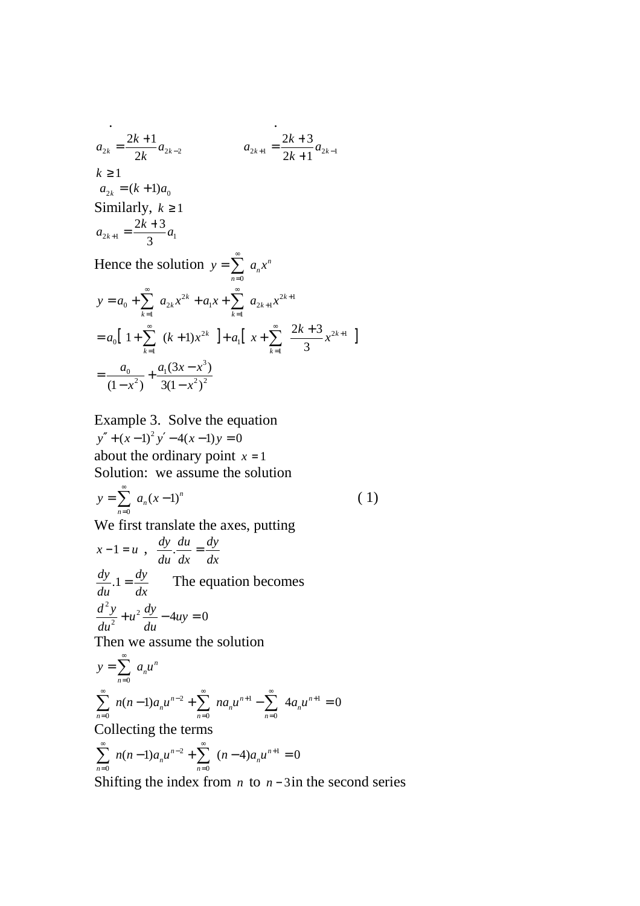$$a_{2k} = \frac{2k+1}{2k} a_{2k-2} \qquad\qquad a_{2k+1} = \frac{2k+3}{2k+1} a_{2k-1}$$

$k \geq 1$

$a_{2k} = (k+1)a_0$

Similarly, $k \geq 1$

$$a_{2k+1} = \frac{2k+3}{3} a_1$$

Hence the solution $y = \sum_{n=0}^{\infty} a_n x^n$

$$y = a_0 + \sum_{k=1}^{\infty} a_{2k} x^{2k} + a_1 x + \sum_{k=1}^{\infty} a_{2k+1} x^{2k+1}$$

$$= a_0 \left[ 1 + \sum_{k=1}^{\infty} (k+1) x^{2k} \right] + a_1 \left[ x + \sum_{k=1}^{\infty} \frac{2k+3}{3} x^{2k+1} \right]$$

$$= \frac{a_0}{(1-x^2)} + \frac{a_1(3x - x^3)}{3(1-x^2)^2}$$

Example 3. Solve the equation

$$y'' + (x-1)^2 y' - 4(x-1)y = 0$$

about the ordinary point $x = 1$

Solution: we assume the solution

$$y = \sum_{n=0}^{\infty} a_n (x-1)^n \qquad\qquad (1)$$

We first translate the axes, putting

$$x - 1 = u \ , \quad \frac{dy}{du} \cdot \frac{du}{dx} = \frac{dy}{dx}$$

$\frac{dy}{du} .1 = \frac{dy}{dx}$ The equation becomes

$$\frac{d^2 y}{du^2} + u^2 \frac{dy}{du} - 4uy = 0$$

Then we assume the solution

$$y = \sum_{n=0}^{\infty} a_n u^n$$

$$\sum_{n=0}^{\infty} n(n-1) a_n u^{n-2} + \sum_{n=0}^{\infty} n a_n u^{n+1} - \sum_{n=0}^{\infty} 4 a_n u^{n+1} = 0$$

Collecting the terms

$$\sum_{n=0}^{\infty} n(n-1) a_n u^{n-2} + \sum_{n=0}^{\infty} (n-4) a_n u^{n+1} = 0$$

Shifting the index from $n$ to $n-3$ in the second series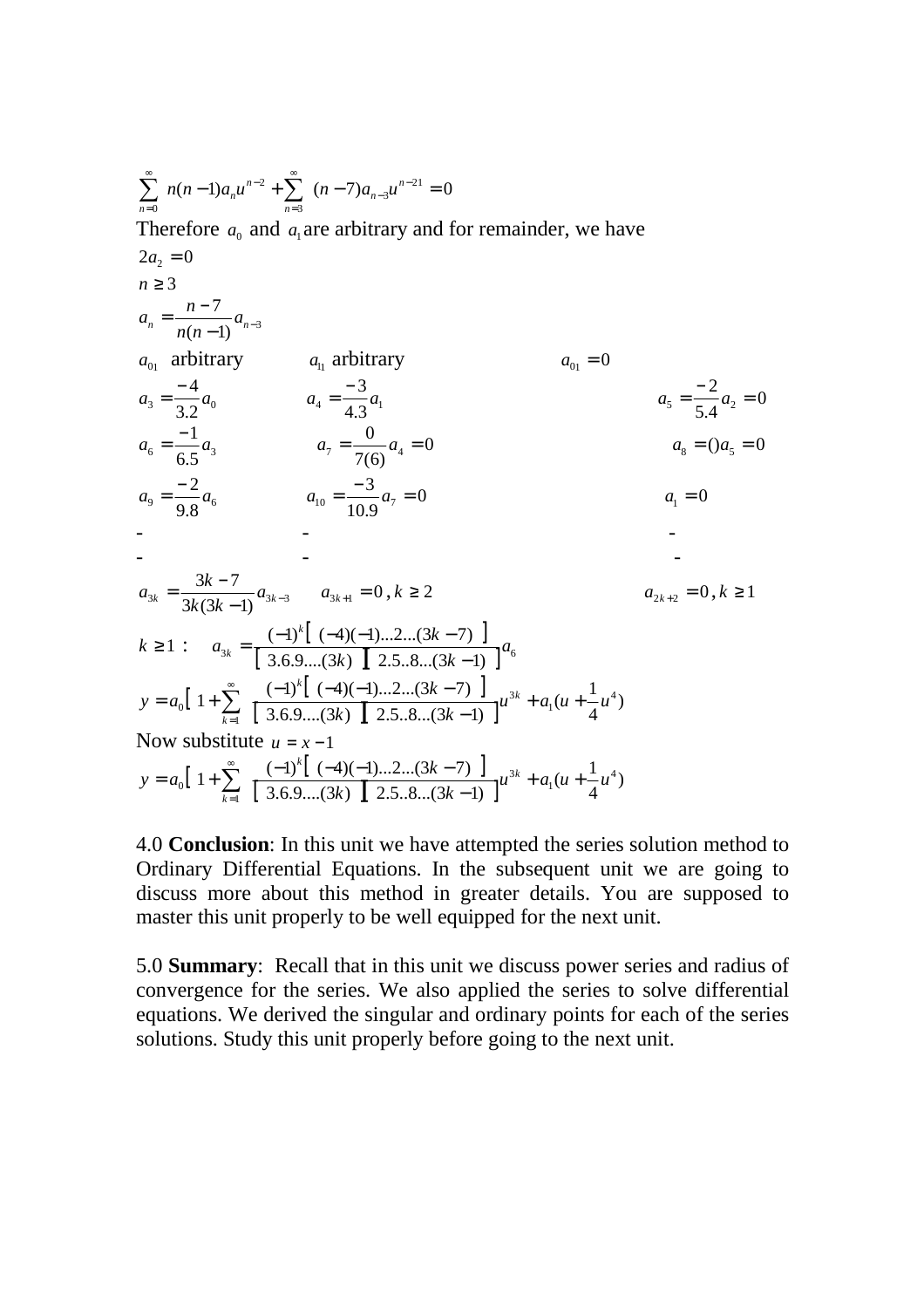$$\sum_{n=0}^{\infty} n(n-1)a_n u^{n-2} + \sum_{n=3}^{\infty} (n-7)a_{n-3} u^{n-21} = 0$$

Therefore $a_0$ and $a_1$ are arbitrary and for remainder, we have

$2a_2 = 0$

$n \geq 3$

$$a_n = \frac{n-7}{n(n-1)} a_{n-3}$$

| | | |
|---|---|---|
| $a_{01}$ arbitrary | $a_{11}$ arbitrary | $a_{01} = 0$ |
| $a_3 = \frac{-4}{3.2} a_0$ | $a_4 = \frac{-3}{4.3} a_1$ | $a_5 = \frac{-2}{5.4} a_2 = 0$ |
| $a_6 = \frac{-1}{6.5} a_3$ | $a_7 = \frac{0}{7(6)} a_4 = 0$ | $a_8 = () a_5 = 0$ |
| $a_9 = \frac{-2}{9.8} a_6$ | $a_{10} = \frac{-3}{10.9} a_7 = 0$ | $a_1 = 0$ |
| - | - | - |
| - | - | - |
| $a_{3k} = \frac{3k-7}{3k(3k-1)} a_{3k-3}$ | $a_{3k+1} = 0, k \geq 2$ | $a_{2k+2} = 0, k \geq 1$ |

$$k \geq 1: \quad a_{3k} = \frac{(-1)^k \left[ (-4)(-1)...2...(3k-7) \right]}{\left[ 3.6.9....(3k) \right] \left[ 2.5..8...(3k-1) \right]} a_6$$

$$y = a_0 \left[ 1 + \sum_{k=1}^{\infty} \frac{(-1)^k \left[ (-4)(-1)...2...(3k-7) \right]}{\left[ 3.6.9....(3k) \right] \left[ 2.5..8...(3k-1) \right]} u^{3k} + a_1 (u + \frac{1}{4} u^4) \right.$$

Now substitute $u = x - 1$

$$y = a_0 \left[ 1 + \sum_{k=1}^{\infty} \frac{(-1)^k \left[ (-4)(-1)...2...(3k-7) \right]}{\left[ 3.6.9....(3k) \right] \left[ 2.5..8...(3k-1) \right]} u^{3k} + a_1 (u + \frac{1}{4} u^4) \right.$$

4.0 **Conclusion**: In this unit we have attempted the series solution method to Ordinary Differential Equations. In the subsequent unit we are going to discuss more about this method in greater details. You are supposed to master this unit properly to be well equipped for the next unit.

5.0 **Summary**: Recall that in this unit we discuss power series and radius of convergence for the series. We also applied the series to solve differential equations. We derived the singular and ordinary points for each of the series solutions. Study this unit properly before going to the next unit.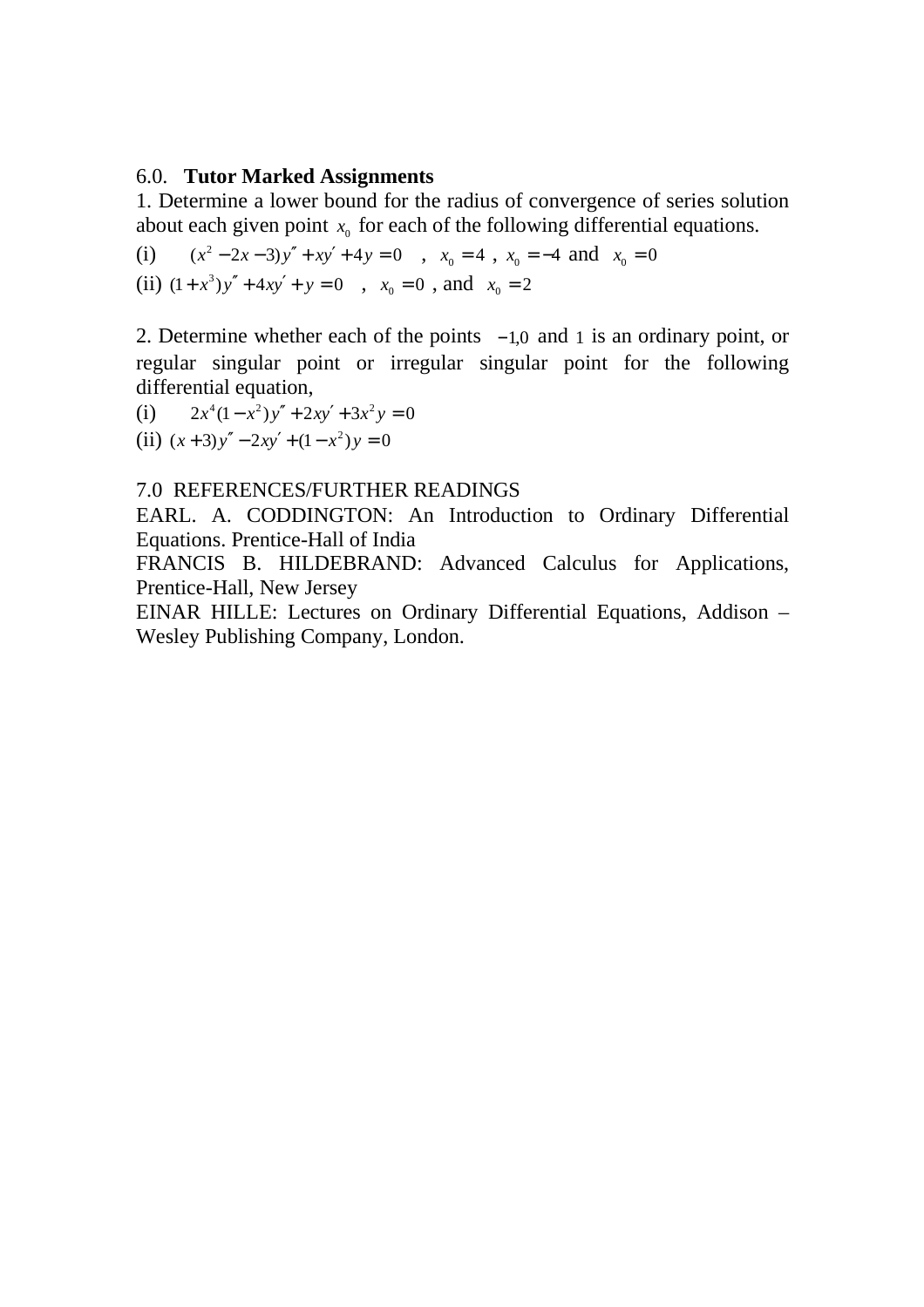## 6.0. **Tutor Marked Assignments**

1. Determine a lower bound for the radius of convergence of series solution about each given point $x_0$ for each of the following differential equations.

(i) $(x^2 - 2x - 3)y'' + xy' + 4y = 0$ , $x_0 = 4$ , $x_0 = -4$ and $x_0 = 0$

(ii) $(1 + x^3)y'' + 4xy' + y = 0$ , $x_0 = 0$ , and $x_0 = 2$

2. Determine whether each of the points $-1, 0$ and $1$ is an ordinary point, or regular singular point or irregular singular point for the following differential equation,

(i) $2x^4(1 - x^2)y'' + 2xy' + 3x^2 y = 0$

(ii) $(x + 3)y'' - 2xy' + (1 - x^2)y = 0$

## 7.0 REFERENCES/FURTHER READINGS

EARL. A. CODDINGTON: An Introduction to Ordinary Differential Equations. Prentice-Hall of India

FRANCIS B. HILDEBRAND: Advanced Calculus for Applications, Prentice-Hall, New Jersey

EINAR HILLE: Lectures on Ordinary Differential Equations, Addison – Wesley Publishing Company, London.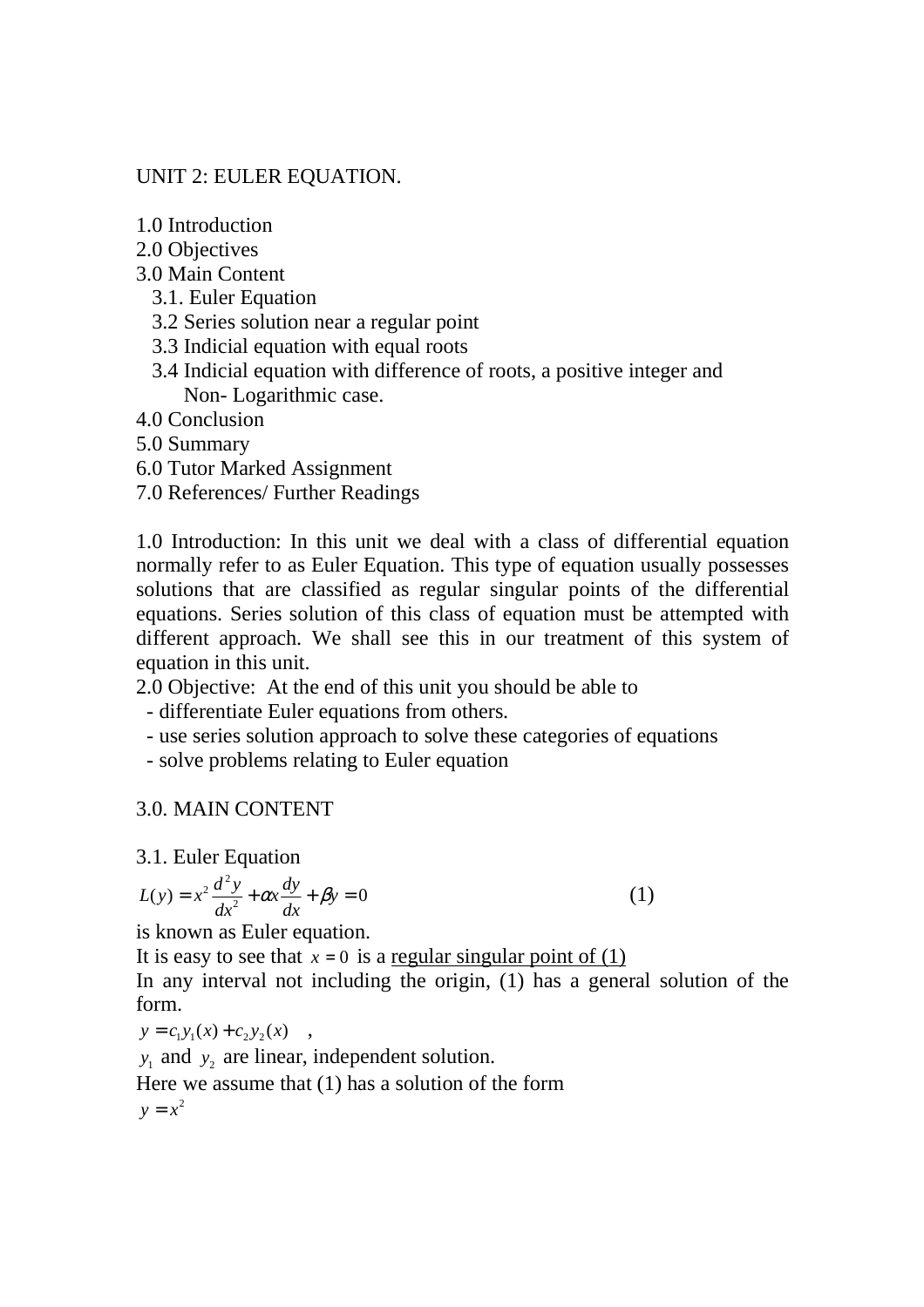UNIT 2: EULER EQUATION.

1.0 Introduction
2.0 Objectives
3.0 Main Content
   3.1. Euler Equation
   3.2 Series solution near a regular point
   3.3 Indicial equation with equal roots
   3.4 Indicial equation with difference of roots, a positive integer and
        Non- Logarithmic case.
4.0 Conclusion
5.0 Summary
6.0 Tutor Marked Assignment
7.0 References/ Further Readings

1.0 Introduction: In this unit we deal with a class of differential equation normally refer to as Euler Equation. This type of equation usually possesses solutions that are classified as regular singular points of the differential equations. Series solution of this class of equation must be attempted with different approach. We shall see this in our treatment of this system of equation in this unit.

2.0 Objective: At the end of this unit you should be able to

- differentiate Euler equations from others.
- use series solution approach to solve these categories of equations
- solve problems relating to Euler equation

3.0. MAIN CONTENT

3.1. Euler Equation

$$L(y) = x^2 \frac{d^2y}{dx^2} + \alpha x \frac{dy}{dx} + \beta y = 0 \qquad (1)$$

is known as Euler equation.

It is easy to see that $x = 0$ is a regular singular point of (1)

In any interval not including the origin, (1) has a general solution of the form.

$y = c_1 y_1(x) + c_2 y_2(x)$ ,

$y_1$ and $y_2$ are linear, independent solution.

Here we assume that (1) has a solution of the form

$y = x^2$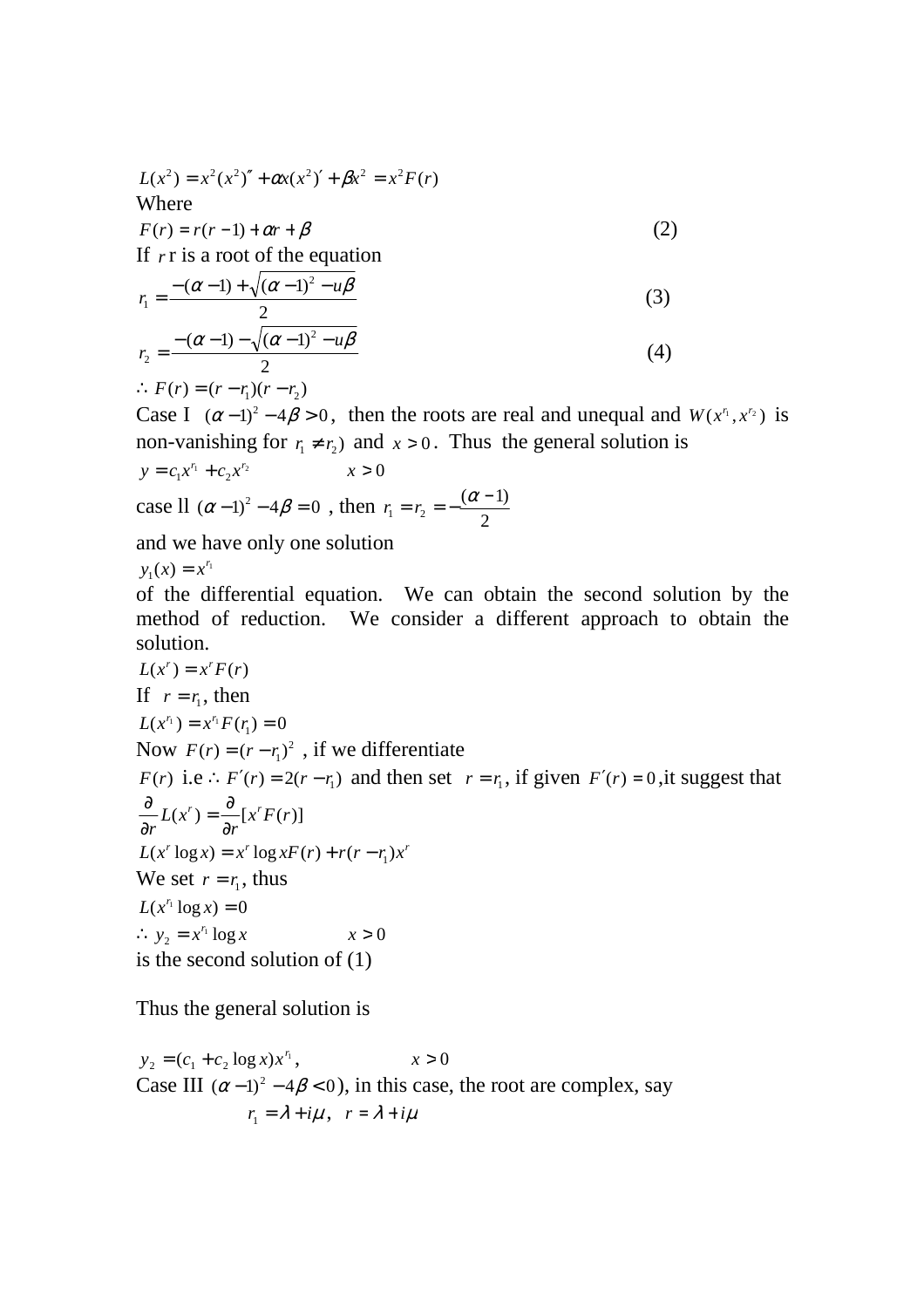$$L(x^2) = x^2(x^2)'' + \alpha x(x^2)' + \beta x^2 = x^2 F(r)$$

Where

$$F(r) = r(r-1) + \alpha r + \beta \qquad (2)$$

If $r$ r is a root of the equation

$$r_1 = \frac{-(\alpha-1) + \sqrt{(\alpha-1)^2 - u\beta}}{2} \qquad (3)$$

$$r_2 = \frac{-(\alpha-1) - \sqrt{(\alpha-1)^2 - u\beta}}{2} \qquad (4)$$

$$\therefore F(r) = (r - r_1)(r - r_2)$$

Case I $(\alpha-1)^2 - 4\beta > 0$, then the roots are real and unequal and $W(x^{r_1}, x^{r_2})$ is non-vanishing for $r_1 \neq r_2)$ and $x > 0$. Thus the general solution is

$$y = c_1 x^{r_1} + c_2 x^{r_2} \qquad x > 0$$

case ll $(\alpha-1)^2 - 4\beta = 0$ , then $r_1 = r_2 = -\frac{(\alpha-1)}{2}$

and we have only one solution

$$y_1(x) = x^{r_1}$$

of the differential equation. We can obtain the second solution by the method of reduction. We consider a different approach to obtain the solution.

$$L(x^r) = x^r F(r)$$

If $r = r_1$, then

$$L(x^{r_1}) = x^{r_1} F(r_1) = 0$$

Now $F(r) = (r - r_1)^2$ , if we differentiate

$F(r)$ i.e $\therefore F'(r) = 2(r - r_1)$ and then set $r = r_1$, if given $F'(r) = 0$,it suggest that

$$\frac{\partial}{\partial r} L(x^r) = \frac{\partial}{\partial r}[x^r F(r)]$$

$$L(x^r \log x) = x^r \log x F(r) + r(r - r_1)x^r$$

We set $r = r_1$, thus

$$L(x^{r_1} \log x) = 0$$

$$\therefore y_2 = x^{r_1} \log x \qquad x > 0$$

is the second solution of (1)

Thus the general solution is

$$y_2 = (c_1 + c_2 \log x)x^{r_1}, \qquad x > 0$$

Case III $(\alpha-1)^2 - 4\beta < 0$), in this case, the root are complex, say

$$r_1 = \lambda + i\mu, \quad r = \lambda + i\mu$$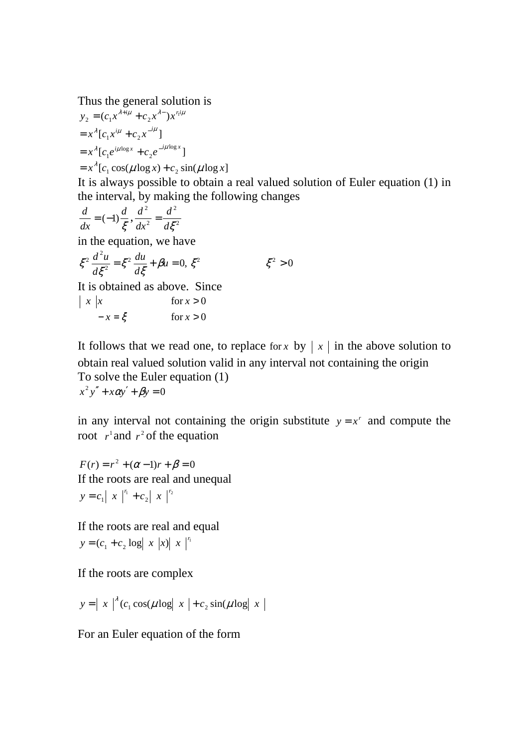Thus the general solution is

$$y_2 = (c_1 x^{\lambda + i\mu} + c_2 x^{\lambda -})x^{r_1 i\mu}$$

$$= x^{\lambda}[c_1 x^{i\mu} + c_2 x^{-i\mu}]$$

$$= x^{\lambda}[c_1 e^{i\mu \log x} + c_2 e^{-i\mu \log x}]$$

$$= x^{\lambda}[c_1 \cos(\mu \log x) + c_2 \sin(\mu \log x]$$

It is always possible to obtain a real valued solution of Euler equation (1) in the interval, by making the following changes

$$\frac{d}{dx} = (-1)\frac{d}{\xi}, \frac{d^2}{dx^2} = \frac{d^2}{d\xi^2}$$

in the equation, we have

$$\xi^2 \frac{d^2 u}{d\xi^2} = \xi^2 \frac{du}{d\xi} + \beta u = 0, \ \xi^2 \qquad\qquad \xi^2 > 0$$

It is obtained as above. Since

$$|\ x\ | x \qquad\qquad \text{for } x > 0$$

$$-x = \xi \qquad\qquad \text{for } x > 0$$

It follows that we read one, to replace for $x$ by $|\ x\ |$ in the above solution to obtain real valued solution valid in any interval not containing the origin

To solve the Euler equation (1)

$$x^2 y'' + x\alpha y' + \beta y = 0$$

in any interval not containing the origin substitute $y = x^r$ and compute the root $r^1$ and $r^2$ of the equation

$$F(r) = r^2 + (\alpha - 1)r + \beta = 0$$

If the roots are real and unequal

$$y = c_1 |\ x\ |^{r_1} + c_2 |\ x\ |^{r_2}$$

If the roots are real and equal

$$y = (c_1 + c_2 \log|\ x\ | x)|\ x\ |^{r_1}$$

If the roots are complex

$$y = |\ x\ |^{\lambda} (c_1 \cos(\mu \log|\ x\ | + c_2 \sin(\mu \log|\ x\ |$$

For an Euler equation of the form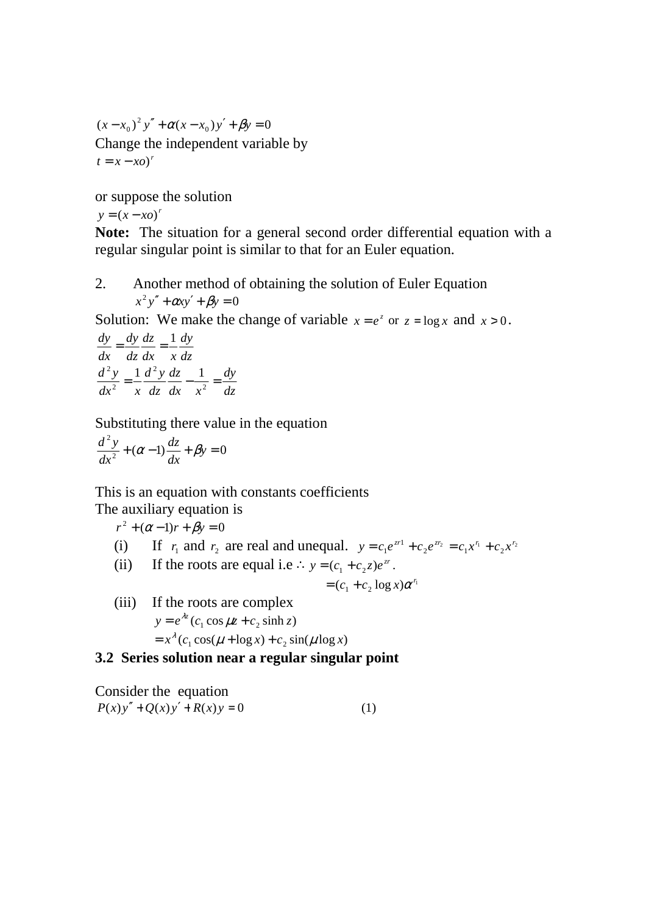$$(x - x_0)^2 y'' + \alpha (x - x_0) y' + \beta y = 0$$

Change the independent variable by

$$t = x - xo)^r$$

or suppose the solution

$$y = (x - xo)^r$$

**Note:** The situation for a general second order differential equation with a regular singular point is similar to that for an Euler equation.

2. Another method of obtaining the solution of Euler Equation

$$x^2 y'' + \alpha x y' + \beta y = 0$$

Solution: We make the change of variable $x = e^z$ or $z = \log x$ and $x > 0$.

$$\frac{dy}{dx} = \frac{dy}{dz}\frac{dz}{dx} = \frac{1}{x}\frac{dy}{dz}$$

$$\frac{d^2 y}{dx^2} = \frac{1}{x}\frac{d^2 y}{dz}\frac{dz}{dx} - \frac{1}{x^2} = \frac{dy}{dz}$$

Substituting there value in the equation

$$\frac{d^2 y}{dx^2} + (\alpha - 1)\frac{dz}{dx} + \beta y = 0$$

This is an equation with constants coefficients

The auxiliary equation is

$$r^2 + (\alpha - 1) r + \beta y = 0$$

(i) If $r_1$ and $r_2$ are real and unequal. $y = c_1 e^{zr1} + c_2 e^{zr_2} = c_1 x^{r_1} + c_2 x^{r_2}$

(ii) If the roots are equal i.e $\therefore y = (c_1 + c_2 z) e^{zr}$.

$$= (c_1 + c_2 \log x)\alpha^{r_1}$$

(iii) If the roots are complex

$$y = e^{\lambda z}(c_1 \cos \mu z + c_2 \sinh z)$$

$$= x^{\lambda}(c_1 \cos(\mu + \log x) + c_2 \sin(\mu \log x)$$

### 3.2 Series solution near a regular singular point

Consider the equation

$$P(x) y'' + Q(x) y' + R(x) y = 0 \qquad (1)$$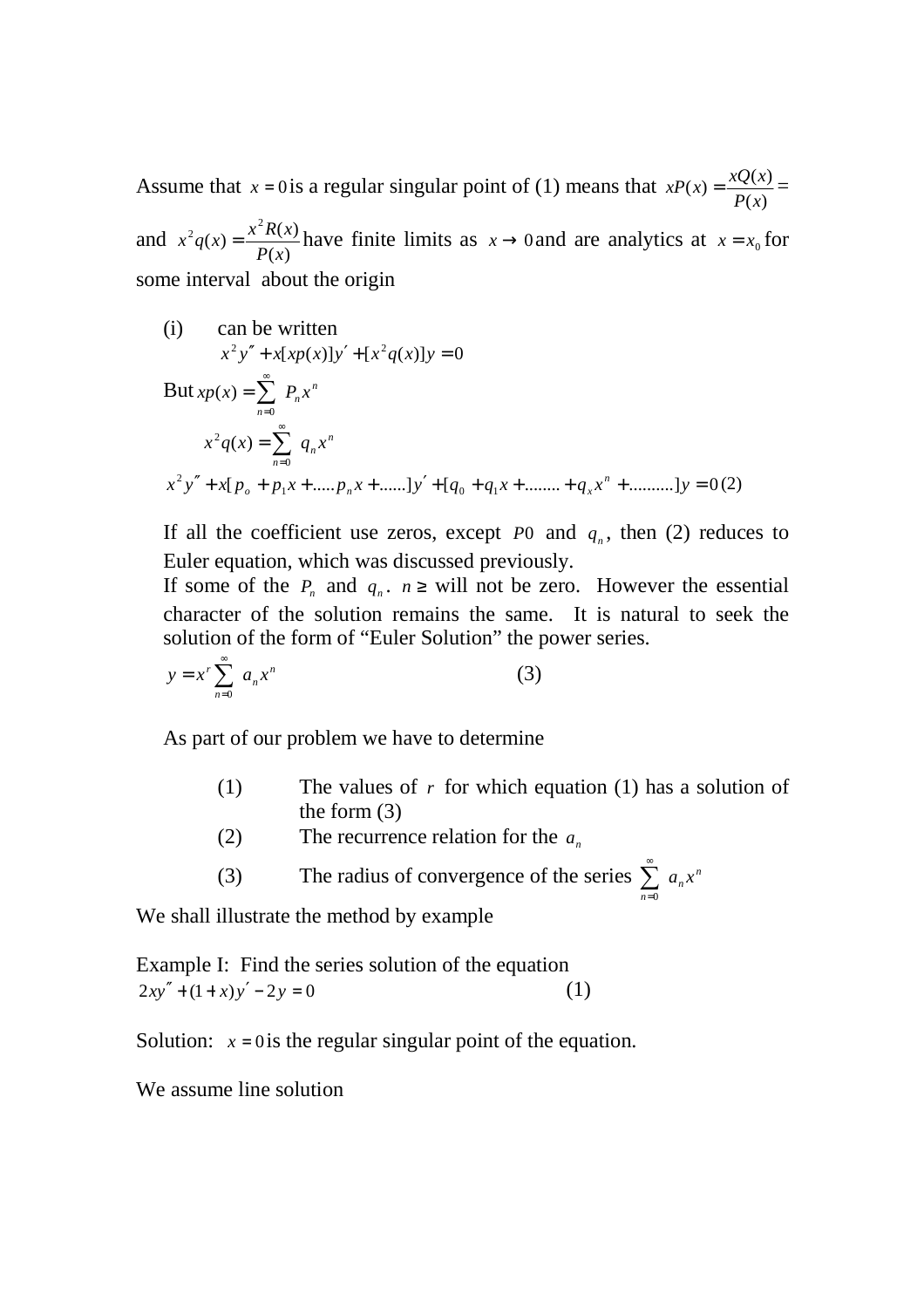Assume that $x = 0$ is a regular singular point of (1) means that $xP(x) = \dfrac{xQ(x)}{P(x)} =$ and $x^2 q(x) = \dfrac{x^2 R(x)}{P(x)}$ have finite limits as $x \to 0$ and are analytics at $x = x_0$ for some interval about the origin

(i) can be written

$$x^2 y'' + x[xp(x)]y' + [x^2 q(x)]y = 0$$

But $xp(x) = \sum_{n=0}^{\infty} P_n x^n$

$$x^2 q(x) = \sum_{n=0}^{\infty} q_n x^n$$

$$x^2 y'' + x[p_o + p_1 x + \ldots.. p_n x + \ldots\ldots]y' + [q_0 + q_1 x + \ldots\ldots.. + q_x x^n + \ldots\ldots\ldots.]y = 0 \quad (2)$$

If all the coefficient use zeros, except $P0$ and $q_n$, then (2) reduces to Euler equation, which was discussed previously.

If some of the $P_n$ and $q_n$. $n \geq$ will not be zero. However the essential character of the solution remains the same. It is natural to seek the solution of the form of "Euler Solution" the power series.

$$y = x^r \sum_{n=0}^{\infty} a_n x^n \quad (3)$$

As part of our problem we have to determine

(1) The values of $r$ for which equation (1) has a solution of the form (3)

(2) The recurrence relation for the $a_n$

(3) The radius of convergence of the series $\sum_{n=0}^{\infty} a_n x^n$

We shall illustrate the method by example

Example I: Find the series solution of the equation

$$2xy'' + (1 + x)y' - 2y = 0 \quad (1)$$

Solution: $x = 0$ is the regular singular point of the equation.

We assume line solution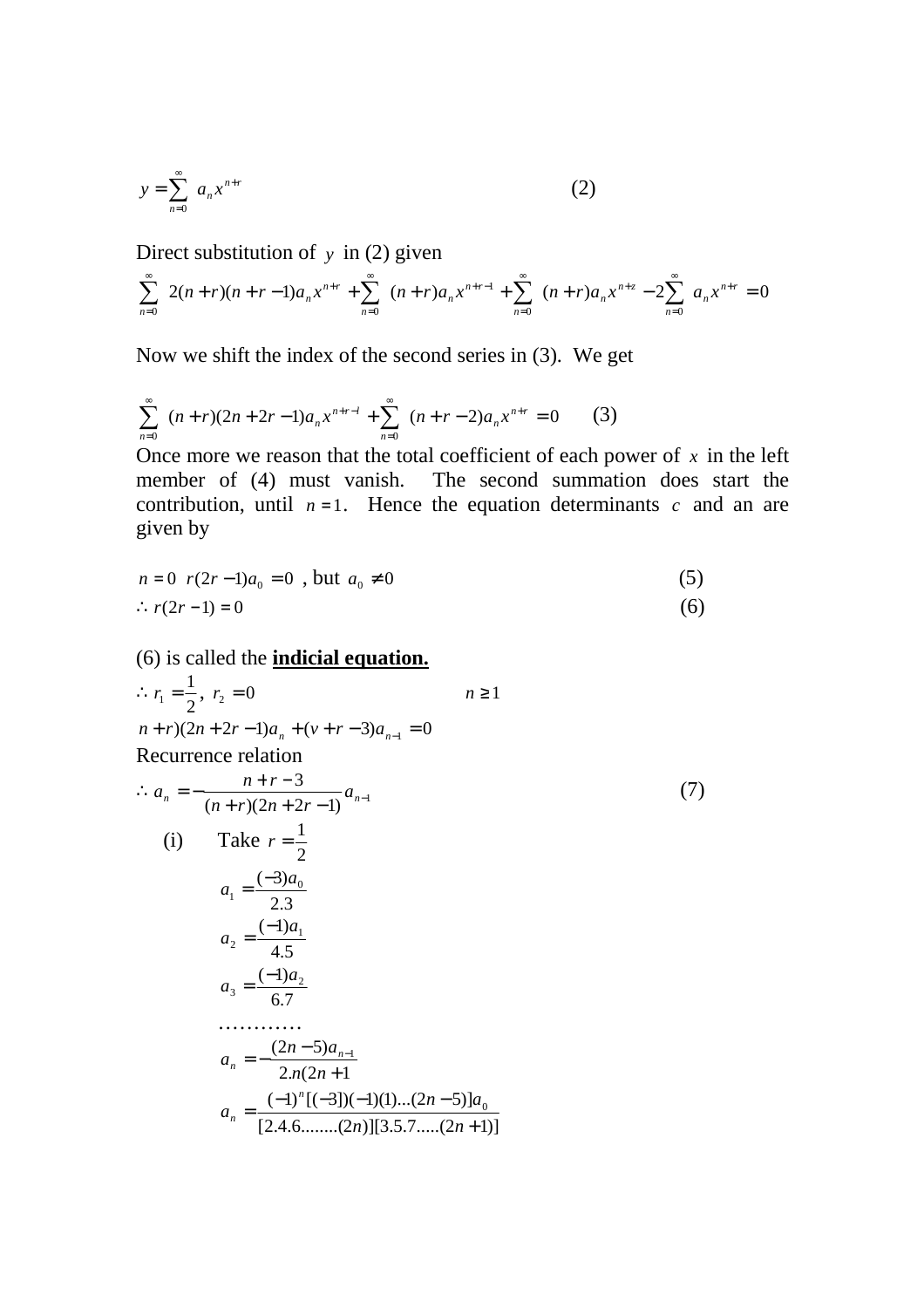$$y = \sum_{n=0}^{\infty} a_n x^{n+r} \qquad (2)$$

Direct substitution of $y$ in (2) given

$$\sum_{n=0}^{\infty} 2(n+r)(n+r-1)a_n x^{n+r} + \sum_{n=0}^{\infty} (n+r)a_n x^{n+r-1} + \sum_{n=0}^{\infty} (n+r)a_n x^{n+z} - 2\sum_{n=0}^{\infty} a_n x^{n+r} = 0$$

Now we shift the index of the second series in (3). We get

$$\sum_{n=0}^{\infty} (n+r)(2n+2r-1)a_n x^{n+r-l} + \sum_{n=0}^{\infty} (n+r-2)a_n x^{n+r} = 0 \qquad (3)$$

Once more we reason that the total coefficient of each power of $x$ in the left member of (4) must vanish. The second summation does start the contribution, until $n=1$. Hence the equation determinants $c$ and an are given by

$$n = 0 \quad r(2r-1)a_0 = 0 \text{ , but } a_0 \neq 0 \qquad (5)$$

$$\therefore r(2r-1) = 0 \qquad (6)$$

(6) is called the **indicial equation.**

$$\therefore r_1 = \frac{1}{2},\ r_2 = 0 \qquad n \geq 1$$

$$n+r)(2n+2r-1)a_n + (v+r-3)a_{n-1} = 0$$

Recurrence relation

$$\therefore a_n = -\frac{n+r-3}{(n+r)(2n+2r-1)}a_{n-1} \qquad (7)$$

(i) Take $r = \frac{1}{2}$

$$a_1 = \frac{(-3)a_0}{2.3}$$

$$a_2 = \frac{(-1)a_1}{4.5}$$

$$a_3 = \frac{(-1)a_2}{6.7}$$

$$\ldots\ldots\ldots\ldots$$

$$a_n = -\frac{(2n-5)a_{n-1}}{2.n(2n+1}$$

$$a_n = \frac{(-1)^n[(-3])(-1)(1)\ldots(2n-5)]a_0}{[2.4.6\ldots\ldots..(2n)][3.5.7\ldots..(2n+1)]}$$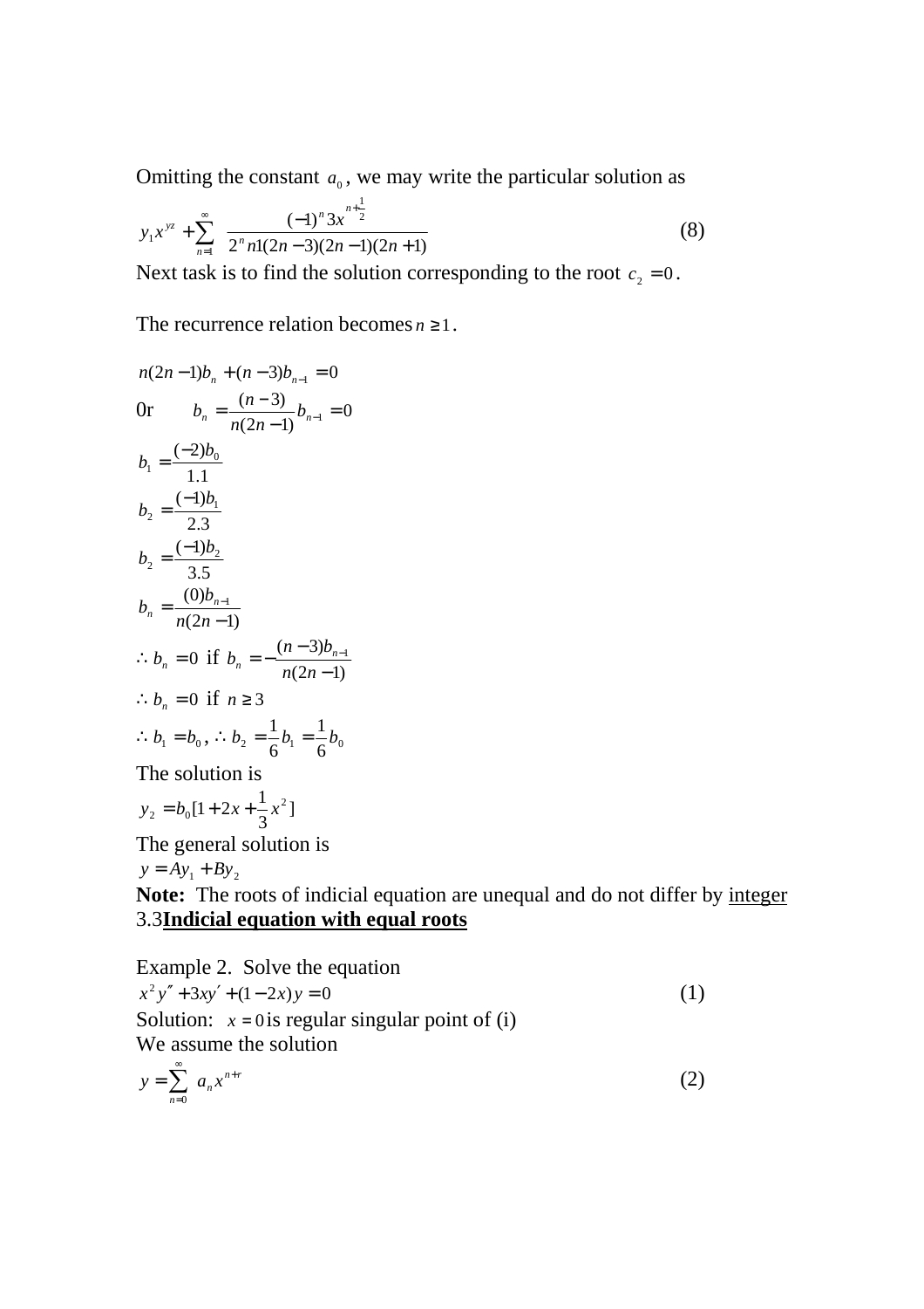Omitting the constant $a_0$, we may write the particular solution as

$$y_1 x^{yz} + \sum_{n=1}^{\infty} \frac{(-1)^n 3x^{n+\frac{1}{2}}}{2^n n1(2n-3)(2n-1)(2n+1)} \tag{8}$$

Next task is to find the solution corresponding to the root $c_2 = 0$.

The recurrence relation becomes $n \geq 1$.

$$n(2n-1)b_n + (n-3)b_{n-1} = 0$$

0r $\quad b_n = \frac{(n-3)}{n(2n-1)} b_{n-1} = 0$

$$b_1 = \frac{(-2)b_0}{1.1}$$

$$b_2 = \frac{(-1)b_1}{2.3}$$

$$b_2 = \frac{(-1)b_2}{3.5}$$

$$b_n = \frac{(0)b_{n-1}}{n(2n-1)}$$

$\therefore b_n = 0$ if $b_n = -\frac{(n-3)b_{n-1}}{n(2n-1)}$

$\therefore b_n = 0$ if $n \geq 3$

$\therefore b_1 = b_0, \therefore b_2 = \frac{1}{6} b_1 = \frac{1}{6} b_0$

The solution is

$$y_2 = b_0 [1 + 2x + \frac{1}{3} x^2]$$

The general solution is

$$y = Ay_1 + By_2$$

**Note:** The roots of indicial equation are unequal and do not differ by integer

3.3**Indicial equation with equal roots**

Example 2. Solve the equation

$$x^2 y'' + 3xy' + (1-2x)y = 0 \tag{1}$$

Solution: $x = 0$ is regular singular point of (i)

We assume the solution

$$y = \sum_{n=0}^{\infty} a_n x^{n+r} \tag{2}$$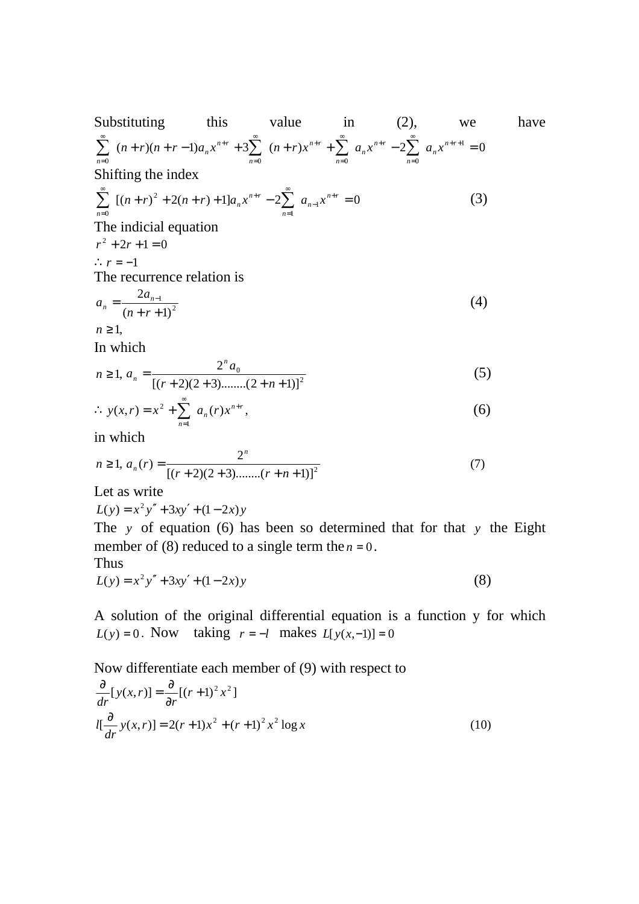Substituting this value in (2), we have

$$\sum_{n=0}^{\infty}(n+r)(n+r-1)a_n x^{n+r} + 3\sum_{n=0}^{\infty}(n+r)x^{n+r} + \sum_{n=0}^{\infty} a_n x^{n+r} - 2\sum_{n=0}^{\infty} a_n x^{n+r+1} = 0$$

Shifting the index

$$\sum_{n=0}^{\infty}[(n+r)^2 + 2(n+r)+1]a_n x^{n+r} - 2\sum_{n=1}^{\infty} a_{n-1}x^{n+r} = 0 \tag{3}$$

The indicial equation

$$r^2 + 2r + 1 = 0$$

$$\therefore r = -1$$

The recurrence relation is

$$a_n = \frac{2a_{n-1}}{(n+r+1)^2} \tag{4}$$

$n \geq 1,$

In which

$$n \geq 1,\ a_n = \frac{2^n a_0}{[(r+2)(2+3)........(2+n+1)]^2} \tag{5}$$

$$\therefore y(x,r) = x^2 + \sum_{n=1}^{\infty} a_n(r)x^{n+r}, \tag{6}$$

in which

$$n \geq 1,\ a_n(r) = \frac{2^n}{[(r+2)(2+3)........(r+n+1)]^2} \tag{7}$$

Let as write

$$L(y) = x^2 y'' + 3xy' + (1-2x)y$$

The $y$ of equation (6) has been so determined that for that $y$ the Eight member of (8) reduced to a single term the $n = 0$.

Thus

$$L(y) = x^2 y'' + 3xy' + (1-2x)y \tag{8}$$

A solution of the original differential equation is a function y for which $L(y) = 0$. Now taking $r = -l$ makes $L[y(x,-1)] = 0$

Now differentiate each member of (9) with respect to

$$\frac{\partial}{dr}[y(x,r)] = \frac{\partial}{\partial r}[(r+1)^2 x^2]$$

$$l[\frac{\partial}{dr}y(x,r)] = 2(r+1)x^2 + (r+1)^2 x^2 \log x \tag{10}$$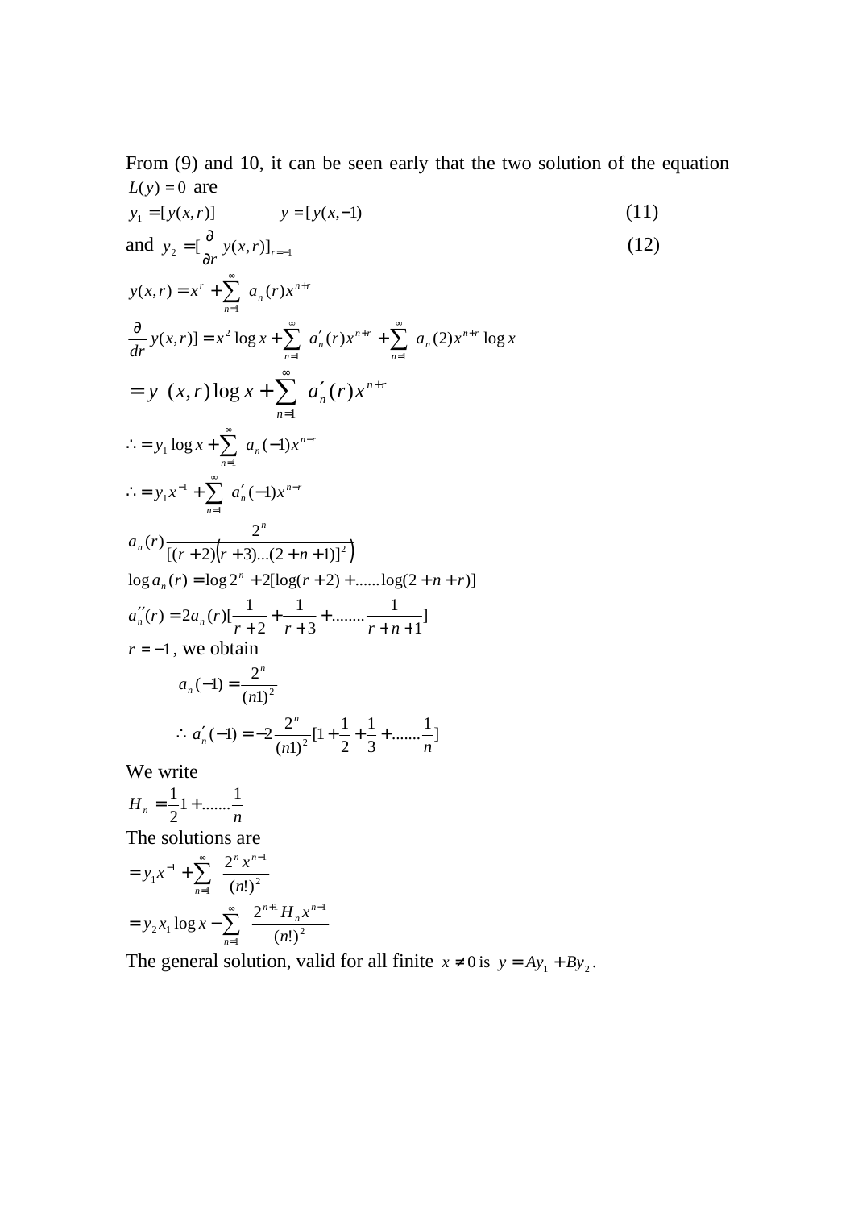From (9) and 10, it can be seen early that the two solution of the equation $L(y) = 0$ are

$$y_1 = [y(x,r)] \qquad y = [y(x,-1) \tag{11}$$

and $y_2 = [\frac{\partial}{\partial r} y(x,r)]_{r=-1}$ (12)

$$y(x,r) = x^r + \sum_{n=1}^{\infty} a_n(r) x^{n+r}$$

$$\frac{\partial}{dr} y(x,r)] = x^2 \log x + \sum_{n=1}^{\infty} a_n'(r) x^{n+r} + \sum_{n=1}^{\infty} a_n(2) x^{n+r} \log x$$

$$= y \ (x,r) \log x + \sum_{n=1}^{\infty} a_n'(r) x^{n+r}$$

$$\therefore = y_1 \log x + \sum_{n=1}^{\infty} a_n(-1) x^{n-r}$$

$$\therefore = y_1 x^{-1} + \sum_{n=1}^{\infty} a_n'(-1) x^{n-r}$$

$$a_n(r) \frac{2^n}{[(r+2)(r+3)...(2+n+1)]^2)}$$

$$\log a_n(r) = \log 2^n + 2[\log(r+2) + ......\log(2+n+r)]$$

$$a_n''(r) = 2a_n(r)[\frac{1}{r+2} + \frac{1}{r+3} + ........\frac{1}{r+n+1}]$$

$r = -1$, we obtain

$$a_n(-1) = \frac{2^n}{(n1)^2}$$

$$\therefore a_n'(-1) = -2\frac{2^n}{(n1)^2}[1 + \frac{1}{2} + \frac{1}{3} + .......\frac{1}{n}]$$

We write

$$H_n = \frac{1}{2}1 + .......\frac{1}{n}$$

The solutions are

$$= y_1 x^{-1} + \sum_{n=1}^{\infty} \frac{2^n x^{n-1}}{(n!)^2}$$

$$= y_2 x_1 \log x - \sum_{n=1}^{\infty} \frac{2^{n+1} H_n x^{n-1}}{(n!)^2}$$

The general solution, valid for all finite $x \neq 0$ is $y = Ay_1 + By_2$.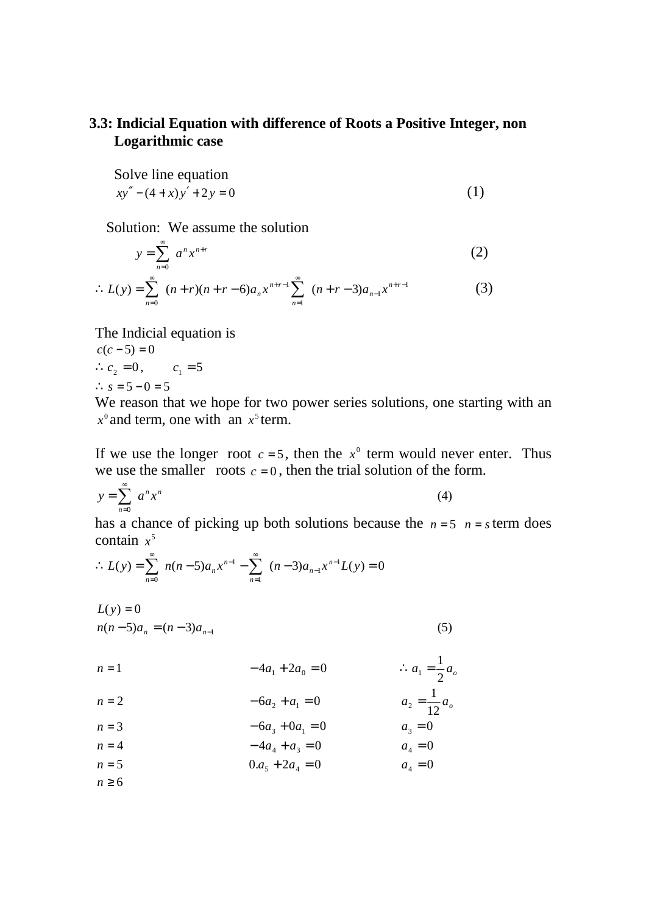**3.3: Indicial Equation with difference of Roots a Positive Integer, non Logarithmic case**

Solve line equation

$$xy'' - (4+x)y' + 2y = 0 \tag{1}$$

Solution: We assume the solution

$$y = \sum_{n=0}^{\infty} a^n x^{n+r} \tag{2}$$

$$\therefore L(y) = \sum_{n=0}^{\infty} (n+r)(n+r-6)a_n x^{n+r-1} \sum_{n=1}^{\infty} (n+r-3)a_{n-1}x^{n+r-1} \tag{3}$$

The Indicial equation is

$c(c-5) = 0$

$\therefore c_2 = 0, \quad c_1 = 5$

$\therefore s = 5 - 0 = 5$

We reason that we hope for two power series solutions, one starting with an $x^0$ and term, one with an $x^5$ term.

If we use the longer root $c = 5$, then the $x^0$ term would never enter. Thus we use the smaller roots $c = 0$, then the trial solution of the form.

$$y = \sum_{n=0}^{\infty} a^n x^n \tag{4}$$

has a chance of picking up both solutions because the $n = 5$ $n = s$ term does contain $x^5$

$$\therefore L(y) = \sum_{n=0}^{\infty} n(n-5)a_n x^{n-1} - \sum_{n=1}^{\infty} (n-3)a_{n-1}x^{n-1} L(y) = 0$$

$L(y) = 0$

$$n(n-5)a_n = (n-3)a_{n-1} \tag{5}$$

| | | |
|---|---|---|
| $n = 1$ | $-4a_1 + 2a_0 = 0$ | $\therefore a_1 = \frac{1}{2}a_o$ |
| $n = 2$ | $-6a_2 + a_1 = 0$ | $a_2 = \frac{1}{12}a_o$ |
| $n = 3$ | $-6a_3 + 0a_1 = 0$ | $a_3 = 0$ |
| $n = 4$ | $-4a_4 + a_3 = 0$ | $a_4 = 0$ |
| $n = 5$ | $0.a_5 + 2a_4 = 0$ | $a_4 = 0$ |
| $n \geq 6$ | | |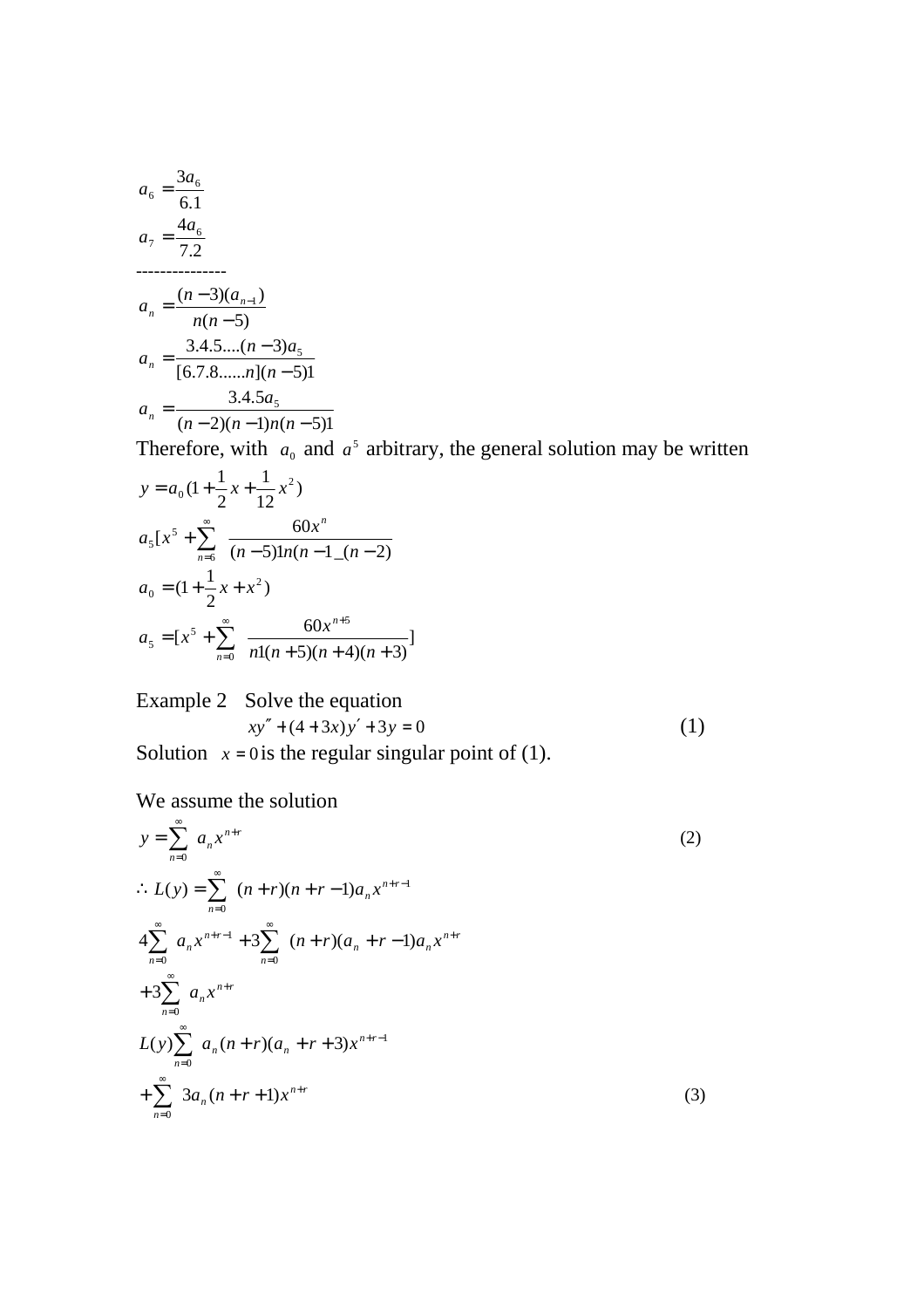$$a_6 = \frac{3a_6}{6.1}$$

$$a_7 = \frac{4a_6}{7.2}$$

---------------

$$a_n = \frac{(n-3)(a_{n-1})}{n(n-5)}$$

$$a_n = \frac{3.4.5....(n-3)a_5}{[6.7.8......n](n-5)1}$$

$$a_n = \frac{3.4.5a_5}{(n-2)(n-1)n(n-5)1}$$

Therefore, with $a_0$ and $a^5$ arbitrary, the general solution may be written

$$y = a_0(1 + \frac{1}{2}x + \frac{1}{12}x^2)$$

$$a_5[x^5 + \sum_{n=6}^{\infty} \frac{60x^n}{(n-5)1n(n-1\_(n-2)}$$

$$a_0 = (1 + \frac{1}{2}x + x^2)$$

$$a_5 = [x^5 + \sum_{n=0}^{\infty} \frac{60x^{n+5}}{n1(n+5)(n+4)(n+3)}]$$

Example 2 Solve the equation

$$xy'' + (4+3x)y' + 3y = 0 \qquad (1)$$

Solution $x = 0$ is the regular singular point of (1).

We assume the solution

$$y = \sum_{n=0}^{\infty} a_n x^{n+r} \qquad (2)$$

$$\therefore L(y) = \sum_{n=0}^{\infty} (n+r)(n+r-1)a_n x^{n+r-1}$$

$$4\sum_{n=0}^{\infty} a_n x^{n+r-1} + 3\sum_{n=0}^{\infty} (n+r)(a_n + r - 1)a_n x^{n+r}$$

$$+3\sum_{n=0}^{\infty} a_n x^{n+r}$$

$$L(y)\sum_{n=0}^{\infty} a_n(n+r)(a_n + r + 3)x^{n+r-1}$$

$$+\sum_{n=0}^{\infty} 3a_n(n+r+1)x^{n+r} \qquad (3)$$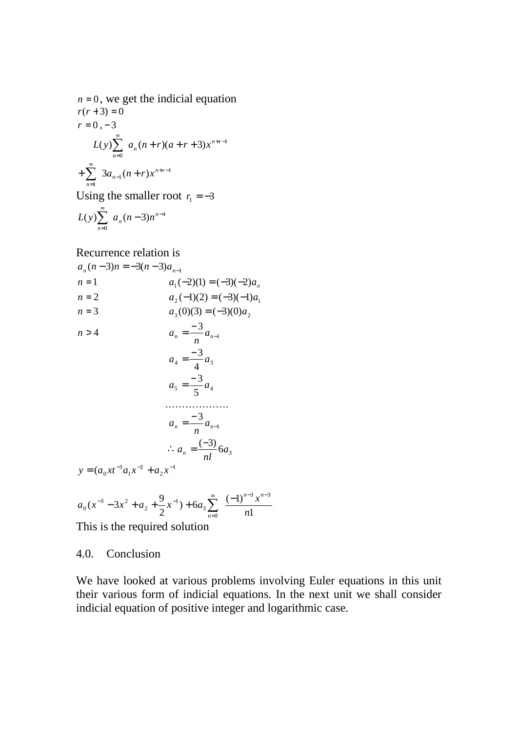$n = 0$, we get the indicial equation

$r(r+3) = 0$

$r = 0, -3$

$$L(y)\sum_{n=0}^{\infty} a_n(n+r)(a+r+3)x^{n+r-1}$$

$$+\sum_{n=1}^{\infty} 3a_{n-1}(n+r)x^{n+r-1}$$

Using the smaller root $r_1 = -3$

$$L(y)\sum_{n=0}^{\infty} a_n(n-3)n^{n-4}$$

Recurrence relation is

$a_n(n-3)n = -3(n-3)a_{n-1}$

$n = 1 \qquad a_1(-2)(1) = (-3)(-2)a_o$

$n = 2 \qquad a_2(-1)(2) = (-3)(-1)a_1$

$n = 3 \qquad a_3(0)(3) = (-3)(0)a_2$

$n > 4 \qquad a_n = \dfrac{-3}{n}a_{n-1}$

$$a_4 = \frac{-3}{4}a_3$$

$$a_5 = \frac{-3}{5}a_4$$

……………….

$$a_n = \frac{-3}{n}a_{n-1}$$

$$\therefore a_n = \frac{(-3)}{nl}6a_3$$

$y = (a_0xt^{-3}a_1x^{-2} + a_2x^{-1}$

$$a_0(x^{-3} - 3x^2 + a_2 + \frac{9}{2}x^{-1}) + 6a_3\sum_{n=3}^{\infty} \frac{(-1)^{n-3}x^{n-3}}{n1}$$

This is the required solution

## 4.0. Conclusion

We have looked at various problems involving Euler equations in this unit their various form of indicial equations. In the next unit we shall consider indicial equation of positive integer and logarithmic case.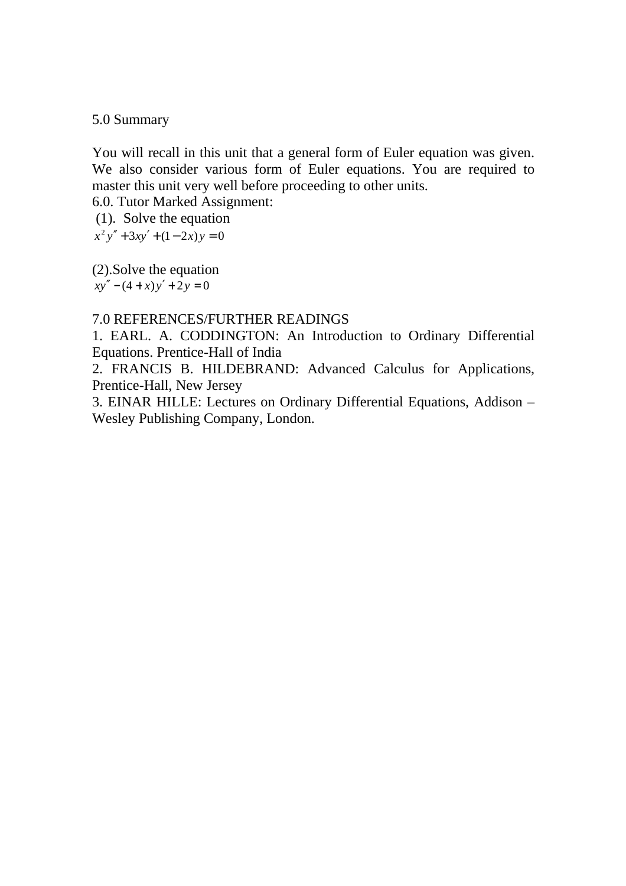5.0 Summary

You will recall in this unit that a general form of Euler equation was given. We also consider various form of Euler equations. You are required to master this unit very well before proceeding to other units.

6.0. Tutor Marked Assignment:

(1). Solve the equation

$$x^2 y'' + 3xy' + (1 - 2x)y = 0$$

(2).Solve the equation

$$xy'' - (4 + x)y' + 2y = 0$$

7.0 REFERENCES/FURTHER READINGS

1. EARL. A. CODDINGTON: An Introduction to Ordinary Differential Equations. Prentice-Hall of India
2. FRANCIS B. HILDEBRAND: Advanced Calculus for Applications, Prentice-Hall, New Jersey
3. EINAR HILLE: Lectures on Ordinary Differential Equations, Addison – Wesley Publishing Company, London.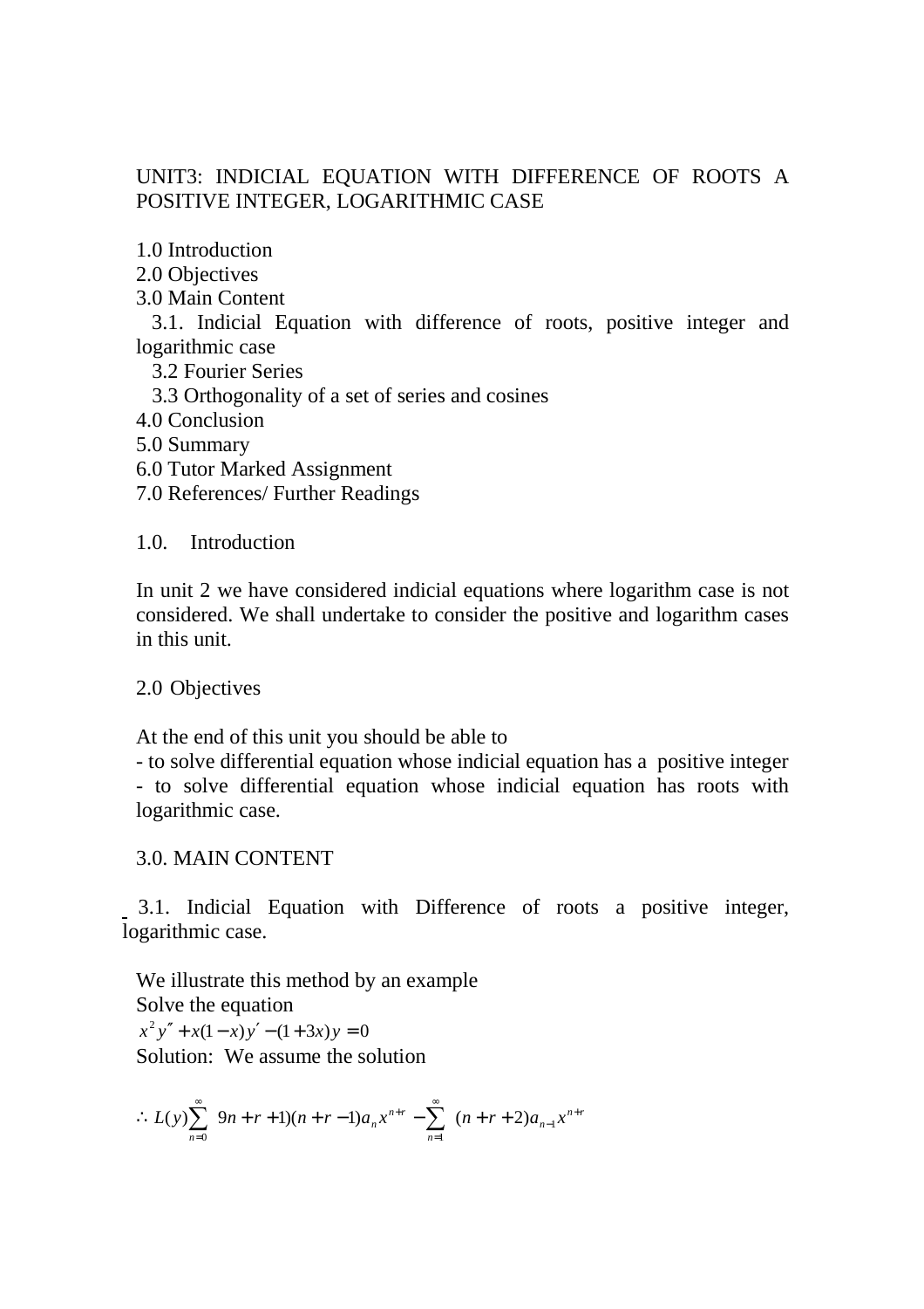UNIT3: INDICIAL EQUATION WITH DIFFERENCE OF ROOTS A POSITIVE INTEGER, LOGARITHMIC CASE

1.0 Introduction
2.0 Objectives
3.0 Main Content
  3.1. Indicial Equation with difference of roots, positive integer and logarithmic case
  3.2 Fourier Series
  3.3 Orthogonality of a set of series and cosines
4.0 Conclusion
5.0 Summary
6.0 Tutor Marked Assignment
7.0 References/ Further Readings

## 1.0. Introduction

In unit 2 we have considered indicial equations where logarithm case is not considered. We shall undertake to consider the positive and logarithm cases in this unit.

## 2.0 Objectives

At the end of this unit you should be able to
- to solve differential equation whose indicial equation has a positive integer
- to solve differential equation whose indicial equation has roots with logarithmic case.

## 3.0. MAIN CONTENT

### 3.1. Indicial Equation with Difference of roots a positive integer, logarithmic case.

We illustrate this method by an example
Solve the equation
$x^2 y'' + x(1-x)y' - (1+3x)y = 0$
Solution: We assume the solution

$$\therefore L(y)\sum_{n=0}^{\infty} 9n + r + 1)(n + r - 1)a_n x^{n+r} - \sum_{n=1}^{\infty} (n + r + 2)a_{n-1} x^{n+r}$$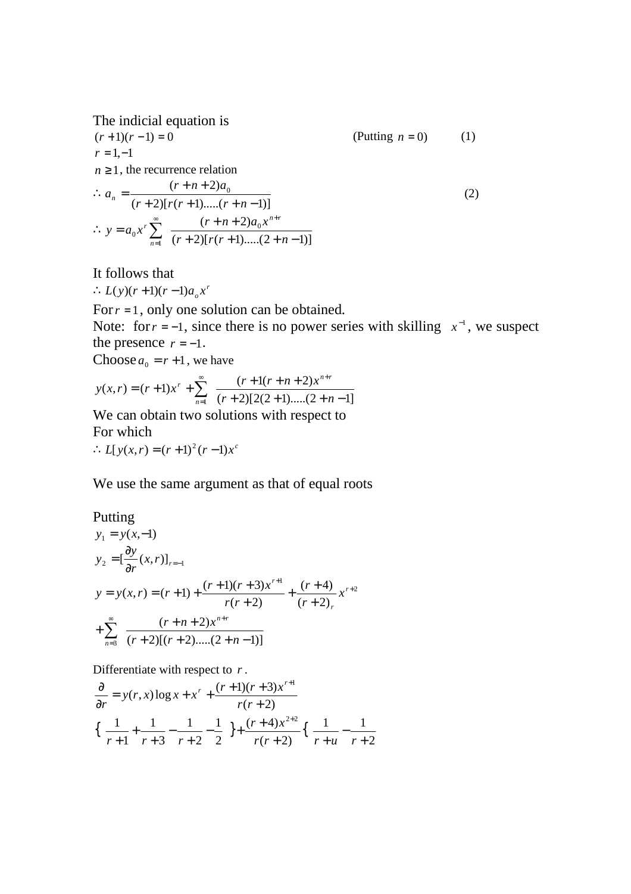The indicial equation is

$(r+1)(r-1)=0$ (Putting $n=0$) (1)

$r=1,-1$

$n \geq 1$, the recurrence relation

$$\therefore\ a_n = \frac{(r+n+2)a_0}{(r+2)[r(r+1).....(r+n-1)]} \qquad (2)$$

$$\therefore\ y = a_0 x^r \sum_{n=1}^{\infty} \frac{(r+n+2)a_0 x^{n+r}}{(r+2)[r(r+1).....(2+n-1)]}$$

It follows that

$\therefore\ L(y)(r+1)(r-1)a_o x^r$

For $r=1$, only one solution can be obtained.

Note: for $r=-1$, since there is no power series with skilling $x^{-1}$, we suspect the presence $r=-1$.

Choose $a_0 = r+1$, we have

$$y(x,r) = (r+1)x^r + \sum_{n=1}^{\infty} \frac{(r+1(r+n+2)x^{n+r}}{(r+2)[2(2+1).....(2+n-1]}$$

We can obtain two solutions with respect to

For which

$\therefore\ L[y(x,r) = (r+1)^2(r-1)x^c$

We use the same argument as that of equal roots

Putting

$y_1 = y(x,-1)$

$y_2 = [\frac{\partial y}{\partial r}(x,r)]_{r=-1}$

$$y = y(x,r) = (r+1) + \frac{(r+1)(r+3)x^{r+1}}{r(r+2)} + \frac{(r+4)}{(r+2)_r}x^{r+2}$$

$$+\sum_{n=3}^{\infty} \frac{(r+n+2)x^{n+r}}{(r+2)[(r+2).....(2+n-1)]}$$

Differentiate with respect to $r$.

$$\frac{\partial}{\partial r} = y(r,x)\log x + x^r + \frac{(r+1)(r+3)x^{r+1}}{r(r+2)}$$

$$\{ \frac{1}{r+1} + \frac{1}{r+3} - \frac{1}{r+2} - \frac{1}{2} \} + \frac{(r+4)x^{2+2}}{r(r+2)} \{ \frac{1}{r+u} - \frac{1}{r+2}$$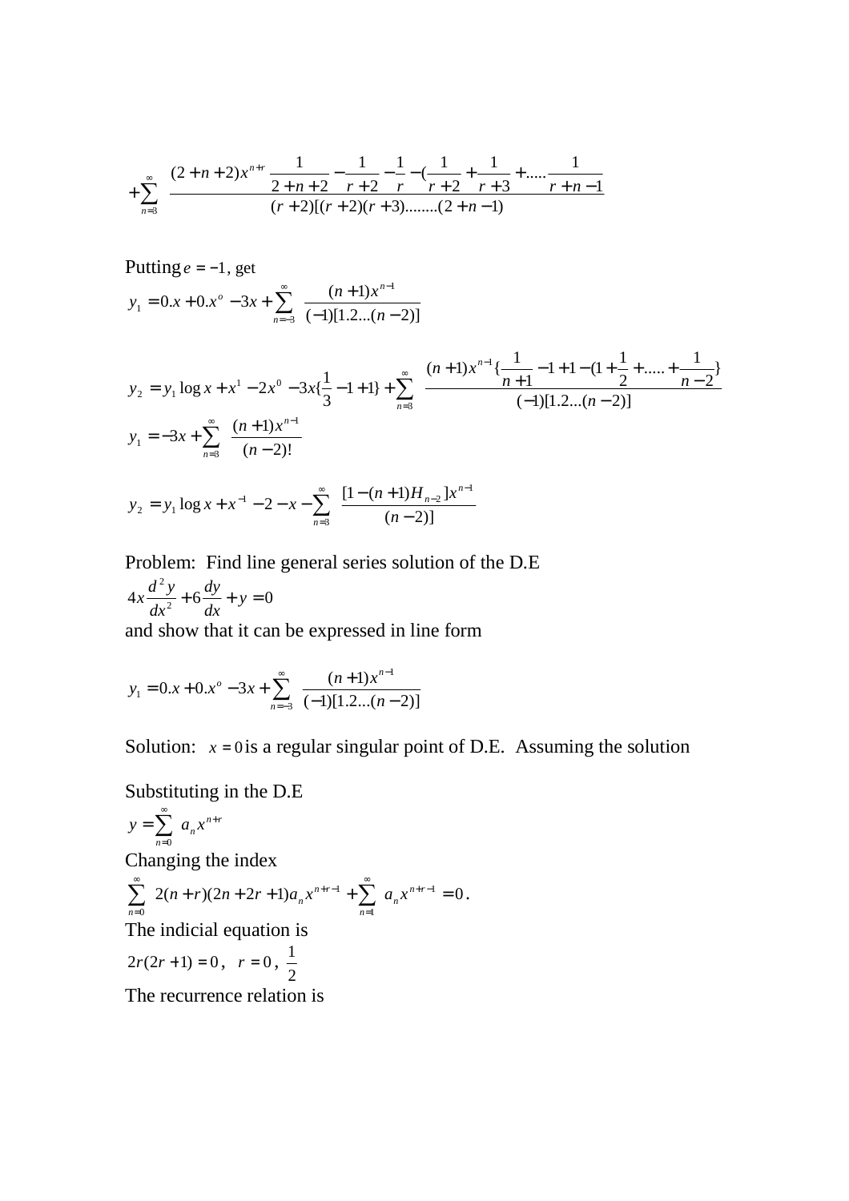$$+\sum_{n=3}^{\infty} \frac{(2+n+2)x^{n+r}\left\{\frac{1}{2+n+2}-\frac{1}{r+2}-\frac{1}{r}-(\frac{1}{r+2}+\frac{1}{r+3}+.....\frac{1}{r+n-1}\right\}}{(r+2)[(r+2)(r+3)........(2+n-1)}$$

Putting $e=-1$, get

$$y_1 = 0.x + 0.x^o - 3x + \sum_{n=-3}^{\infty} \frac{(n+1)x^{n-1}}{(-1)[1.2...(n-2)]}$$

$$y_2 = y_1 \log x + x^1 - 2x^0 - 3x\{\frac{1}{3} - 1 + 1\} + \sum_{n=3}^{\infty} \frac{(n+1)x^{n-1}\{\frac{1}{n+1} - 1 + 1 - (1 + \frac{1}{2} + ..... + \frac{1}{n-2}\}}{(-1)[1.2...(n-2)]}$$

$$y_1 = -3x + \sum_{n=3}^{\infty} \frac{(n+1)x^{n-1}}{(n-2)!}$$

$$y_2 = y_1 \log x + x^{-1} - 2 - x - \sum_{n=3}^{\infty} \frac{[1-(n+1)H_{n-2}]x^{n-1}}{(n-2)]}$$

Problem: Find line general series solution of the D.E

$$4x\frac{d^2y}{dx^2} + 6\frac{dy}{dx} + y = 0$$

and show that it can be expressed in line form

$$y_1 = 0.x + 0.x^o - 3x + \sum_{n=-3}^{\infty} \frac{(n+1)x^{n-1}}{(-1)[1.2...(n-2)]}$$

Solution: $x=0$ is a regular singular point of D.E. Assuming the solution

Substituting in the D.E

$$y = \sum_{n=0}^{\infty} a_n x^{n+r}$$

Changing the index

$$\sum_{n=0}^{\infty} 2(n+r)(2n+2r+1)a_n x^{n+r-1} + \sum_{n=1}^{\infty} a_n x^{n+r-1} = 0.$$

The indicial equation is

$2r(2r+1) = 0$, $r = 0$, $\frac{1}{2}$

The recurrence relation is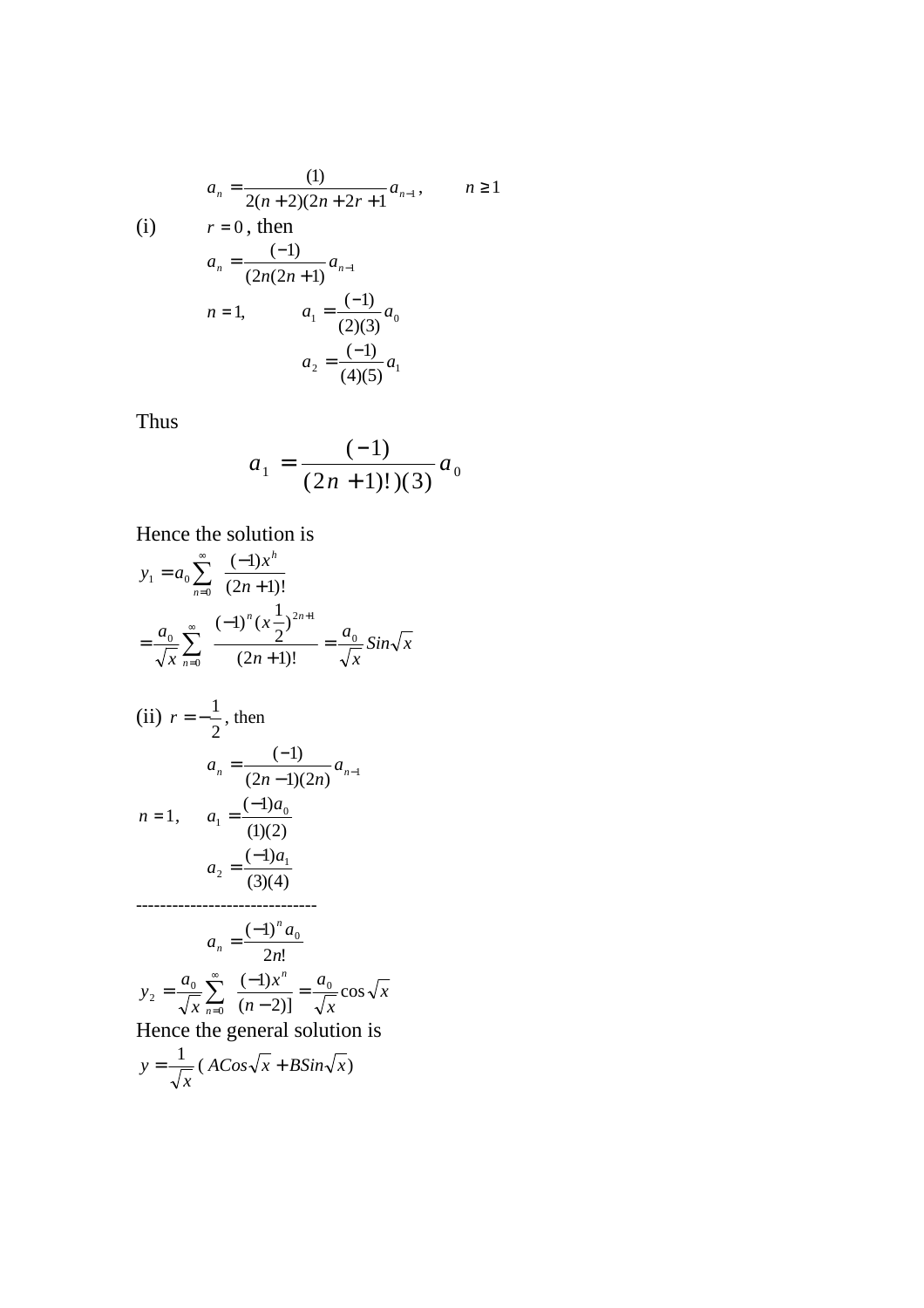$$a_n = \frac{(1)}{2(n+2)(2n+2r+1}a_{n-1}, \qquad n \geq 1$$

(i) $r = 0$, then

$$a_n = \frac{(-1)}{(2n(2n+1)}a_{n-1}$$

$$n = 1, \qquad a_1 = \frac{(-1)}{(2)(3)}a_0$$

$$a_2 = \frac{(-1)}{(4)(5)}a_1$$

Thus

$$a_1 = \frac{(-1)}{(2n+1)!)(3)}a_0$$

Hence the solution is

$$y_1 = a_0 \sum_{n=0}^{\infty} \frac{(-1)x^h}{(2n+1)!}$$

$$= \frac{a_0}{\sqrt{x}} \sum_{n=0}^{\infty} \frac{(-1)^n (x\frac{1}{2})^{2n+1}}{(2n+1)!} = \frac{a_0}{\sqrt{x}} Sin\sqrt{x}$$

(ii) $r = -\frac{1}{2}$, then

$$a_n = \frac{(-1)}{(2n-1)(2n)}a_{n-1}$$

$$n = 1, \qquad a_1 = \frac{(-1)a_0}{(1)(2)}$$

$$a_2 = \frac{(-1)a_1}{(3)(4)}$$

------------------------------

$$a_n = \frac{(-1)^n a_0}{2n!}$$

$$y_2 = \frac{a_0}{\sqrt{x}} \sum_{n=0}^{\infty} \frac{(-1)x^n}{(n-2)]} = \frac{a_0}{\sqrt{x}} \cos\sqrt{x}$$

Hence the general solution is

$$y = \frac{1}{\sqrt{x}}(ACos\sqrt{x} + BSin\sqrt{x})$$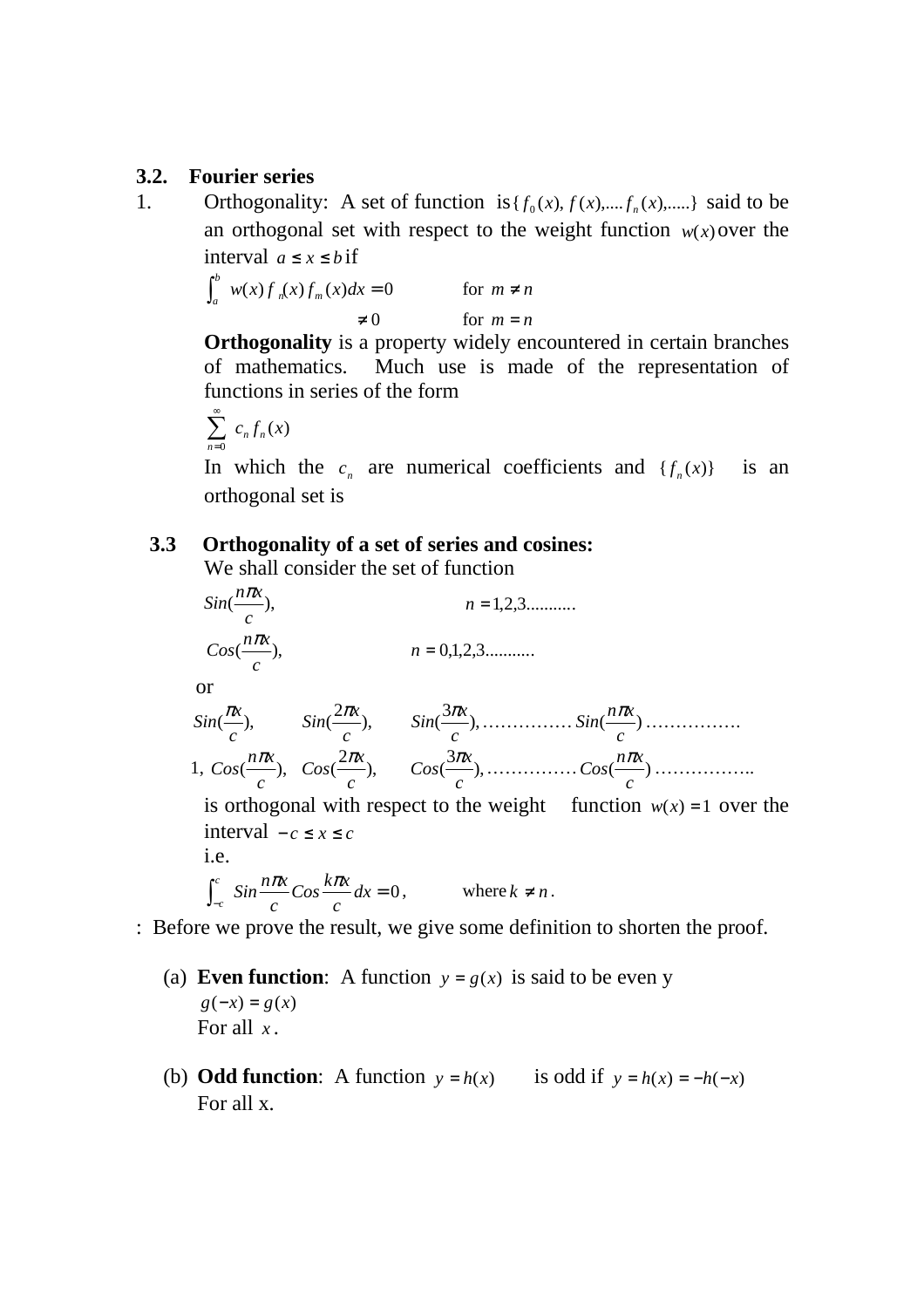### 3.2. Fourier series

1. Orthogonality: A set of function is $\{f_0(x), f(x), \ldots f_n(x), \ldots\}$ said to be an orthogonal set with respect to the weight function $w(x)$ over the interval $a \le x \le b$ if

$$\int_a^b w(x) f_n(x) f_m(x) dx = 0 \qquad \text{for } m \ne n$$

$$\ne 0 \qquad \text{for } m = n$$

**Orthogonality** is a property widely encountered in certain branches of mathematics. Much use is made of the representation of functions in series of the form

$$\sum_{n=0}^{\infty} c_n f_n(x)$$

In which the $c_n$ are numerical coefficients and $\{f_n(x)\}$ is an orthogonal set is

### 3.3 Orthogonality of a set of series and cosines:

We shall consider the set of function

$$Sin(\frac{n\pi x}{c}), \qquad n = 1,2,3\ldots\ldots\ldots\ldots$$

$$Cos(\frac{n\pi x}{c}), \qquad n = 0,1,2,3\ldots\ldots\ldots\ldots$$

or

$$Sin(\frac{\pi x}{c}), \quad Sin(\frac{2\pi x}{c}), \quad Sin(\frac{3\pi x}{c}), \ldots\ldots\ldots\ldots\ldots Sin(\frac{n\pi x}{c}) \ldots\ldots\ldots\ldots\ldots.$$

$$1, \; Cos(\frac{n\pi x}{c}), \quad Cos(\frac{2\pi x}{c}), \quad Cos(\frac{3\pi x}{c}), \ldots\ldots\ldots\ldots\ldots Cos(\frac{n\pi x}{c}) \ldots\ldots\ldots\ldots\ldots..$$

is orthogonal with respect to the weight function $w(x) = 1$ over the interval $-c \le x \le c$

i.e.

$$\int_{-c}^{c} Sin\frac{n\pi x}{c} Cos\frac{k\pi x}{c} dx = 0, \qquad \text{where } k \ne n.$$

: Before we prove the result, we give some definition to shorten the proof.

(a) **Even function**: A function $y = g(x)$ is said to be even y
$g(-x) = g(x)$
For all $x$.

(b) **Odd function**: A function $y = h(x)$ is odd if $y = h(x) = -h(-x)$
For all x.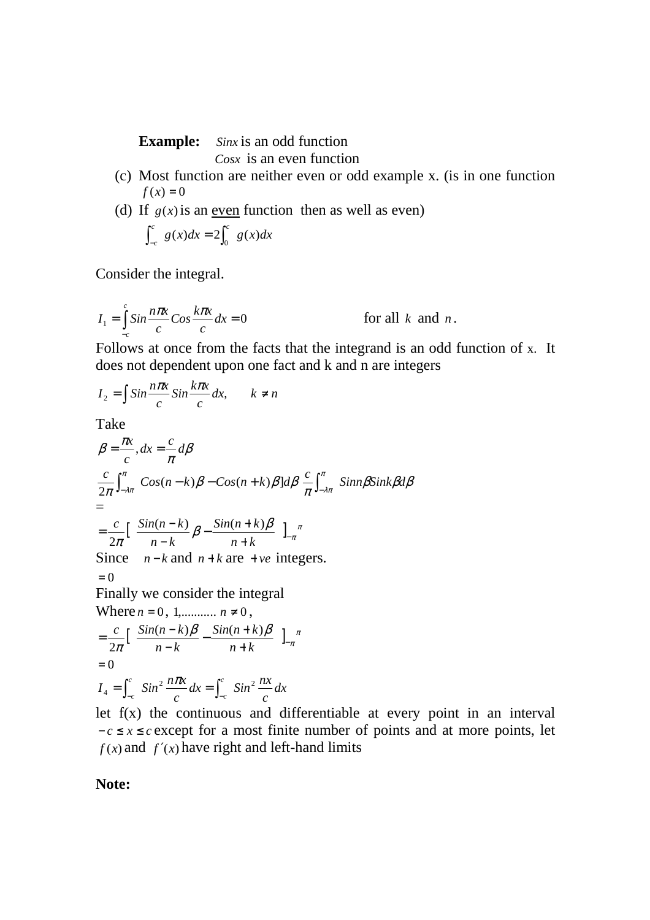**Example:** $Sinx$ is an odd function
$Cosx$ is an even function

(c) Most function are neither even or odd example x. (is in one function $f(x)=0$

(d) If $g(x)$ is an <u>even</u> function then as well as even)

$$\int_{-c}^{c} g(x)dx = 2\int_{0}^{c} g(x)dx$$

Consider the integral.

$$I_1 = \int_{-c}^{c} Sin\frac{n\pi x}{c}Cos\frac{k\pi x}{c}dx = 0 \qquad \text{for all } k \text{ and } n.$$

Follows at once from the facts that the integrand is an odd function of x. It does not dependent upon one fact and k and n are integers

$$I_2 = \int Sin\frac{n\pi x}{c}Sin\frac{k\pi x}{c}dx, \qquad k \neq n$$

Take

$$\beta = \frac{\pi x}{c}, dx = \frac{c}{\pi}d\beta$$

$$\frac{c}{2\pi}\int_{-\lambda\pi}^{\pi} Cos(n-k)\beta - Cos(n+k)\beta]d\beta \; \frac{c}{\pi}\int_{-\lambda\pi}^{\pi} Sinn\beta Sink\beta d\beta$$

$=$

$$= \frac{c}{2\pi}\Big[ \; \frac{Sin(n-k)}{n-k}\beta - \frac{Sin(n+k)\beta}{n+k} \; \Big]_{-\pi}^{\pi}$$

Since $n-k$ and $n+k$ are $+ve$ integers.

$= 0$

Finally we consider the integral

Where $n = 0$, $1, \ldots\ldots\ldots\ldots$ $n \neq 0$,

$$= \frac{c}{2\pi}\Big[ \; \frac{Sin(n-k)\beta}{n-k} - \frac{Sin(n+k)\beta}{n+k} \; \Big]_{-\pi}^{\pi}$$

$= 0$

$$I_4 = \int_{-c}^{c} Sin^2\frac{n\pi x}{c}dx = \int_{-c}^{c} Sin^2\frac{nx}{c}dx$$

let f(x) the continuous and differentiable at every point in an interval $-c \leq x \leq c$ except for a most finite number of points and at more points, let $f(x)$ and $f'(x)$ have right and left-hand limits

**Note:**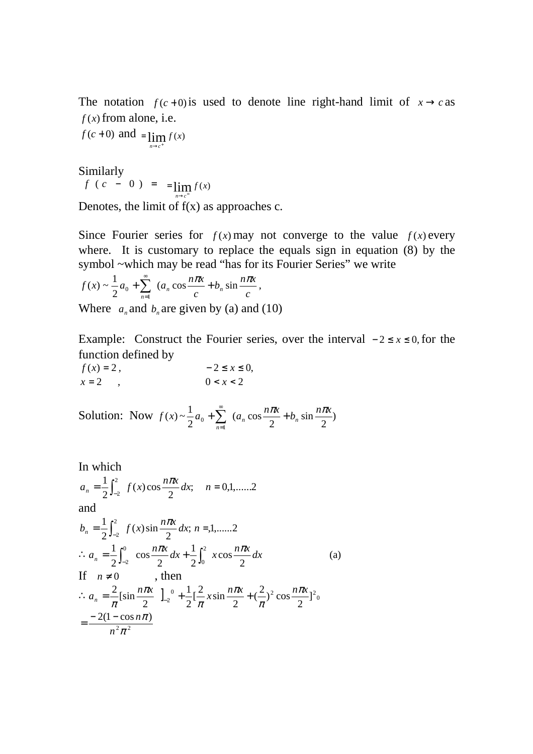The notation $f(c+0)$ is used to denote line right-hand limit of $x \to c$ as $f(x)$ from alone, i.e.

$f(c+0)$ and $= \lim_{n \to c^+} f(x)$

Similarly

$f(c - 0) = \; = \lim_{n \to c^-} f(x)$

Denotes, the limit of f(x) as approaches c.

Since Fourier series for $f(x)$ may not converge to the value $f(x)$ every where. It is customary to replace the equals sign in equation (8) by the symbol ~which may be read "has for its Fourier Series" we write

$$f(x) \sim \frac{1}{2}a_0 + \sum_{n=1}^{\infty} (a_n \cos\frac{n\pi x}{c} + b_n \sin\frac{n\pi x}{c},$$

Where $a_n$ and $b_n$ are given by (a) and (10)

Example: Construct the Fourier series, over the interval $-2 \le x \le 0,$ for the function defined by

$f(x) = 2\,,$ $\qquad\qquad -2 \le x \le 0,$

$x = 2 \quad ,$ $\qquad\qquad 0 < x < 2$

Solution: Now $f(x) \sim \frac{1}{2}a_0 + \sum_{n=1}^{\infty} (a_n \cos\frac{n\pi x}{2} + b_n \sin\frac{n\pi x}{2})$

In which

$$a_n = \frac{1}{2}\int_{-2}^{2} f(x)\cos\frac{n\pi x}{2}\,dx; \quad n = 0,1,......2$$

and

$$b_n = \frac{1}{2}\int_{-2}^{2} f(x)\sin\frac{n\pi x}{2}\,dx; \; n = ,1,......2$$

$$\therefore a_n = \frac{1}{2}\int_{-2}^{0} \cos\frac{n\pi x}{2}\,dx + \frac{1}{2}\int_{0}^{2} x\cos\frac{n\pi x}{2}\,dx \qquad\qquad (a)$$

If $n \neq 0$ , then

$$\therefore a_n = \frac{2}{\pi}[\sin\frac{n\pi x}{2}\;]_{-2}^{0} + \frac{1}{2}[\frac{2}{\pi}x\sin\frac{n\pi x}{2} + (\frac{2}{\pi})^2\cos\frac{n\pi x}{2}]^{2}{}_{0}$$

$$= \frac{-2(1-\cos n\pi)}{n^2\pi^2}$$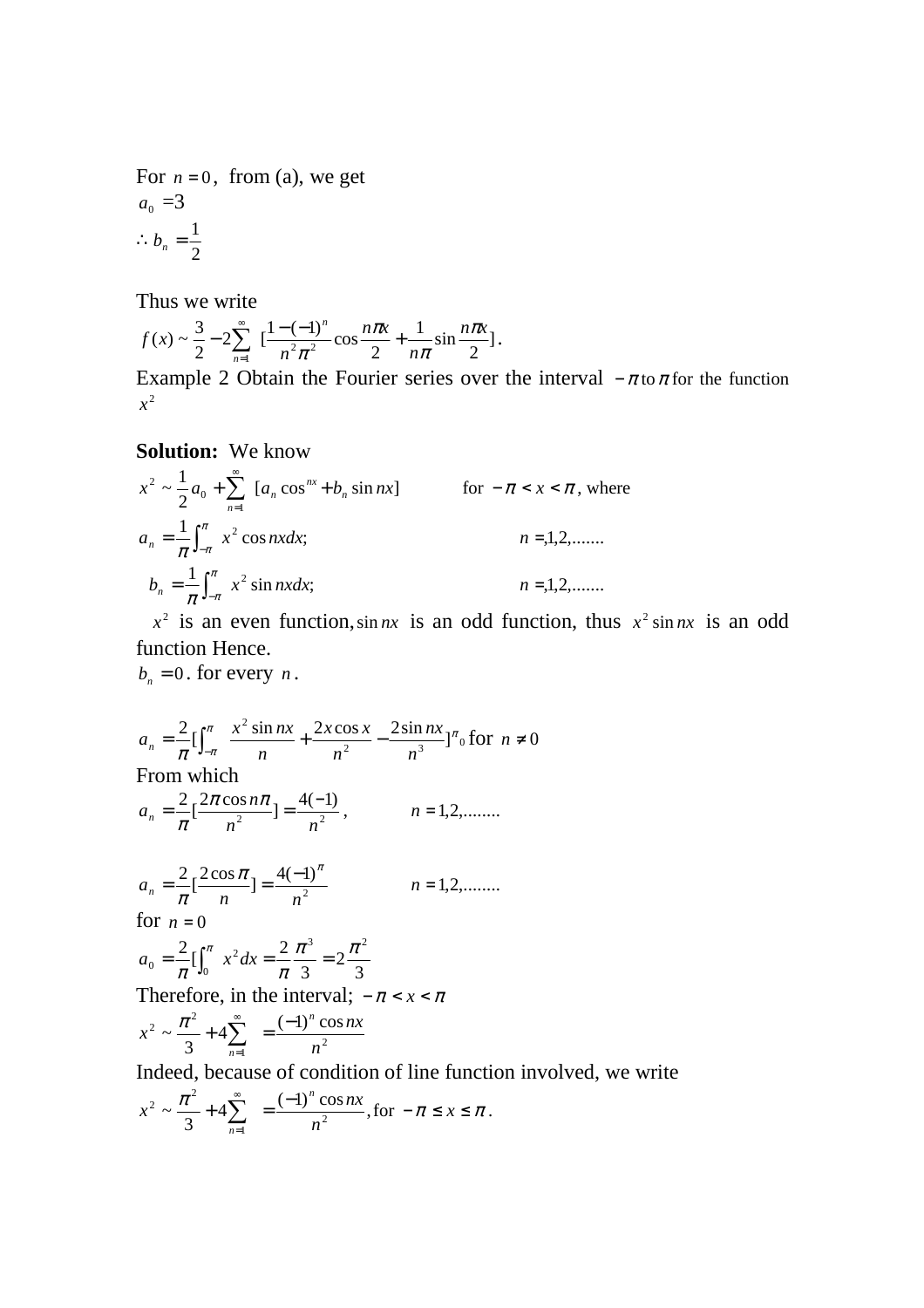For $n = 0$, from (a), we get

$a_0 = 3$

$\therefore b_n = \frac{1}{2}$

Thus we write

$$f(x) \sim \frac{3}{2} - 2\sum_{n=1}^{\infty} \left[\frac{1-(-1)^n}{n^2\pi^2}\cos\frac{n\pi x}{2} + \frac{1}{n\pi}\sin\frac{n\pi x}{2}\right].$$

Example 2 Obtain the Fourier series over the interval $-\pi$ to $\pi$ for the function $x^2$

**Solution:** We know

$$x^2 \sim \frac{1}{2}a_0 + \sum_{n=1}^{\infty} [a_n \cos^{nx} + b_n \sin nx] \qquad \text{for } -\pi < x < \pi \text{, where}$$

$$a_n = \frac{1}{\pi}\int_{-\pi}^{\pi} x^2 \cos nx dx; \qquad n = ,1,2,.......$$

$$b_n = \frac{1}{\pi}\int_{-\pi}^{\pi} x^2 \sin nx dx; \qquad n = ,1,2,.......$$

$x^2$ is an even function, $\sin nx$ is an odd function, thus $x^2 \sin nx$ is an odd function Hence.

$b_n = 0$. for every $n$.

$$a_n = \frac{2}{\pi}\left[\int_{-\pi}^{\pi} \frac{x^2 \sin nx}{n} + \frac{2x\cos x}{n^2} - \frac{2\sin nx}{n^3}\right]_0^{\pi} \text{ for } n \neq 0$$

From which

$$a_n = \frac{2}{\pi}\left[\frac{2\pi\cos n\pi}{n^2}\right] = \frac{4(-1)}{n^2}, \qquad n = 1,2,........$$

$$a_n = \frac{2}{\pi}\left[\frac{2\cos\pi}{n}\right] = \frac{4(-1)^{\pi}}{n^2} \qquad n = 1,2,........$$

for $n = 0$

$$a_0 = \frac{2}{\pi}\left[\int_0^{\pi} x^2 dx = \frac{2}{\pi}\frac{\pi^3}{3} = 2\frac{\pi^2}{3}\right.$$

Therefore, in the interval; $-\pi < x < \pi$

$$x^2 \sim \frac{\pi^2}{3} + 4\sum_{n=1}^{\infty} = \frac{(-1)^n \cos nx}{n^2}$$

Indeed, because of condition of line function involved, we write

$$x^2 \sim \frac{\pi^2}{3} + 4\sum_{n=1}^{\infty} = \frac{(-1)^n \cos nx}{n^2}, \text{for } -\pi \leq x \leq \pi.$$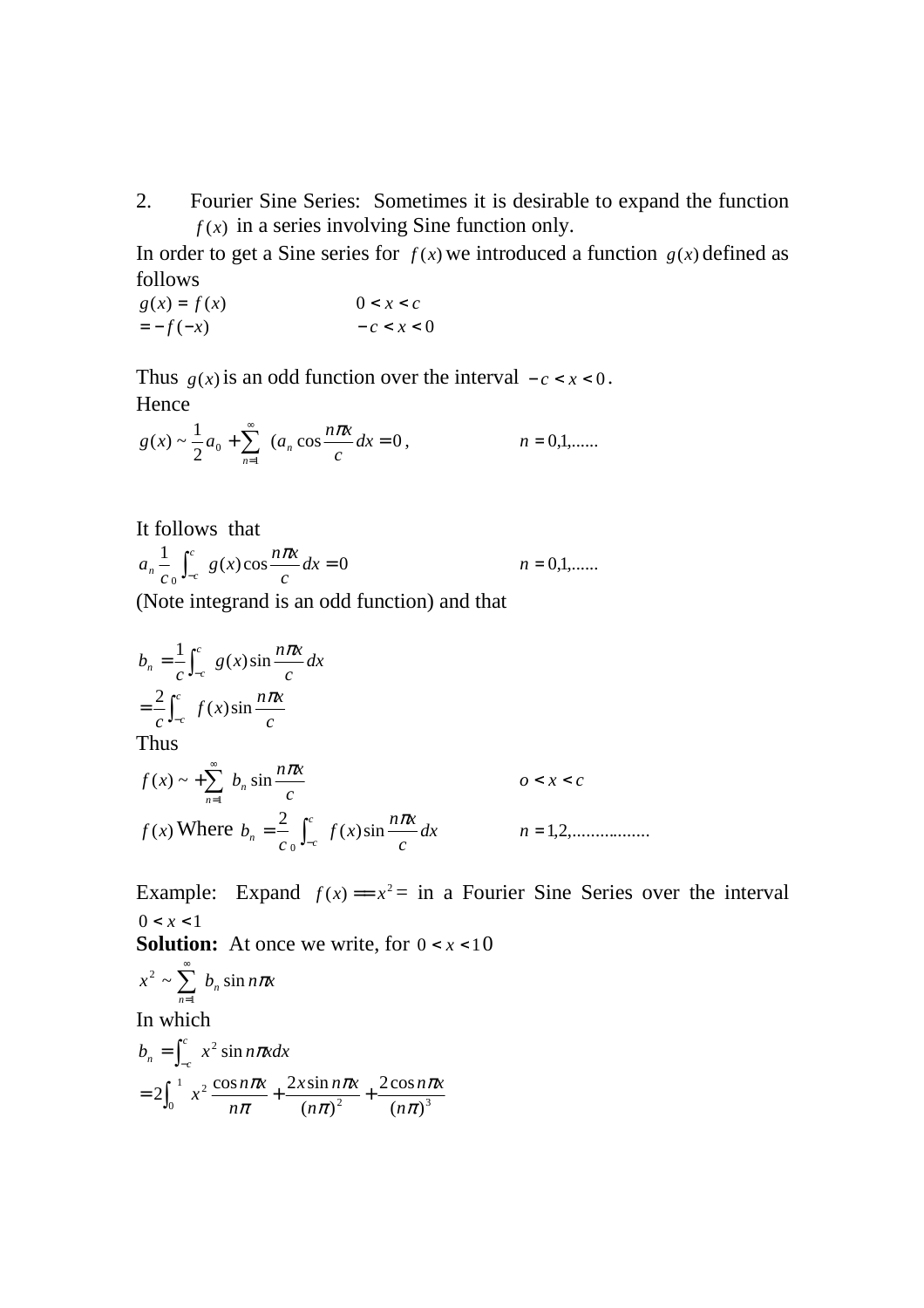2. Fourier Sine Series: Sometimes it is desirable to expand the function $f(x)$ in a series involving Sine function only.

In order to get a Sine series for $f(x)$ we introduced a function $g(x)$ defined as follows

$$g(x) = f(x) \qquad 0 < x < c$$
$$= -f(-x) \qquad -c < x < 0$$

Thus $g(x)$ is an odd function over the interval $-c < x < 0$.

Hence

$$g(x) \sim \frac{1}{2}a_0 + \sum_{n=1}^{\infty} (a_n \cos\frac{n\pi x}{c} dx = 0, \qquad n = 0,1,......$$

It follows that

$$a_n \frac{1}{c_0} \int_{-c}^{c} g(x)\cos\frac{n\pi x}{c} dx = 0 \qquad n = 0,1,......$$

(Note integrand is an odd function) and that

$$b_n = \frac{1}{c}\int_{-c}^{c} g(x)\sin\frac{n\pi x}{c} dx$$
$$= \frac{2}{c}\int_{-c}^{c} f(x)\sin\frac{n\pi x}{c}$$

Thus

$$f(x) \sim + \sum_{n=1}^{\infty} b_n \sin\frac{n\pi x}{c} \qquad o < x < c$$

$f(x)$ Where $b_n = \frac{2}{c_0}\int_{-c}^{c} f(x)\sin\frac{n\pi x}{c} dx \qquad n = 1,2,.................$

Example: Expand $f(x) == x^2 =$ in a Fourier Sine Series over the interval $0 < x < 1$

**Solution:** At once we write, for $0 < x < 10$

$$x^2 \sim \sum_{n=1}^{\infty} b_n \sin n\pi x$$

In which

$$b_n = \int_{-c}^{c} x^2 \sin n\pi x dx$$
$$= 2\int_0^1 x^2 \frac{\cos n\pi x}{n\pi} + \frac{2x\sin n\pi x}{(n\pi)^2} + \frac{2\cos n\pi x}{(n\pi)^3}$$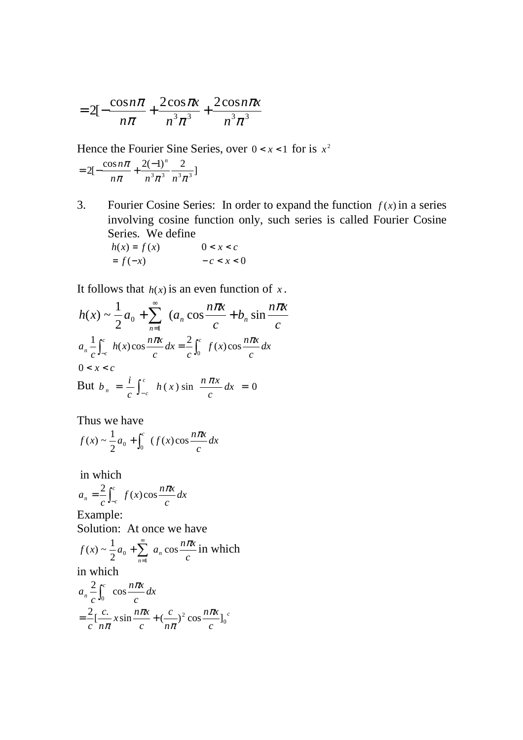$$= 2[-\frac{\cos n\pi}{n\pi} + \frac{2\cos \pi x}{n^3\pi^3} + \frac{2\cos n\pi x}{n^3\pi^3}$$

Hence the Fourier Sine Series, over $0 < x < 1$ for is $x^2$

$$= 2[-\frac{\cos n\pi}{n\pi} + \frac{2(-1)^n}{n^3\pi^3}\frac{2}{n^3\pi^3}]$$

3. Fourier Cosine Series: In order to expand the function $f(x)$ in a series involving cosine function only, such series is called Fourier Cosine Series. We define

$$h(x) = f(x) \qquad 0 < x < c$$
$$= f(-x) \qquad -c < x < 0$$

It follows that $h(x)$ is an even function of $x$.

$$h(x) \sim \frac{1}{2}a_0 + \sum_{n=1}^{\infty} (a_n \cos\frac{n\pi x}{c} + b_n \sin\frac{n\pi x}{c}$$

$$a_n \frac{1}{c}\int_{-c}^{c} h(x)\cos\frac{n\pi x}{c}dx = \frac{2}{c}\int_0^c f(x)\cos\frac{n\pi x}{c}dx$$

$0 < x < c$

But $b_n = \frac{i}{c}\int_{-c}^{c} h(x)\sin\frac{n\pi x}{c}dx = 0$

Thus we have

$$f(x) \sim \frac{1}{2}a_0 + \int_0^c (f(x)\cos\frac{n\pi x}{c}dx$$

in which

$$a_n = \frac{2}{c}\int_{-c}^{c} f(x)\cos\frac{n\pi x}{c}dx$$

Example:

Solution: At once we have

$$f(x) \sim \frac{1}{2}a_0 + \sum_{n=1}^{\infty} a_n \cos\frac{n\pi x}{c} \text{ in which}$$

in which

$$a_n \frac{2}{c}\int_0^c \cos\frac{n\pi x}{c}dx$$

$$= \frac{2}{c}[\frac{c.}{n\pi}x\sin\frac{n\pi x}{c} + (\frac{c}{n\pi})^2\cos\frac{n\pi x}{c}]_0^c$$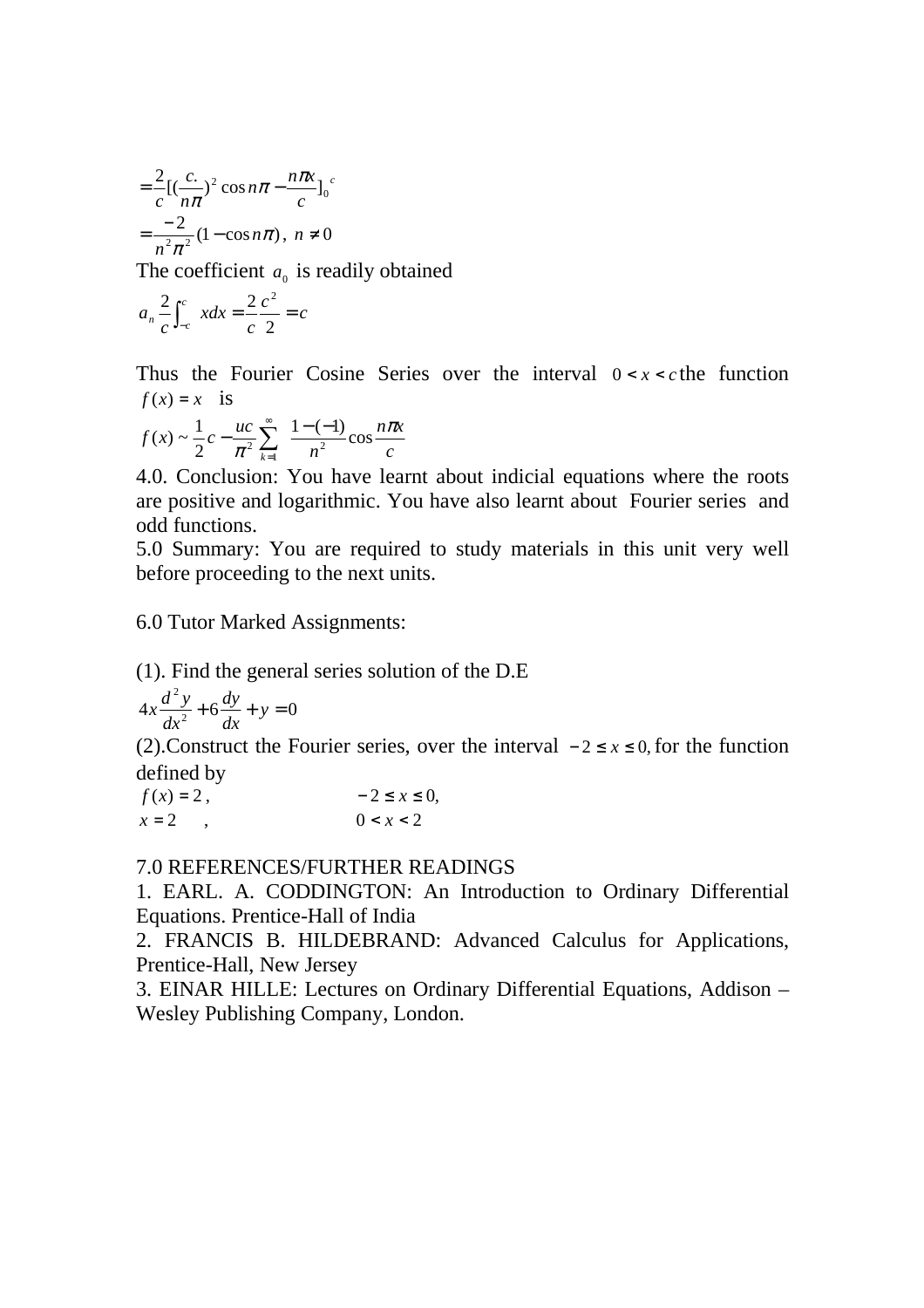$$= \frac{2}{c}[(\frac{c.}{n\pi})^2 \cos n\pi - \frac{n\pi x}{c}]_0^c$$

$$= \frac{-2}{n^2\pi^2}(1 - \cos n\pi), \; n \neq 0$$

The coefficient $a_0$ is readily obtained

$$a_n \frac{2}{c}\int_{-c}^{c} x dx = \frac{2}{c}\frac{c^2}{2} = c$$

Thus the Fourier Cosine Series over the interval $0 < x < c$ the function $f(x) = x$ is

$$f(x) \sim \frac{1}{2}c - \frac{uc}{\pi^2}\sum_{k=1}^{\infty} \frac{1-(-1)}{n^2}\cos\frac{n\pi x}{c}$$

4.0. Conclusion: You have learnt about indicial equations where the roots are positive and logarithmic. You have also learnt about Fourier series and odd functions.

5.0 Summary: You are required to study materials in this unit very well before proceeding to the next units.

6.0 Tutor Marked Assignments:

(1). Find the general series solution of the D.E

$$4x\frac{d^2y}{dx^2} + 6\frac{dy}{dx} + y = 0$$

(2).Construct the Fourier series, over the interval $-2 \leq x \leq 0$, for the function defined by

$f(x) = 2$, $\qquad -2 \leq x \leq 0,$

$x = 2$ , $\qquad 0 < x < 2$

7.0 REFERENCES/FURTHER READINGS

1. EARL. A. CODDINGTON: An Introduction to Ordinary Differential Equations. Prentice-Hall of India
2. FRANCIS B. HILDEBRAND: Advanced Calculus for Applications, Prentice-Hall, New Jersey
3. EINAR HILLE: Lectures on Ordinary Differential Equations, Addison – Wesley Publishing Company, London.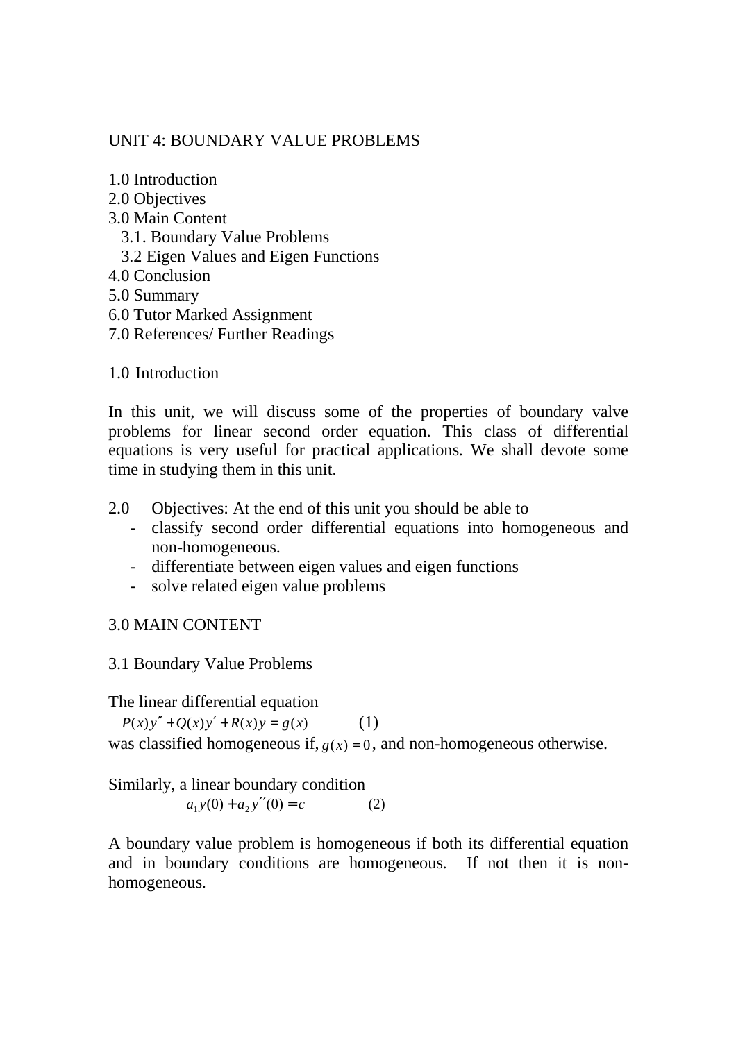# UNIT 4: BOUNDARY VALUE PROBLEMS

1.0 Introduction
2.0 Objectives
3.0 Main Content
  3.1. Boundary Value Problems
  3.2 Eigen Values and Eigen Functions
4.0 Conclusion
5.0 Summary
6.0 Tutor Marked Assignment
7.0 References/ Further Readings

## 1.0 Introduction

In this unit, we will discuss some of the properties of boundary valve problems for linear second order equation. This class of differential equations is very useful for practical applications. We shall devote some time in studying them in this unit.

## 2.0 Objectives: At the end of this unit you should be able to

- classify second order differential equations into homogeneous and non-homogeneous.
- differentiate between eigen values and eigen functions
- solve related eigen value problems

## 3.0 MAIN CONTENT

### 3.1 Boundary Value Problems

The linear differential equation

$$P(x)y'' + Q(x)y' + R(x)y = g(x) \qquad (1)$$

was classified homogeneous if, $g(x) = 0$, and non-homogeneous otherwise.

Similarly, a linear boundary condition

$$a_1 y(0) + a_2 y''(0) = c \qquad (2)$$

A boundary value problem is homogeneous if both its differential equation and in boundary conditions are homogeneous. If not then it is non-homogeneous.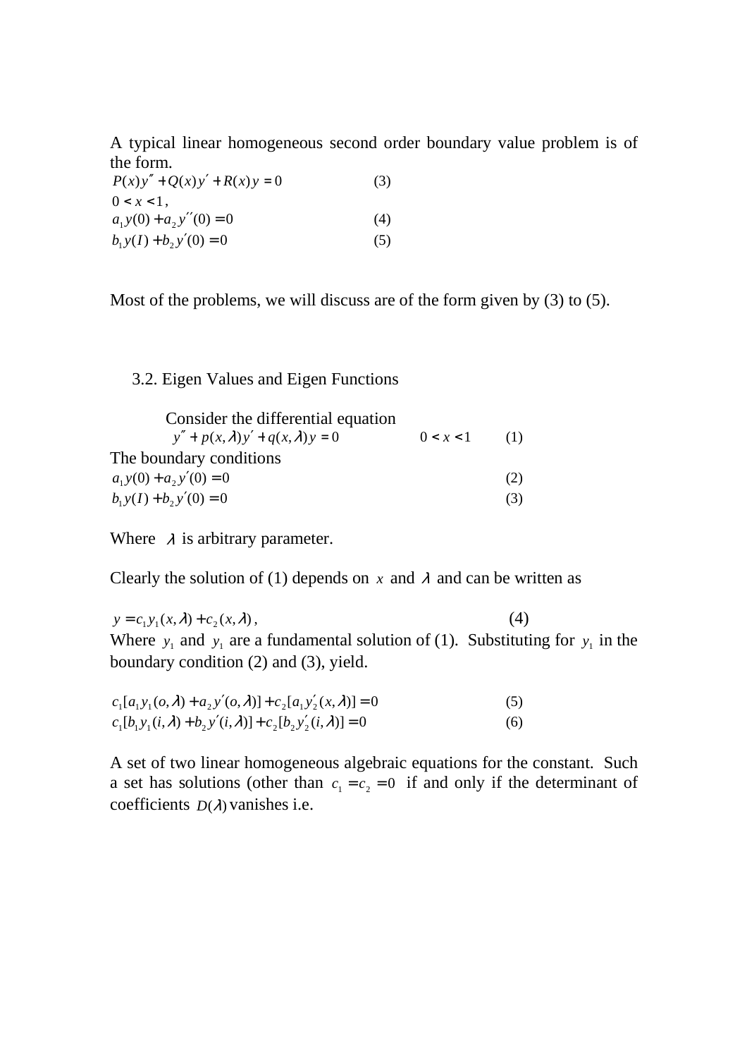A typical linear homogeneous second order boundary value problem is of the form.

$$P(x)y'' + Q(x)y' + R(x)y = 0 \qquad (3)$$

$0 < x < 1$,

$$a_1 y(0) + a_2 y''(0) = 0 \qquad (4)$$

$$b_1 y(I) + b_2 y'(0) = 0 \qquad (5)$$

Most of the problems, we will discuss are of the form given by (3) to (5).

### 3.2. Eigen Values and Eigen Functions

Consider the differential equation

$$y'' + p(x,\lambda)y' + q(x,\lambda)y = 0 \qquad 0 < x < 1 \qquad (1)$$

The boundary conditions

$$a_1 y(0) + a_2 y'(0) = 0 \qquad (2)$$

$$b_1 y(I) + b_2 y'(0) = 0 \qquad (3)$$

Where $\lambda$ is arbitrary parameter.

Clearly the solution of (1) depends on $x$ and $\lambda$ and can be written as

$$y = c_1 y_1(x,\lambda) + c_2(x,\lambda), \qquad (4)$$

Where $y_1$ and $y_1$ are a fundamental solution of (1). Substituting for $y_1$ in the boundary condition (2) and (3), yield.

$$c_1[a_1 y_1(o,\lambda) + a_2 y'(o,\lambda)] + c_2[a_1 y_2'(x,\lambda)] = 0 \qquad (5)$$

$$c_1[b_1 y_1(i,\lambda) + b_2 y'(i,\lambda)] + c_2[b_2 y_2'(i,\lambda)] = 0 \qquad (6)$$

A set of two linear homogeneous algebraic equations for the constant. Such a set has solutions (other than $c_1 = c_2 = 0$ if and only if the determinant of coefficients $D(\lambda)$ vanishes i.e.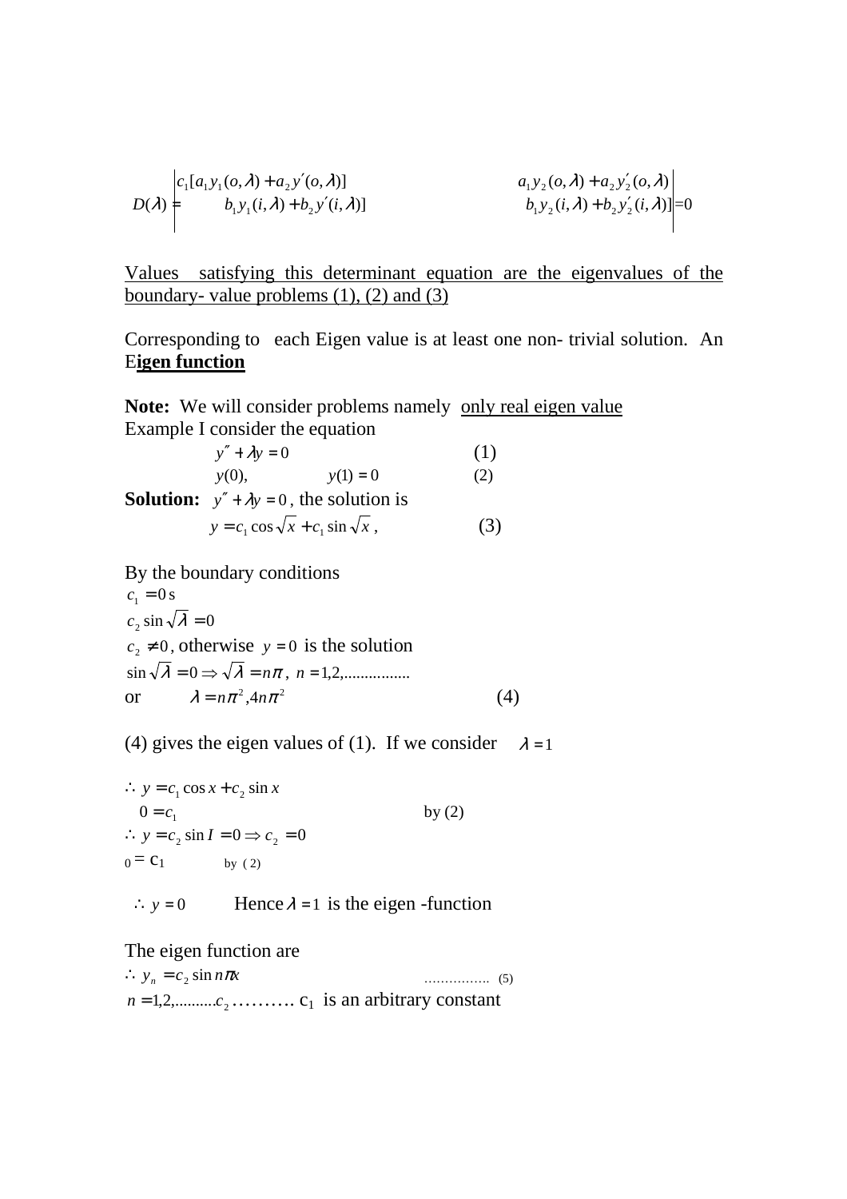$$D(\lambda) = \begin{vmatrix} c_1[a_1 y_1(o,\lambda) + a_2 y'(o,\lambda)] & a_1 y_2(o,\lambda) + a_2 y_2'(o,\lambda) \\ b_1 y_1(i,\lambda) + b_2 y'(i,\lambda)] & b_1 y_2(i,\lambda) + b_2 y_2'(i,\lambda)] \end{vmatrix} = 0$$

<u>Values satisfying this determinant equation are the eigenvalues of the boundary- value problems (1), (2) and (3)</u>

Corresponding to each Eigen value is at least one non- trivial solution. An E**<u>igen function</u>**

**Note:** We will consider problems namely <u>only real eigen value</u>

Example I consider the equation

$$y'' + \lambda y = 0 \qquad (1)$$

$$y(0), \qquad y(1) = 0 \qquad (2)$$

**Solution:** $y'' + \lambda y = 0$, the solution is

$$y = c_1 \cos\sqrt{x} + c_1 \sin\sqrt{x}, \qquad (3)$$

By the boundary conditions

$c_1 = 0$ s

$c_2 \sin\sqrt{\lambda} = 0$

$c_2 \neq 0$, otherwise $y = 0$ is the solution

$\sin\sqrt{\lambda} = 0 \Rightarrow \sqrt{\lambda} = n\pi$, $n = 1,2,\ldots\ldots\ldots\ldots$

or $\quad \lambda = n\pi^2, 4n\pi^2 \qquad (4)$

(4) gives the eigen values of (1). If we consider $\lambda = 1$

$\therefore\ y = c_1 \cos x + c_2 \sin x$

$0 = c_1 \qquad$ by (2)

$\therefore\ y = c_2 \sin I = 0 \Rightarrow c_2 = 0$

$0 = c_1 \qquad$ by (2)

$\therefore\ y = 0 \qquad$ Hence $\lambda = 1$ is the eigen -function

The eigen function are

$\therefore\ y_n = c_2 \sin n\pi x \qquad \ldots\ldots\ldots\ldots\ldots\ (5)$

$n = 1,2,\ldots\ldots\ldots c_2$ ………. $c_1$ is an arbitrary constant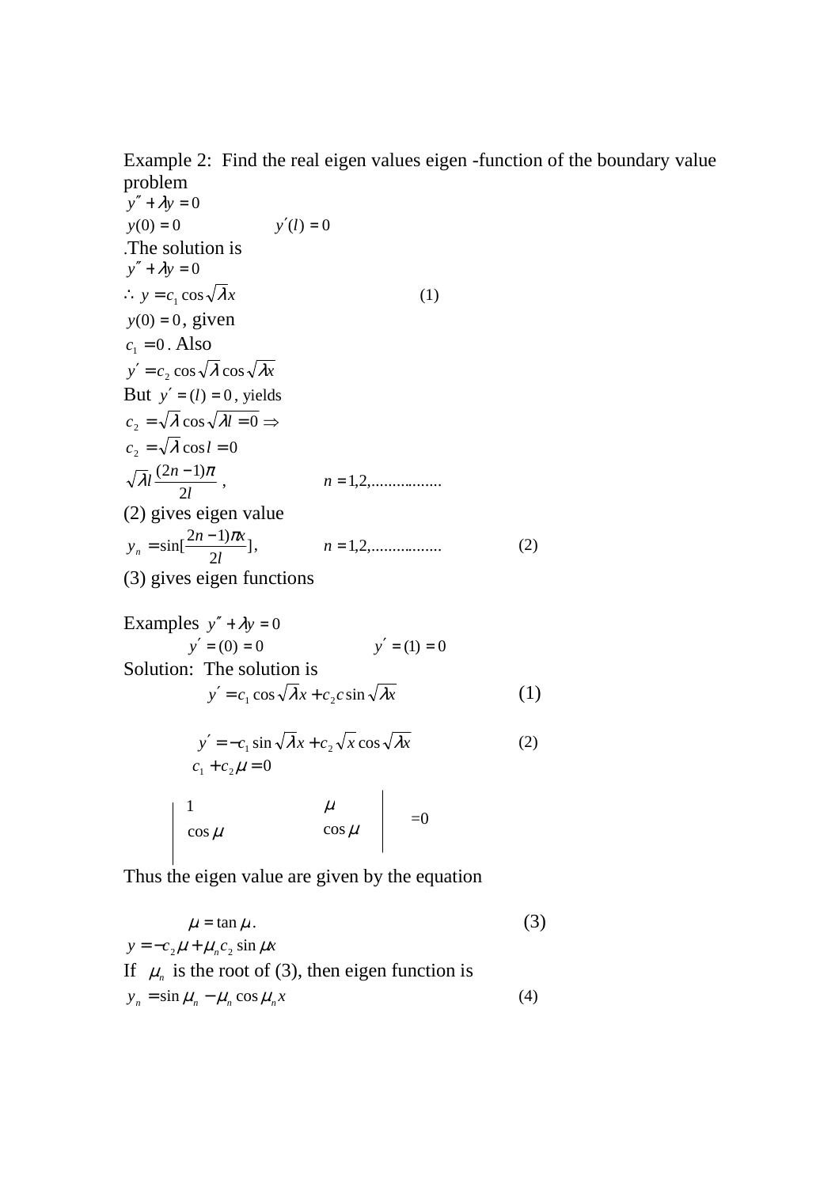Example 2: Find the real eigen values eigen -function of the boundary value problem

$y'' + \lambda y = 0$

$y(0) = 0 \qquad\qquad y'(l) = 0$

.The solution is

$y'' + \lambda y = 0$

$$\therefore\ y = c_1 \cos\sqrt{\lambda} x \qquad (1)$$

$y(0) = 0$, given

$c_1 = 0$. Also

$y' = c_2 \cos\sqrt{\lambda} \cos\sqrt{\lambda} x$

But $y' = (l) = 0$, yields

$c_2 = \sqrt{\lambda} \cos\sqrt{\lambda l = 0} \Rightarrow$

$c_2 = \sqrt{\lambda} \cos l = 0$

$$\sqrt{\lambda} l \frac{(2n-1)\pi}{2l}, \qquad n = 1,2,................$$

(2) gives eigen value

$$y_n = \sin[\frac{2n-1)\pi x}{2l}], \qquad n = 1,2,................ \qquad (2)$$

(3) gives eigen functions

Examples $y'' + \lambda y = 0$

$y' = (0) = 0 \qquad\qquad y' = (1) = 0$

Solution: The solution is

$$y' = c_1 \cos\sqrt{\lambda} x + c_2 c \sin\sqrt{\lambda} x \qquad (1)$$

$$y' = -c_1 \sin\sqrt{\lambda} x + c_2 \sqrt{x} \cos\sqrt{\lambda} x \qquad (2)$$

$c_1 + c_2 \mu = 0$

$$\begin{vmatrix} 1 & \mu \\ \cos\mu & \cos\mu \end{vmatrix} = 0$$

Thus the eigen value are given by the equation

$$\mu = \tan\mu. \qquad (3)$$

$y = -c_2 \mu + \mu_n c_2 \sin\mu x$

If $\mu_n$ is the root of (3), then eigen function is

$$y_n = \sin\mu_n - \mu_n \cos\mu_n x \qquad (4)$$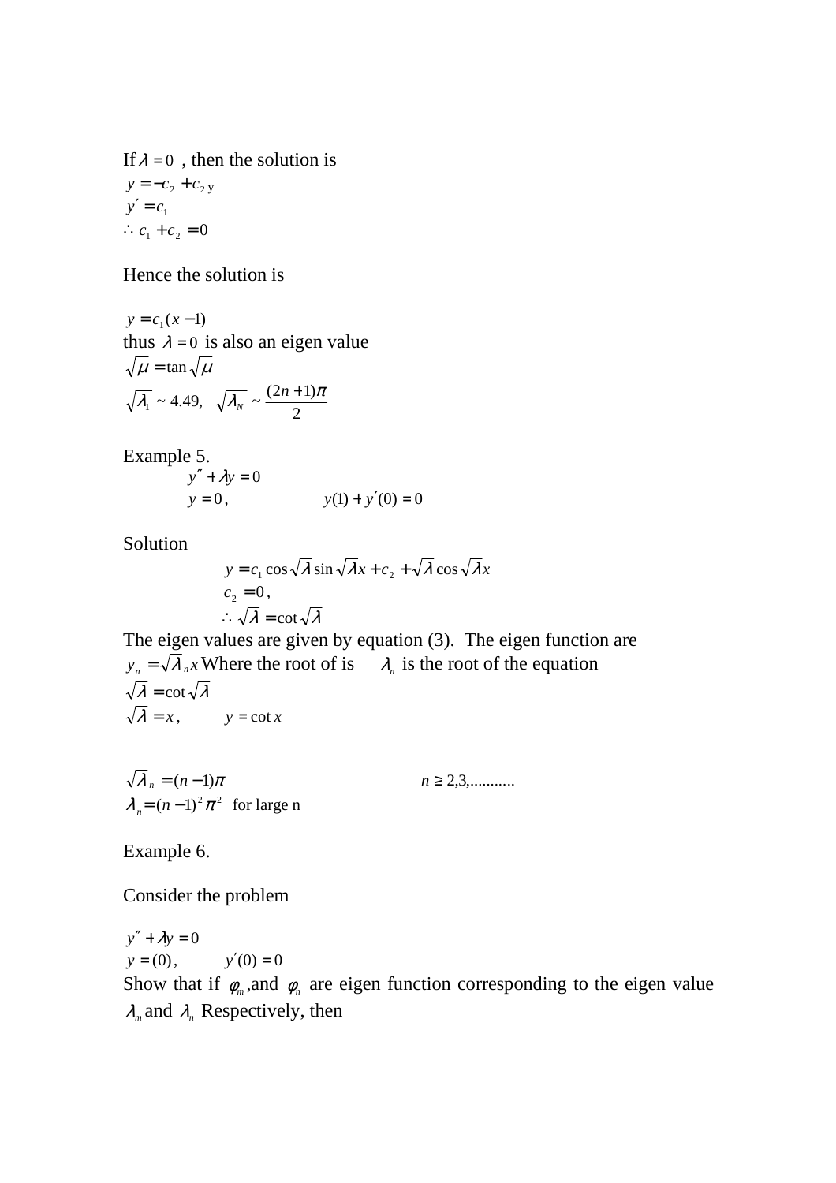If $\lambda = 0$ , then the solution is

$$y = -c_2 + c_2 \, y$$

$$y' = c_1$$

$$\therefore c_1 + c_2 = 0$$

Hence the solution is

$$y = c_1(x-1)$$

thus $\lambda = 0$ is also an eigen value

$$\sqrt{\mu} = \tan\sqrt{\mu}$$

$$\sqrt{\lambda_1} \sim 4.49, \quad \sqrt{\lambda_N} \sim \frac{(2n+1)\pi}{2}$$

Example 5.

$$y'' + \lambda y = 0$$

$$y = 0, \qquad y(1) + y'(0) = 0$$

Solution

$$y = c_1 \cos\sqrt{\lambda} \sin\sqrt{\lambda}x + c_2 + \sqrt{\lambda}\cos\sqrt{\lambda}x$$

$$c_2 = 0,$$

$$\therefore \sqrt{\lambda} = \cot\sqrt{\lambda}$$

The eigen values are given by equation (3). The eigen function are $y_n = \sqrt{\lambda}_n x$ Where the root of is $\lambda_n$ is the root of the equation

$$\sqrt{\lambda} = \cot\sqrt{\lambda}$$

$$\sqrt{\lambda} = x, \qquad y = \cot x$$

$$\sqrt{\lambda}_n = (n-1)\pi \qquad n \geq 2, 3, \ldots\ldots\ldots$$

$$\lambda_n = (n-1)^2\pi^2 \quad \text{for large n}$$

Example 6.

Consider the problem

$$y'' + \lambda y = 0$$

$$y = (0), \qquad y'(0) = 0$$

Show that if $\varphi_m$ ,and $\varphi_n$ are eigen function corresponding to the eigen value $\lambda_m$ and $\lambda_n$ Respectively, then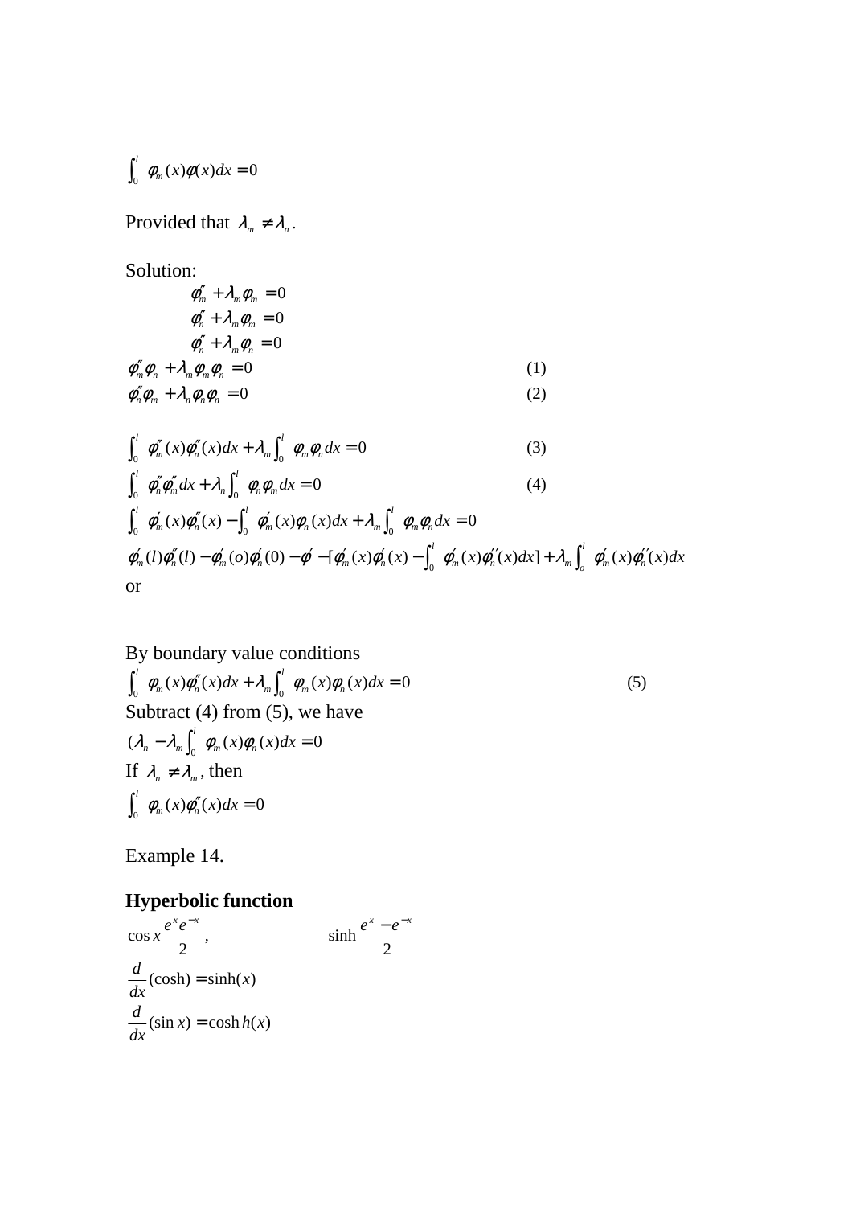$$\int_0^l \phi_m(x)\phi(x)dx = 0$$

Provided that $\lambda_m \neq \lambda_n$.

Solution:

$$\phi''_m + \lambda_m \phi_m = 0$$

$$\phi''_n + \lambda_m \phi_m = 0$$

$$\phi''_n + \lambda_m \phi_n = 0$$

$$\phi''_m \phi_n + \lambda_m \phi_m \phi_n = 0 \qquad (1)$$

$$\phi''_n \phi_m + \lambda_n \phi_n \phi_n = 0 \qquad (2)$$

$$\int_0^l \phi''_m(x)\phi''_n(x)dx + \lambda_m \int_0^l \phi_m \phi_n dx = 0 \qquad (3)$$

$$\int_0^l \phi''_n \phi''_m dx + \lambda_n \int_0^l \phi_n \phi_m dx = 0 \qquad (4)$$

$$\int_0^l \phi'_m(x)\phi''_n(x) - \int_0^l \phi'_m(x)\phi_n(x)dx + \lambda_m \int_0^l \phi_m \phi_n dx = 0$$

$$\phi'_m(l)\phi''_n(l) - \phi'_m(o)\phi'_n(0) - \phi' - [\phi'_m(x)\phi'_n(x) - \int_0^l \phi'_m(x)\phi''_n(x)dx] + \lambda_m \int_o^l \phi'_m(x)\phi''_n(x)dx$$

or

By boundary value conditions

$$\int_0^l \phi_m(x)\phi''_n(x)dx + \lambda_m \int_0^l \phi_m(x)\phi_n(x)dx = 0 \qquad (5)$$

Subtract (4) from (5), we have

$$(\lambda_n - \lambda_m \int_0^l \phi_m(x)\phi_n(x)dx = 0$$

If $\lambda_n \neq \lambda_m$, then

$$\int_0^l \phi_m(x)\phi''_n(x)dx = 0$$

Example 14.

**Hyperbolic function**

$$\cos x \frac{e^x e^{-x}}{2}, \qquad \sinh \frac{e^x - e^{-x}}{2}$$

$$\frac{d}{dx}(\cosh) = \sinh(x)$$

$$\frac{d}{dx}(\sin x) = \cosh h(x)$$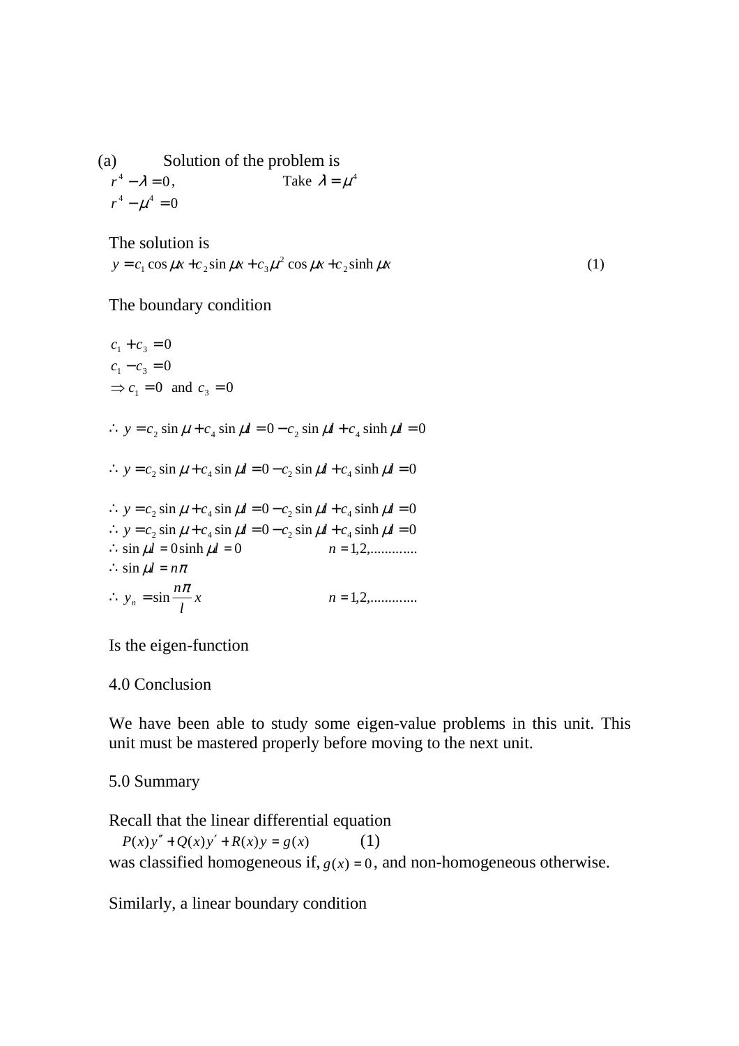(a) Solution of the problem is

$r^4 - \lambda = 0$, Take $\lambda = \mu^4$

$r^4 - \mu^4 = 0$

The solution is

$$y = c_1 \cos \mu x + c_2 \sin \mu x + c_3 \mu^2 \cos \mu x + c_2 \sinh \mu x \qquad (1)$$

The boundary condition

$c_1 + c_3 = 0$

$c_1 - c_3 = 0$

$\Rightarrow c_1 = 0$ and $c_3 = 0$

$\therefore y = c_2 \sin \mu + c_4 \sin \mu l = 0 - c_2 \sin \mu l + c_4 \sinh \mu l = 0$

$\therefore y = c_2 \sin \mu + c_4 \sin \mu l = 0 - c_2 \sin \mu l + c_4 \sinh \mu l = 0$

$\therefore y = c_2 \sin \mu + c_4 \sin \mu l = 0 - c_2 \sin \mu l + c_4 \sinh \mu l = 0$

$\therefore y = c_2 \sin \mu + c_4 \sin \mu l = 0 - c_2 \sin \mu l + c_4 \sinh \mu l = 0$

$\therefore \sin \mu l = 0 \sinh \mu l = 0 \qquad n = 1,2,\ldots\ldots\ldots\ldots$

$\therefore \sin \mu l = n\pi$

$\therefore y_n = \sin \dfrac{n\pi}{l} x \qquad n = 1,2,\ldots\ldots\ldots\ldots$

Is the eigen-function

## 4.0 Conclusion

We have been able to study some eigen-value problems in this unit. This unit must be mastered properly before moving to the next unit.

## 5.0 Summary

Recall that the linear differential equation

$$P(x)y'' + Q(x)y' + R(x)y = g(x) \qquad (1)$$

was classified homogeneous if, $g(x) = 0$, and non-homogeneous otherwise.

Similarly, a linear boundary condition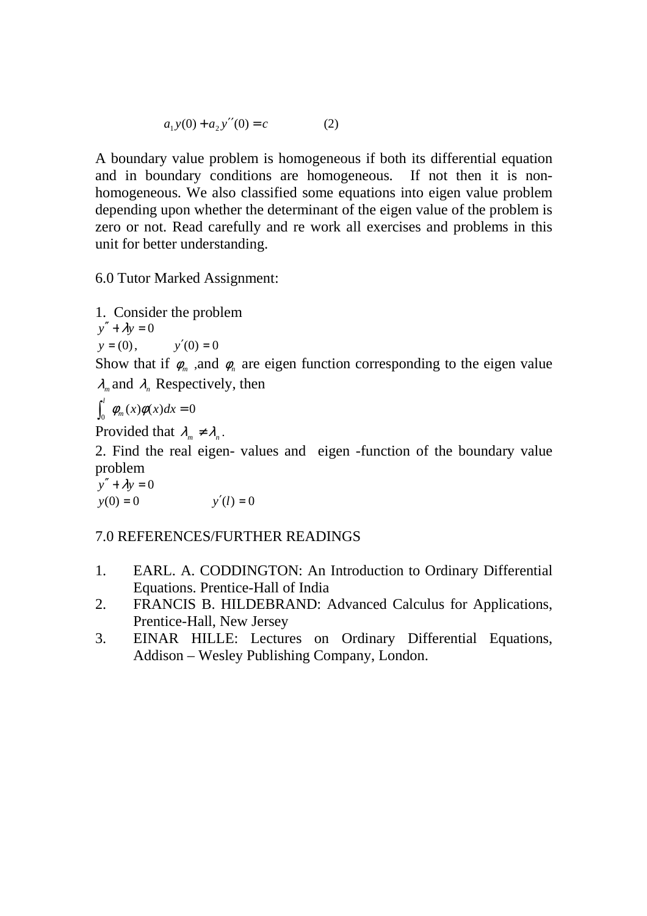$$a_1 y(0) + a_2 y''(0) = c \qquad (2)$$

A boundary value problem is homogeneous if both its differential equation and in boundary conditions are homogeneous. If not then it is non-homogeneous. We also classified some equations into eigen value problem depending upon whether the determinant of the eigen value of the problem is zero or not. Read carefully and re work all exercises and problems in this unit for better understanding.

6.0 Tutor Marked Assignment:

1. Consider the problem

$y'' + \lambda y = 0$

$y = (0)$, $\qquad y'(0) = 0$

Show that if $\phi_m$ ,and $\phi_n$ are eigen function corresponding to the eigen value $\lambda_m$ and $\lambda_n$ Respectively, then

$\int_0^l \phi_m(x)\phi(x)dx = 0$

Provided that $\lambda_m \neq \lambda_n$.

2. Find the real eigen- values and eigen -function of the boundary value problem

$y'' + \lambda y = 0$

$y(0) = 0 \qquad y'(l) = 0$

7.0 REFERENCES/FURTHER READINGS

1. EARL. A. CODDINGTON: An Introduction to Ordinary Differential Equations. Prentice-Hall of India
2. FRANCIS B. HILDEBRAND: Advanced Calculus for Applications, Prentice-Hall, New Jersey
3. EINAR HILLE: Lectures on Ordinary Differential Equations, Addison – Wesley Publishing Company, London.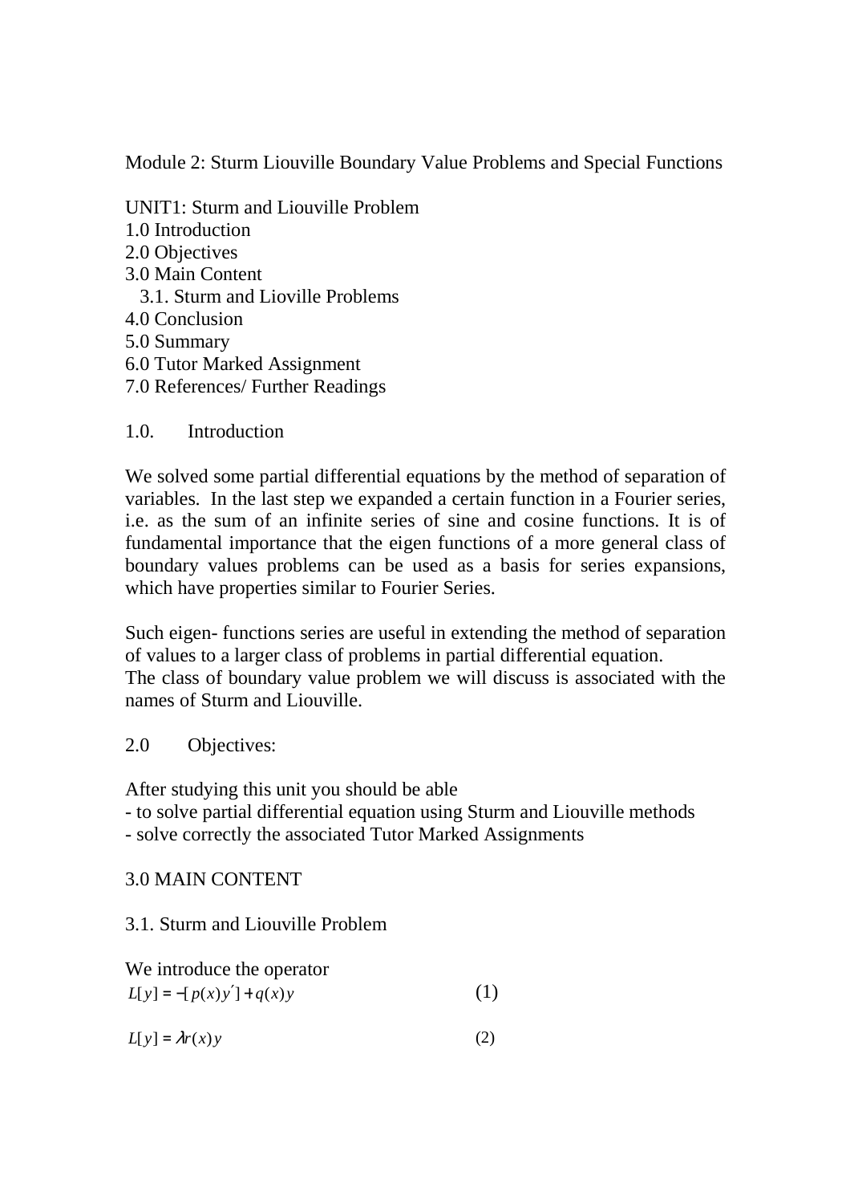Module 2: Sturm Liouville Boundary Value Problems and Special Functions

UNIT1: Sturm and Liouville Problem

1.0 Introduction
2.0 Objectives
3.0 Main Content
   3.1. Sturm and Lioville Problems
4.0 Conclusion
5.0 Summary
6.0 Tutor Marked Assignment
7.0 References/ Further Readings

## 1.0. Introduction

We solved some partial differential equations by the method of separation of variables. In the last step we expanded a certain function in a Fourier series, i.e. as the sum of an infinite series of sine and cosine functions. It is of fundamental importance that the eigen functions of a more general class of boundary values problems can be used as a basis for series expansions, which have properties similar to Fourier Series.

Such eigen- functions series are useful in extending the method of separation of values to a larger class of problems in partial differential equation.
The class of boundary value problem we will discuss is associated with the names of Sturm and Liouville.

## 2.0 Objectives:

After studying this unit you should be able
- to solve partial differential equation using Sturm and Liouville methods
- solve correctly the associated Tutor Marked Assignments

## 3.0 MAIN CONTENT

### 3.1. Sturm and Liouville Problem

We introduce the operator

$$L[y] = -[p(x)y']' + q(x)y \qquad (1)$$

$$L[y] = \lambda r(x)y \qquad (2)$$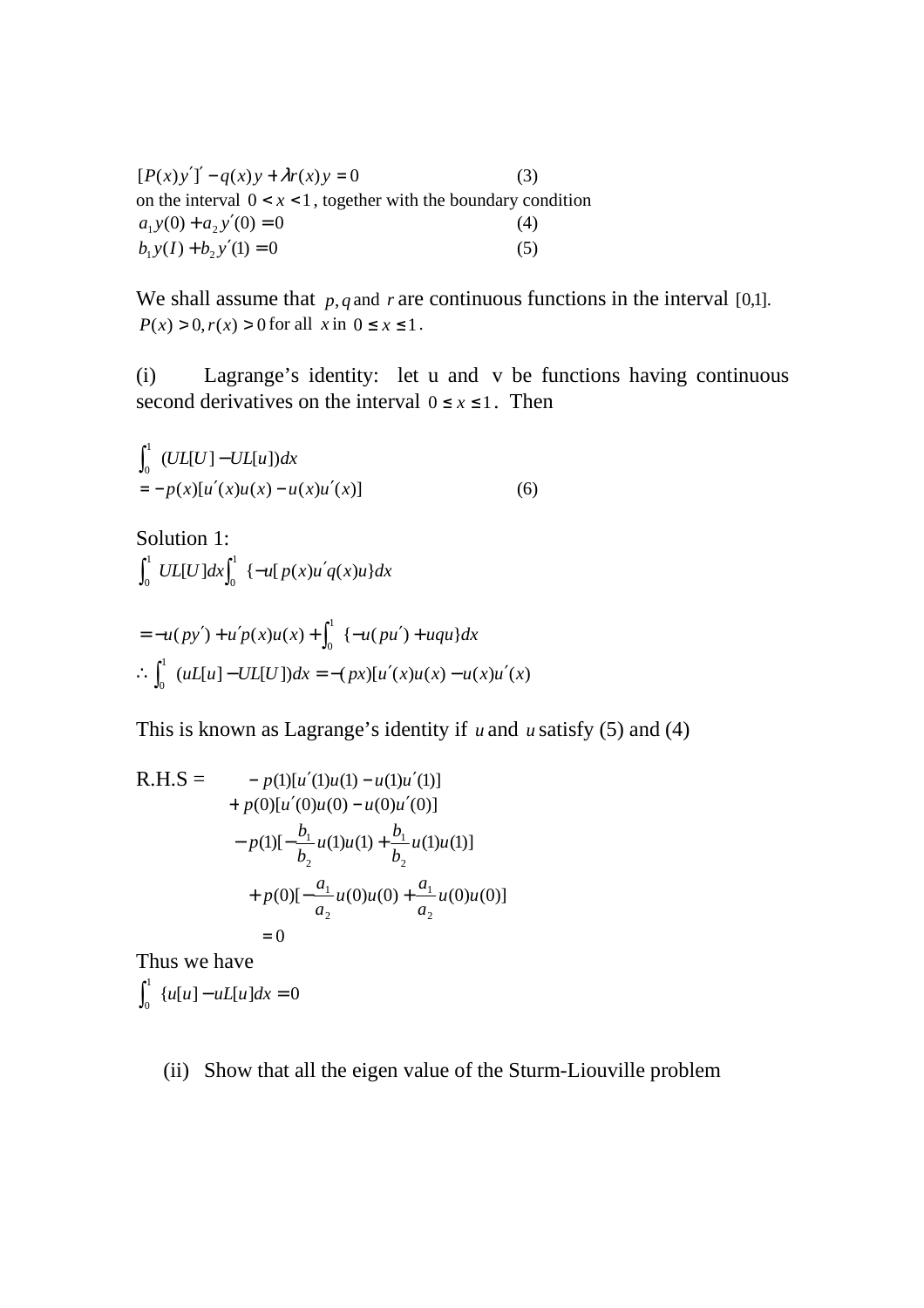$$[P(x)y']' - q(x)y + \lambda r(x)y = 0 \qquad (3)$$

on the interval $0 < x < 1$, together with the boundary condition

$$a_1 y(0) + a_2 y'(0) = 0 \qquad (4)$$

$$b_1 y(I) + b_2 y'(1) = 0 \qquad (5)$$

We shall assume that $p, q$ and $r$ are continuous functions in the interval $[0,1]$. $P(x) > 0, r(x) > 0$ for all $x$ in $0 \le x \le 1$.

(i) Lagrange's identity: let u and v be functions having continuous second derivatives on the interval $0 \le x \le 1$. Then

$$\int_0^1 (UL[U] - UL[u])dx$$
$$= -p(x)[u'(x)u(x) - u(x)u'(x)] \qquad (6)$$

Solution 1:

$$\int_0^1 UL[U]dx \int_0^1 \{-u[p(x)u'q(x)u\}dx$$

$$= -u(py') + u'p(x)u(x) + \int_0^1 \{-u(pu') + uqu\}dx$$

$$\therefore \int_0^1 (uL[u] - UL[U])dx = -(px)[u'(x)u(x) - u(x)u'(x)$$

This is known as Lagrange's identity if $u$ and $u$ satisfy (5) and (4)

$$\text{R.H.S} = -p(1)[u'(1)u(1) - u(1)u'(1)]$$
$$+ p(0)[u'(0)u(0) - u(0)u'(0)]$$
$$-p(1)[-\frac{b_1}{b_2}u(1)u(1) + \frac{b_1}{b_2}u(1)u(1)]$$
$$+ p(0)[-\frac{a_1}{a_2}u(0)u(0) + \frac{a_1}{a_2}u(0)u(0)]$$
$$= 0$$

Thus we have

$$\int_0^1 \{u[u] - uL[u]dx = 0$$

(ii) Show that all the eigen value of the Sturm-Liouville problem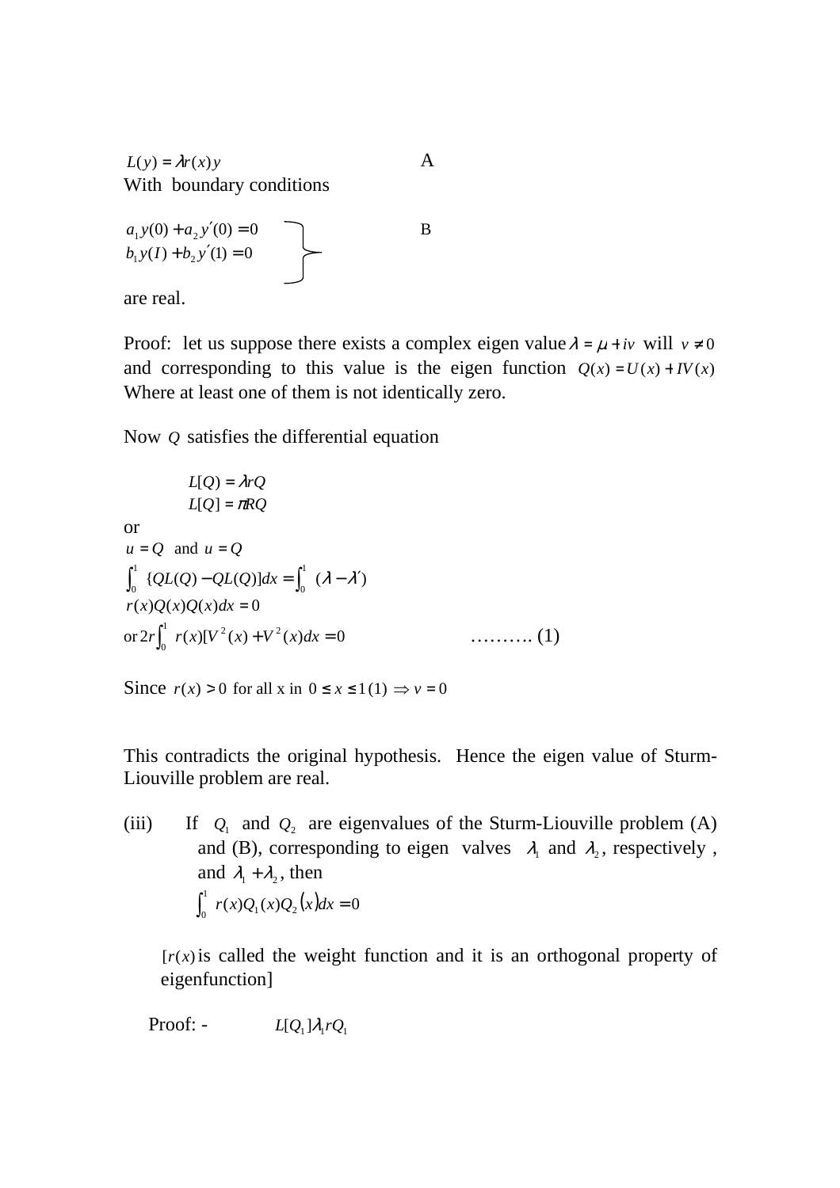$L(y) = \lambda r(x) y$ A

With boundary conditions

$$\left.\begin{array}{l} a_1 y(0) + a_2 y'(0) = 0 \\ b_1 y(I) + b_2 y'(1) = 0 \end{array}\right\} \quad \text{B}$$

are real.

Proof: let us suppose there exists a complex eigen value $\lambda = \mu + iv$ will $v \neq 0$ and corresponding to this value is the eigen function $Q(x) = U(x) + IV(x)$ Where at least one of them is not identically zero.

Now $Q$ satisfies the differential equation

$$L[Q) = \lambda r Q$$
$$L[Q] = \pi R Q$$

or

$u = Q$ and $u = Q$

$\int_0^1 \{QL(Q) - QL(Q)]dx = \int_0^1 (\lambda - \lambda')$

$r(x)Q(x)Q(x)dx = 0$

or $2r\int_0^1 r(x)[V^2(x) + V^2(x)dx = 0$ ………. (1)

Since $r(x) > 0$ for all x in $0 \leq x \leq 1(1) \Rightarrow v = 0$

This contradicts the original hypothesis. Hence the eigen value of Sturm-Liouville problem are real.

(iii) If $Q_1$ and $Q_2$ are eigenvalues of the Sturm-Liouville problem (A) and (B), corresponding to eigen valves $\lambda_1$ and $\lambda_2$, respectively , and $\lambda_1 + \lambda_2$, then

$$\int_0^1 r(x)Q_1(x)Q_2(x)dx = 0$$

$[r(x)$ is called the weight function and it is an orthogonal property of eigenfunction]

Proof: - $L[Q_1]\lambda_1 r Q_1$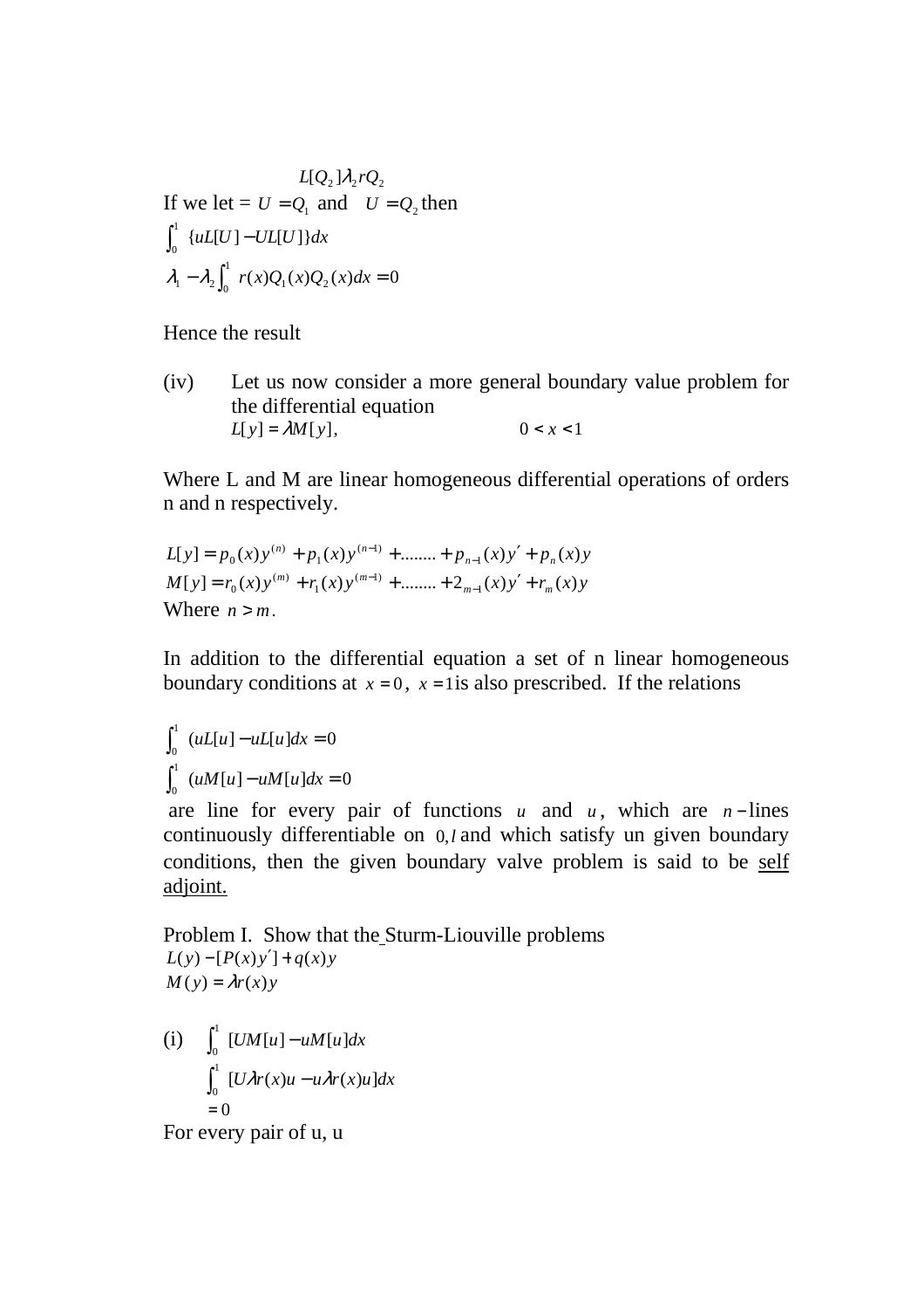$$L[Q_2]\lambda_2 rQ_2$$

If we let = $U = Q_1$ and $U = Q_2$ then

$$\int_0^1 \{uL[U] - UL[U]\}dx$$

$$\lambda_1 - \lambda_2 \int_0^1 r(x)Q_1(x)Q_2(x)dx = 0$$

Hence the result

(iv) Let us now consider a more general boundary value problem for the differential equation

$$L[y] = \lambda M[y], \qquad 0 < x < 1$$

Where L and M are linear homogeneous differential operations of orders n and n respectively.

$$L[y] = p_0(x)y^{(n)} + p_1(x)y^{(n-1)} + \ldots\ldots.. + p_{n-1}(x)y' + p_n(x)y$$

$$M[y] = r_0(x)y^{(m)} + r_1(x)y^{(m-1)} + \ldots\ldots.. + 2_{m-1}(x)y' + r_m(x)y$$

Where $n > m$.

In addition to the differential equation a set of n linear homogeneous boundary conditions at $x = 0$, $x = 1$is also prescribed. If the relations

$$\int_0^1 (uL[u] - uL[u]dx = 0$$

$$\int_0^1 (uM[u] - uM[u]dx = 0$$

are line for every pair of functions $u$ and $u$, which are $n-$lines continuously differentiable on $0, l$ and which satisfy un given boundary conditions, then the given boundary valve problem is said to be <u>self adjoint.</u>

Problem I. Show that the Sturm-Liouville problems

$$L(y) - [P(x)y'] + q(x)y$$

$$M(y) = \lambda r(x)y$$

(i) $\int_0^1 [UM[u] - uM[u]dx$

$\int_0^1 [U\lambda r(x)u - u\lambda r(x)u]dx$

$= 0$

For every pair of u, u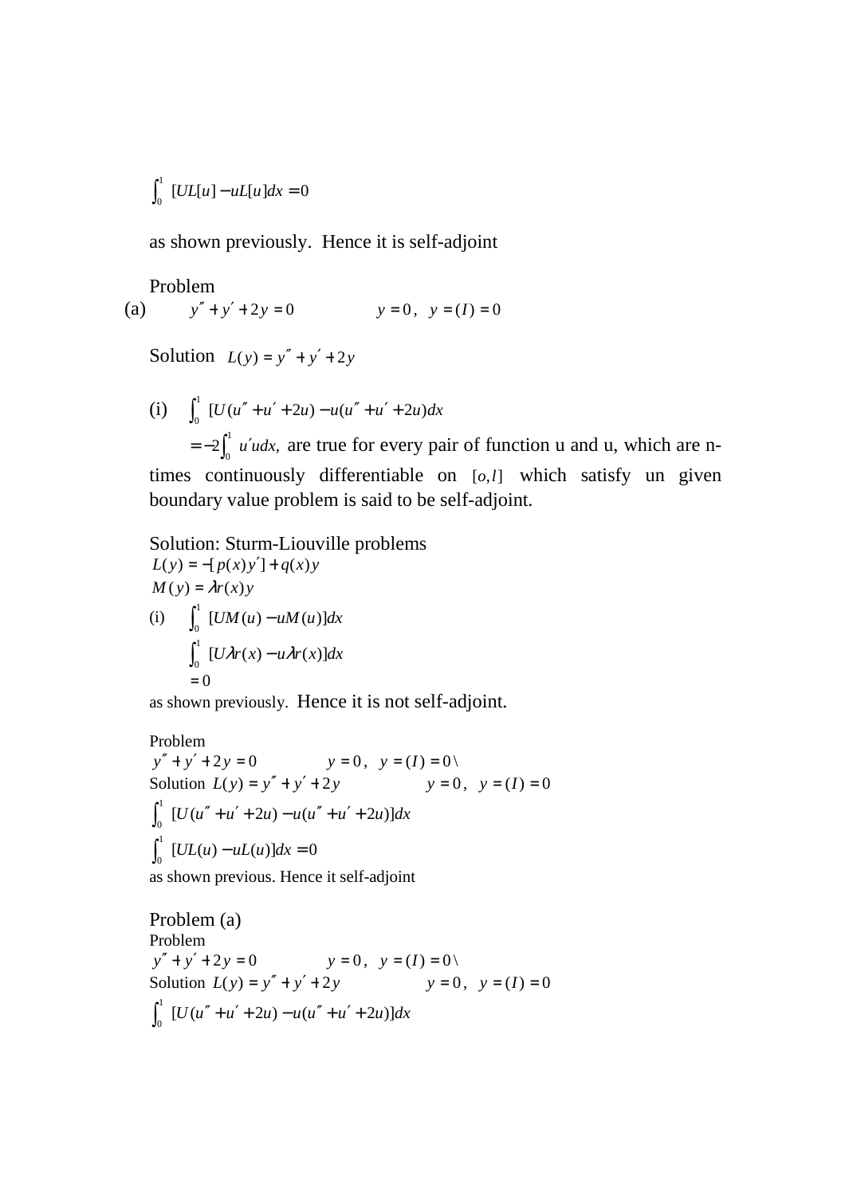$$\int_0^1 [UL[u] - uL[u]dx = 0$$

as shown previously. Hence it is self-adjoint

Problem

(a) $y'' + y' + 2y = 0 \qquad y = 0, \;\; y = (I) = 0$

Solution $L(y) = y'' + y' + 2y$

(i) $\int_0^1 [U(u'' + u' + 2u) - u(u'' + u' + 2u)dx$

$= -2\int_0^1 u'udx,$ are true for every pair of function u and u, which are n-times continuously differentiable on $[o,l]$ which satisfy un given boundary value problem is said to be self-adjoint.

Solution: Sturm-Liouville problems

$L(y) = -[p(x)y'] + q(x)y$

$M(y) = \lambda r(x)y$

(i) $\int_0^1 [UM(u) - uM(u)]dx$

$\int_0^1 [U\lambda r(x) - u\lambda r(x)]dx$

$= 0$

as shown previously. Hence it is not self-adjoint.

Problem

$y'' + y' + 2y = 0 \qquad y = 0, \;\; y = (I) = 0\backslash$

Solution $L(y) = y'' + y' + 2y \qquad y = 0, \;\; y = (I) = 0$

$\int_0^1 [U(u'' + u' + 2u) - u(u'' + u' + 2u)]dx$

$\int_0^1 [UL(u) - uL(u)]dx = 0$

as shown previous. Hence it self-adjoint

Problem (a)

Problem

$y'' + y' + 2y = 0 \qquad y = 0, \;\; y = (I) = 0\backslash$

Solution $L(y) = y'' + y' + 2y \qquad y = 0, \;\; y = (I) = 0$

$\int_0^1 [U(u'' + u' + 2u) - u(u'' + u' + 2u)]dx$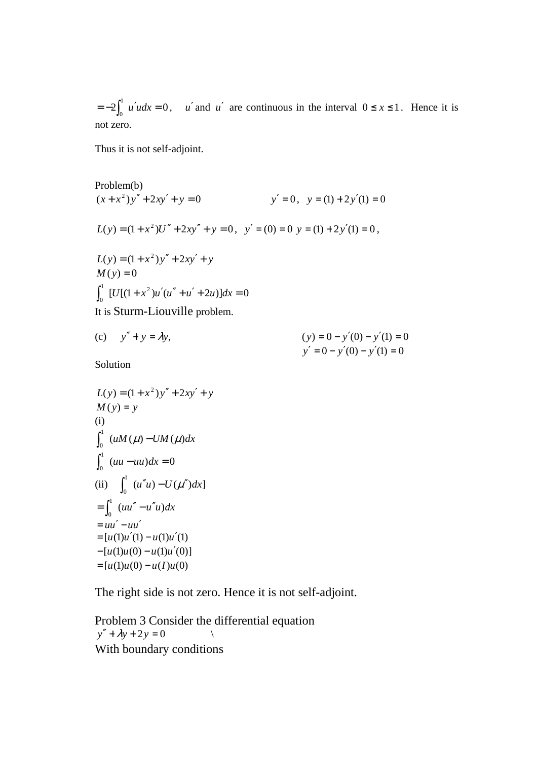$= -2\int_0^1 u'u dx = 0$, $u'$ and $u'$ are continuous in the interval $0 \le x \le 1$. Hence it is not zero.

Thus it is not self-adjoint.

Problem(b)

$(x + x^2)y'' + 2xy' + y = 0$ $\qquad\qquad$ $y' = 0$, $y = (1) + 2y'(1) = 0$

$L(y) = (1 + x^2)U'' + 2xy'' + y = 0$, $y' = (0) = 0$ $y = (1) + 2y'(1) = 0$,

$L(y) = (1 + x^2)y'' + 2xy' + y$

$M(y) = 0$

$\int_0^1 [U[(1 + x^2)u'(u'' + u' + 2u)]dx = 0$

It is Sturm-Liouville problem.

(c) $\quad y'' + y = \lambda y,$ $\qquad\qquad$ $(y) = 0 - y'(0) - y'(1) = 0$

$\qquad\qquad\qquad\qquad\qquad\qquad$ $y' = 0 - y'(0) - y'(1) = 0$

Solution

$L(y) = (1 + x^2)y'' + 2xy' + y$

$M(y) = y$

(i)

$\int_0^1 (uM(\mu) - UM(\mu)dx$

$\int_0^1 (uu - uu)dx = 0$

(ii) $\quad \int_0^1 (u''u) - U(\mu'')dx]$

$= \int_0^1 (uu'' - u''u)dx$

$= uu' - uu'$

$= [u(1)u'(1) - u(1)u'(1)$

$- [u(1)u(0) - u(1)u'(0)]$

$= [u(1)u(0) - u(I)u(0)$

The right side is not zero. Hence it is not self-adjoint.

Problem 3 Consider the differential equation

$y'' + \lambda y + 2y = 0$ $\qquad$ \

With boundary conditions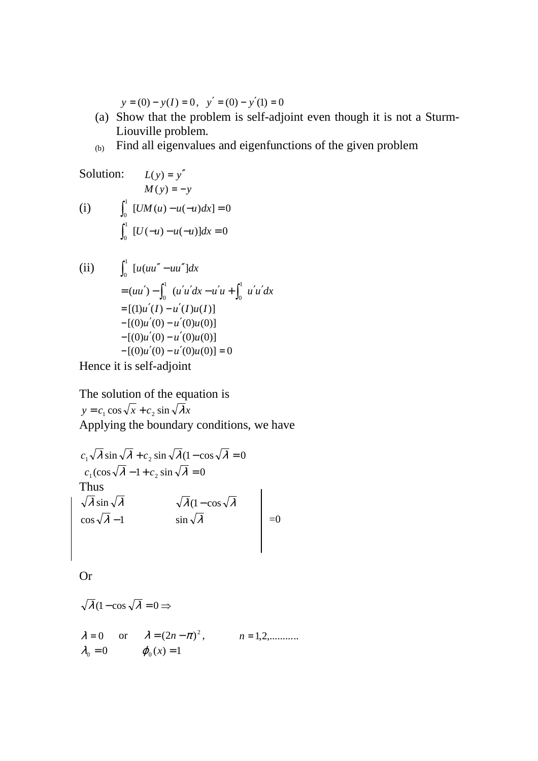$$y = (0) - y(I) = 0, \quad y' = (0) - y'(1) = 0$$

(a) Show that the problem is self-adjoint even though it is not a Sturm-Liouville problem.

(b) Find all eigenvalues and eigenfunctions of the given problem

Solution: $L(y) = y''$

$M(y) = -y$

(i) $\int_0^1 [UM(u) - u(-u)dx] = 0$

$\int_0^1 [U(-u) - u(-u)]dx = 0$

(ii) $\int_0^1 [u(uu'' - uu'']dx$

$= (uu') - \int_0^1 (u'u'dx - u'u + \int_0^1 u'u'dx$

$= [(1)u'(I) - u'(I)u(I)]$

$- [(0)u'(0) - u'(0)u(0)]$

$- [(0)u'(0) - u'(0)u(0)]$

$- [(0)u'(0) - u'(0)u(0)] = 0$

Hence it is self-adjoint

The solution of the equation is

$y = c_1 \cos\sqrt{x} + c_2 \sin\sqrt{\lambda}x$

Applying the boundary conditions, we have

$c_1\sqrt{\lambda}\sin\sqrt{\lambda} + c_2 \sin\sqrt{\lambda}(1 - \cos\sqrt{\lambda} = 0$

$c_1(\cos\sqrt{\lambda} - 1 + c_2 \sin\sqrt{\lambda} = 0$

Thus

$$\begin{vmatrix} \sqrt{\lambda}\sin\sqrt{\lambda} & \sqrt{\lambda}(1 - \cos\sqrt{\lambda} \\ \cos\sqrt{\lambda} - 1 & \sin\sqrt{\lambda} \end{vmatrix} = 0$$

Or

$\sqrt{\lambda}(1 - \cos\sqrt{\lambda} = 0 \Rightarrow$

$\lambda = 0$ or $\lambda = (2n - \pi)^2$, $n = 1,2,..........$

$\lambda_0 = 0$ $\quad \phi_0(x) = 1$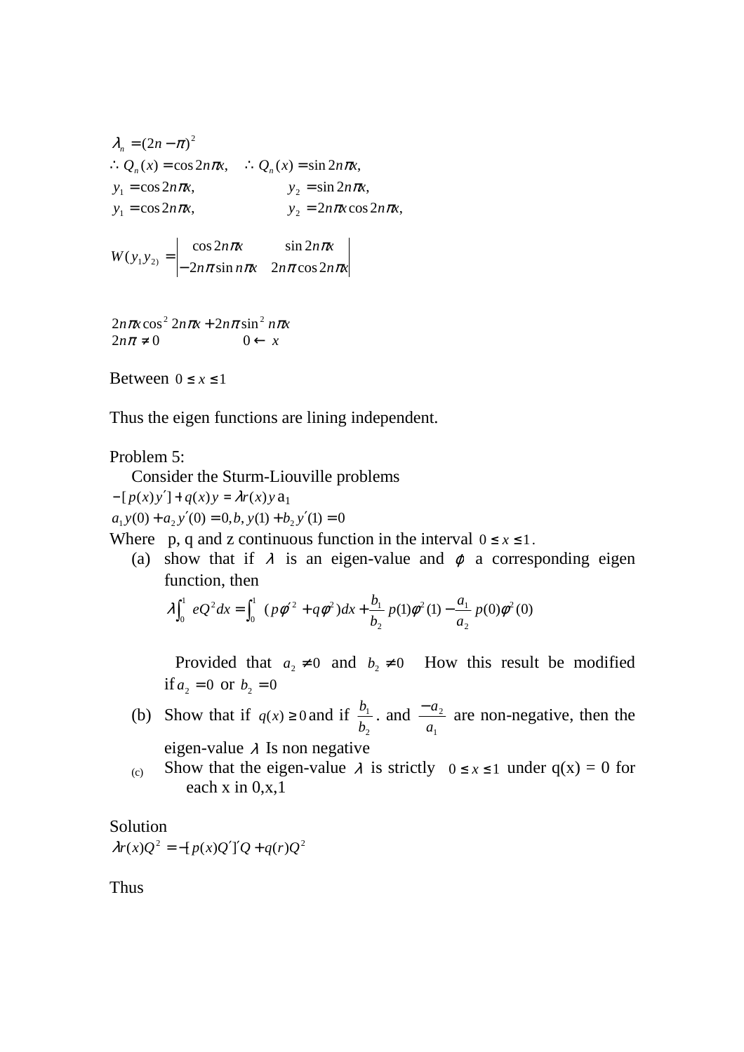$\lambda_n = (2n - \pi)^2$

$\therefore Q_n(x) = \cos 2n\pi x, \quad \therefore Q_n(x) = \sin 2n\pi x,$

$y_1 = \cos 2n\pi x, \qquad y_2 = \sin 2n\pi x,$

$y_1 = \cos 2n\pi x, \qquad y_2 = 2n\pi x \cos 2n\pi x,$

$$W(y_1 y_{2)} = \begin{vmatrix} \cos 2n\pi x & \sin 2n\pi x \\ -2n\pi \sin n\pi x & 2n\pi \cos 2n\pi x \end{vmatrix}$$

$2n\pi x \cos^2 2n\pi x + 2n\pi \sin^2 n\pi x$

$2n\pi \neq 0 \qquad 0 \leftarrow x$

Between $0 \leq x \leq 1$

Thus the eigen functions are lining independent.

Problem 5:

Consider the Sturm-Liouville problems

$-[p(x)y'] + q(x)y = \lambda r(x)y \, a_1$

$a_1 y(0) + a_2 y'(0) = 0, b, y(1) + b_2 y'(1) = 0$

Where p, q and z continuous function in the interval $0 \leq x \leq 1$.

(a) show that if $\lambda$ is an eigen-value and $\phi$ a corresponding eigen function, then

$$\lambda \int_0^1 eQ^2 dx = \int_0^1 (p\phi'^2 + q\phi^2)dx + \frac{b_1}{b_2} p(1)\phi^2(1) - \frac{a_1}{a_2} p(0)\phi^2(0)$$

Provided that $a_2 \neq 0$ and $b_2 \neq 0$ How this result be modified if $a_2 = 0$ or $b_2 = 0$

(b) Show that if $q(x) \geq 0$ and if $\frac{b_1}{b_2}$. and $\frac{-a_2}{a_1}$ are non-negative, then the eigen-value $\lambda$ Is non negative

(c) Show that the eigen-value $\lambda$ is strictly $0 \leq x \leq 1$ under q(x) = 0 for each x in 0,x,1

Solution

$\lambda r(x)Q^2 = -[p(x)Q']'Q + q(r)Q^2$

Thus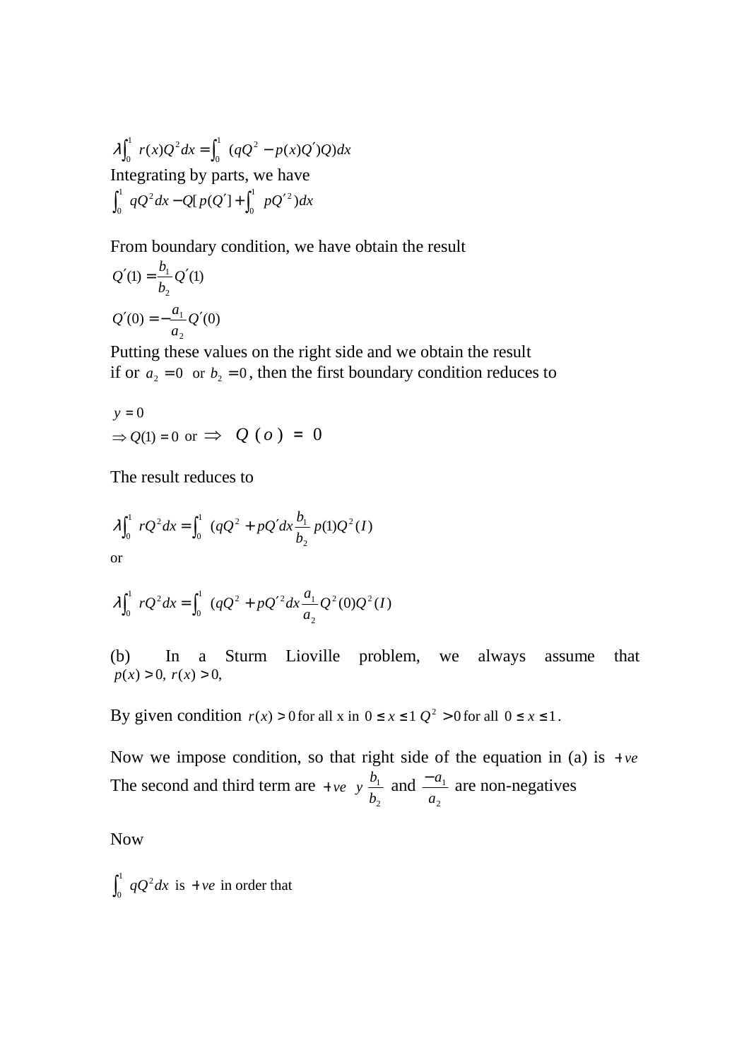$$\lambda\int_0^1 r(x)Q^2 dx = \int_0^1 (qQ^2 - p(x)Q')Q)dx$$

Integrating by parts, we have

$$\int_0^1 qQ^2 dx - Q[p(Q'] + \int_0^1 pQ'^2)dx$$

From boundary condition, we have obtain the result

$$Q'(1) = \frac{b_1}{b_2}Q'(1)$$

$$Q'(0) = -\frac{a_1}{a_2}Q'(0)$$

Putting these values on the right side and we obtain the result
if or $a_2 = 0$ or $b_2 = 0$, then the first boundary condition reduces to

$y = 0$

$\Rightarrow Q(1) = 0$ or $\Rightarrow$ $Q(o) = 0$

The result reduces to

$$\lambda\int_0^1 rQ^2 dx = \int_0^1 (qQ^2 + pQ'dx\frac{b_1}{b_2}p(1)Q^2(I)$$

or

$$\lambda\int_0^1 rQ^2 dx = \int_0^1 (qQ^2 + pQ'^2 dx\frac{a_1}{a_2}Q^2(0)Q^2(I)$$

(b) In a Sturm Lioville problem, we always assume that $p(x) > 0,\ r(x) > 0,$

By given condition $r(x) > 0$ for all x in $0 \le x \le 1$ $Q^2 > 0$ for all $0 \le x \le 1$.

Now we impose condition, so that right side of the equation in (a) is $+ve$
The second and third term are $+ve$ $y$ $\frac{b_1}{b_2}$ and $\frac{-a_1}{a_2}$ are non-negatives

Now

$\int_0^1 qQ^2 dx$ is $+ve$ in order that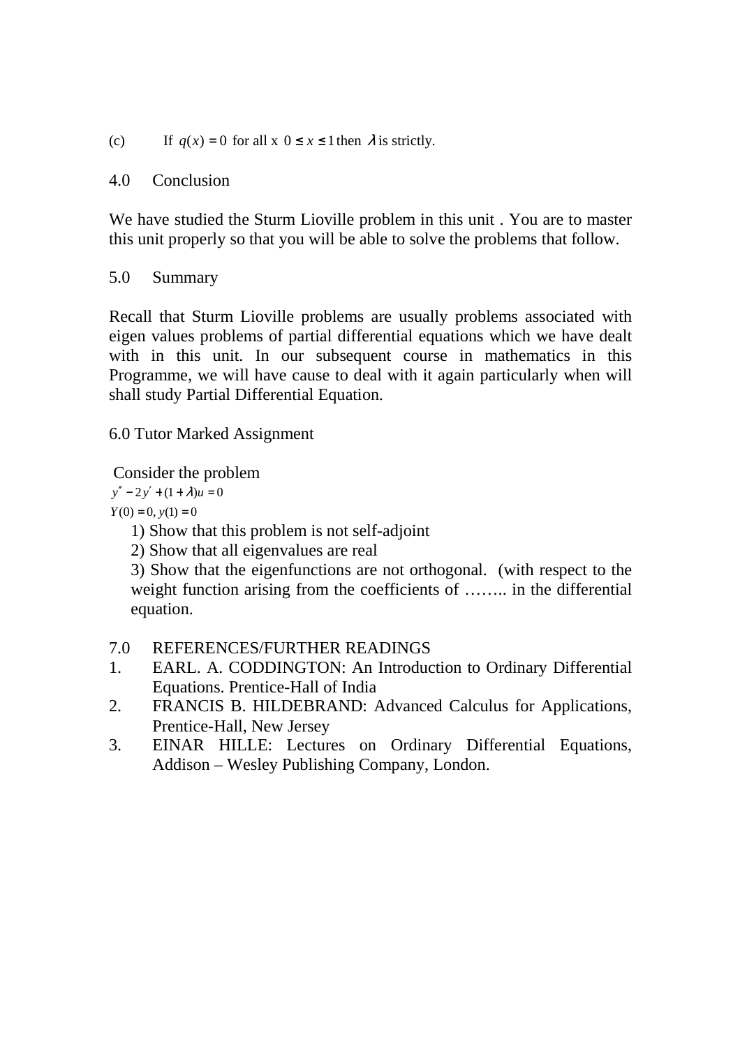(c) If $q(x) = 0$ for all x $0 \le x \le 1$ then $\lambda$ is strictly.

## 4.0 Conclusion

We have studied the Sturm Lioville problem in this unit . You are to master this unit properly so that you will be able to solve the problems that follow.

## 5.0 Summary

Recall that Sturm Lioville problems are usually problems associated with eigen values problems of partial differential equations which we have dealt with in this unit. In our subsequent course in mathematics in this Programme, we will have cause to deal with it again particularly when will shall study Partial Differential Equation.

## 6.0 Tutor Marked Assignment

Consider the problem

$y'' - 2y' + (1+\lambda)u = 0$

$Y(0) = 0, y(1) = 0$

1) Show that this problem is not self-adjoint
2) Show that all eigenvalues are real
3) Show that the eigenfunctions are not orthogonal. (with respect to the weight function arising from the coefficients of …….. in the differential equation.

## 7.0 REFERENCES/FURTHER READINGS

1. EARL. A. CODDINGTON: An Introduction to Ordinary Differential Equations. Prentice-Hall of India
2. FRANCIS B. HILDEBRAND: Advanced Calculus for Applications, Prentice-Hall, New Jersey
3. EINAR HILLE: Lectures on Ordinary Differential Equations, Addison – Wesley Publishing Company, London.